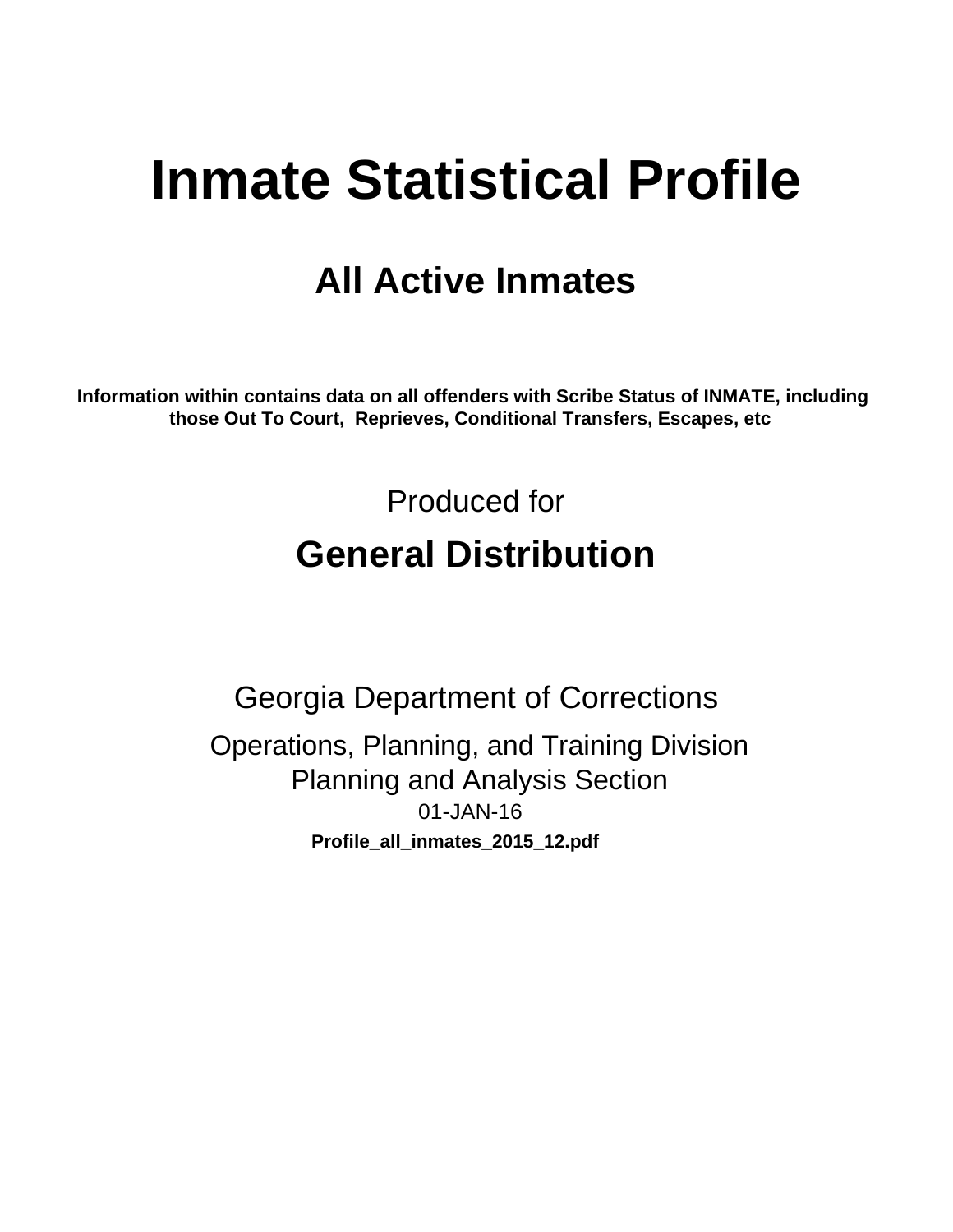# Inmate Statistical Profile

## All Active Inmates

**Information within contains data on all offenders with Scribe Status of INMATE, including those Out To Court, Reprieves, Conditional Transfers, Escapes, etc**

Produced for

## General Distribution

Georgia Department of Corrections

Operations, Planning, and Training Division
Planning and Analysis Section
01-JAN-16

**Profile_all_inmates_2015_12.pdf**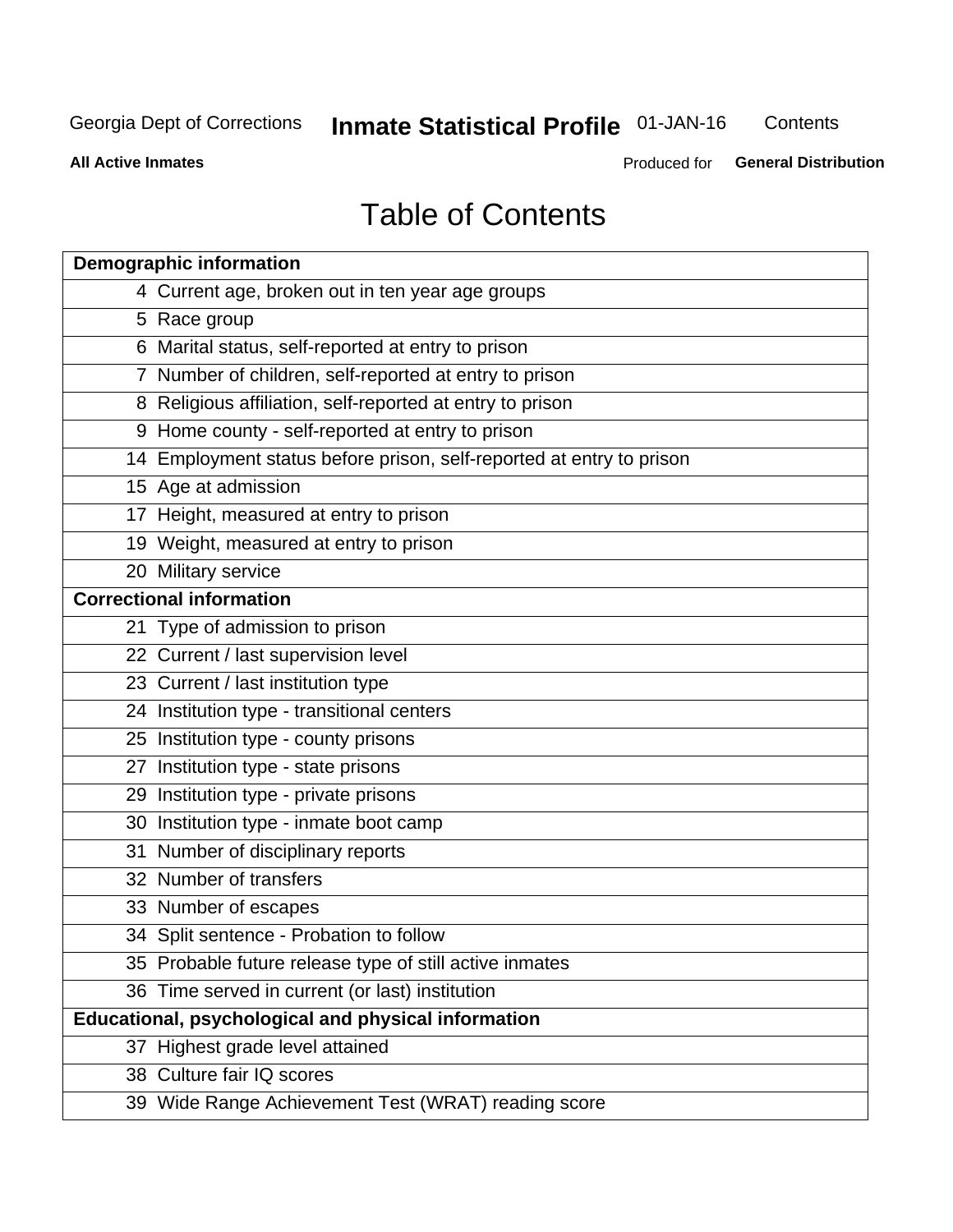# Table of Contents

| Page | Section |
|---|---|
| **Demographic information** | |
| 4 | Current age, broken out in ten year age groups |
| 5 | Race group |
| 6 | Marital status, self-reported at entry to prison |
| 7 | Number of children, self-reported at entry to prison |
| 8 | Religious affiliation, self-reported at entry to prison |
| 9 | Home county - self-reported at entry to prison |
| 14 | Employment status before prison, self-reported at entry to prison |
| 15 | Age at admission |
| 17 | Height, measured at entry to prison |
| 19 | Weight, measured at entry to prison |
| 20 | Military service |
| **Correctional information** | |
| 21 | Type of admission to prison |
| 22 | Current / last supervision level |
| 23 | Current / last institution type |
| 24 | Institution type - transitional centers |
| 25 | Institution type - county prisons |
| 27 | Institution type - state prisons |
| 29 | Institution type - private prisons |
| 30 | Institution type - inmate boot camp |
| 31 | Number of disciplinary reports |
| 32 | Number of transfers |
| 33 | Number of escapes |
| 34 | Split sentence - Probation to follow |
| 35 | Probable future release type of still active inmates |
| 36 | Time served in current (or last) institution |
| **Educational, psychological and physical information** | |
| 37 | Highest grade level attained |
| 38 | Culture fair IQ scores |
| 39 | Wide Range Achievement Test (WRAT) reading score |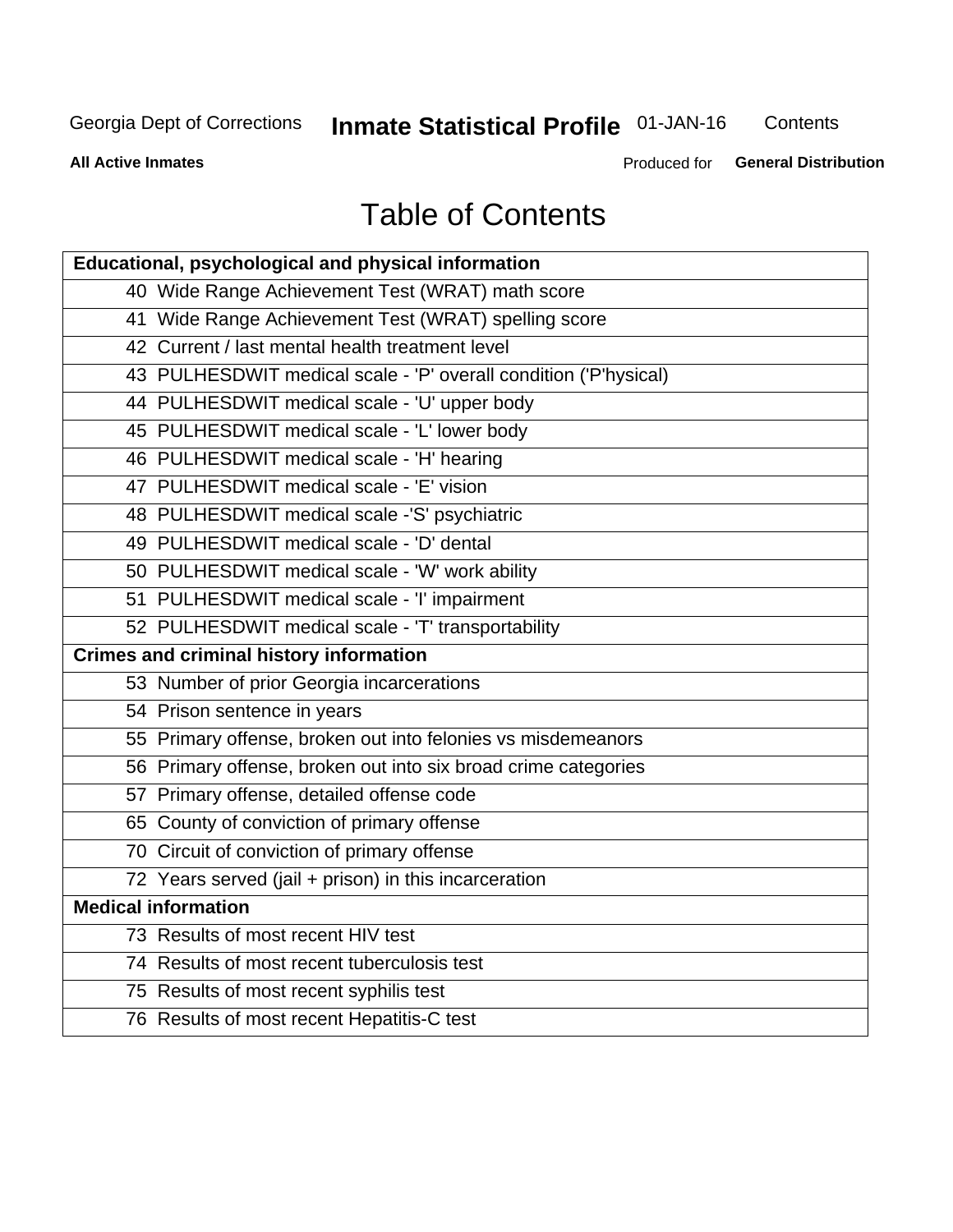# Table of Contents

| Educational, psychological and physical information |
|---|
| 40 Wide Range Achievement Test (WRAT) math score |
| 41 Wide Range Achievement Test (WRAT) spelling score |
| 42 Current / last mental health treatment level |
| 43 PULHESDWIT medical scale - 'P' overall condition ('P'hysical) |
| 44 PULHESDWIT medical scale - 'U' upper body |
| 45 PULHESDWIT medical scale - 'L' lower body |
| 46 PULHESDWIT medical scale - 'H' hearing |
| 47 PULHESDWIT medical scale - 'E' vision |
| 48 PULHESDWIT medical scale -'S' psychiatric |
| 49 PULHESDWIT medical scale - 'D' dental |
| 50 PULHESDWIT medical scale - 'W' work ability |
| 51 PULHESDWIT medical scale - 'I' impairment |
| 52 PULHESDWIT medical scale - 'T' transportability |
| **Crimes and criminal history information** |
| 53 Number of prior Georgia incarcerations |
| 54 Prison sentence in years |
| 55 Primary offense, broken out into felonies vs misdemeanors |
| 56 Primary offense, broken out into six broad crime categories |
| 57 Primary offense, detailed offense code |
| 65 County of conviction of primary offense |
| 70 Circuit of conviction of primary offense |
| 72 Years served (jail + prison) in this incarceration |
| **Medical information** |
| 73 Results of most recent HIV test |
| 74 Results of most recent tuberculosis test |
| 75 Results of most recent syphilis test |
| 76 Results of most recent Hepatitis-C test |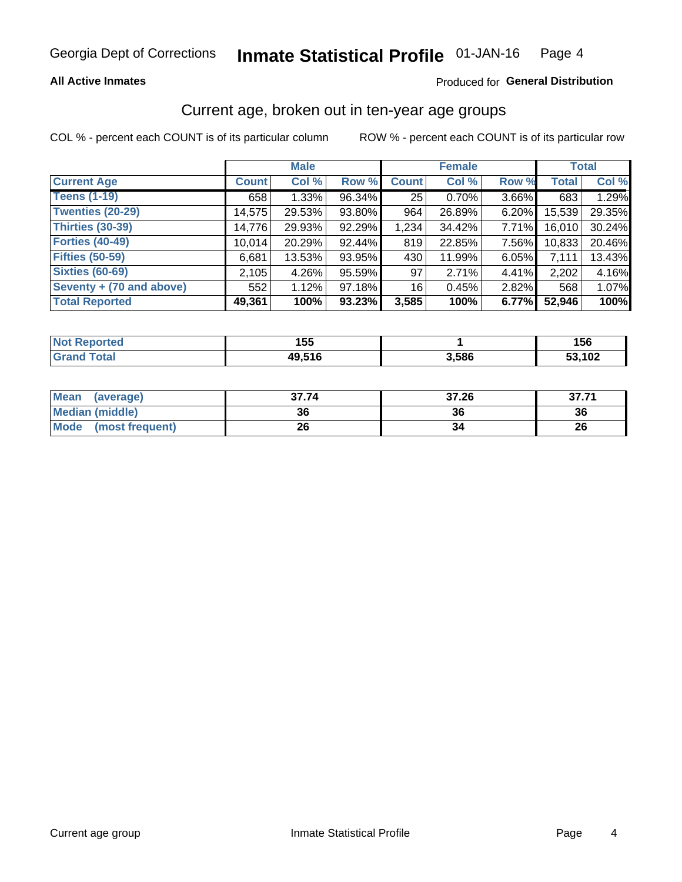Georgia Dept of Corrections **Inmate Statistical Profile** 01-JAN-16

**All Active Inmates** Produced for **General Distribution**

## Current age, broken out in ten-year age groups

COL % - percent each COUNT is of its particular column ROW % - percent each COUNT is of its particular row

| | Male | | | Female | | | Total | |
|---|---|---|---|---|---|---|---|---|
| **Current Age** | **Count** | **Col %** | **Row %** | **Count** | **Col %** | **Row %** | **Total** | **Col %** |
| **Teens (1-19)** | 658 | 1.33% | 96.34% | 25 | 0.70% | 3.66% | 683 | 1.29% |
| **Twenties (20-29)** | 14,575 | 29.53% | 93.80% | 964 | 26.89% | 6.20% | 15,539 | 29.35% |
| **Thirties (30-39)** | 14,776 | 29.93% | 92.29% | 1,234 | 34.42% | 7.71% | 16,010 | 30.24% |
| **Forties (40-49)** | 10,014 | 20.29% | 92.44% | 819 | 22.85% | 7.56% | 10,833 | 20.46% |
| **Fifties (50-59)** | 6,681 | 13.53% | 93.95% | 430 | 11.99% | 6.05% | 7,111 | 13.43% |
| **Sixties (60-69)** | 2,105 | 4.26% | 95.59% | 97 | 2.71% | 4.41% | 2,202 | 4.16% |
| **Seventy + (70 and above)** | 552 | 1.12% | 97.18% | 16 | 0.45% | 2.82% | 568 | 1.07% |
| **Total Reported** | **49,361** | **100%** | **93.23%** | **3,585** | **100%** | **6.77%** | **52,946** | **100%** |

| | Male | Female | Total |
|---|---|---|---|
| **Not Reported** | **155** | **1** | **156** |
| **Grand Total** | **49,516** | **3,586** | **53,102** |

| | Male | Female | Total |
|---|---|---|---|
| **Mean (average)** | **37.74** | **37.26** | **37.71** |
| **Median (middle)** | **36** | **36** | **36** |
| **Mode (most frequent)** | **26** | **34** | **26** |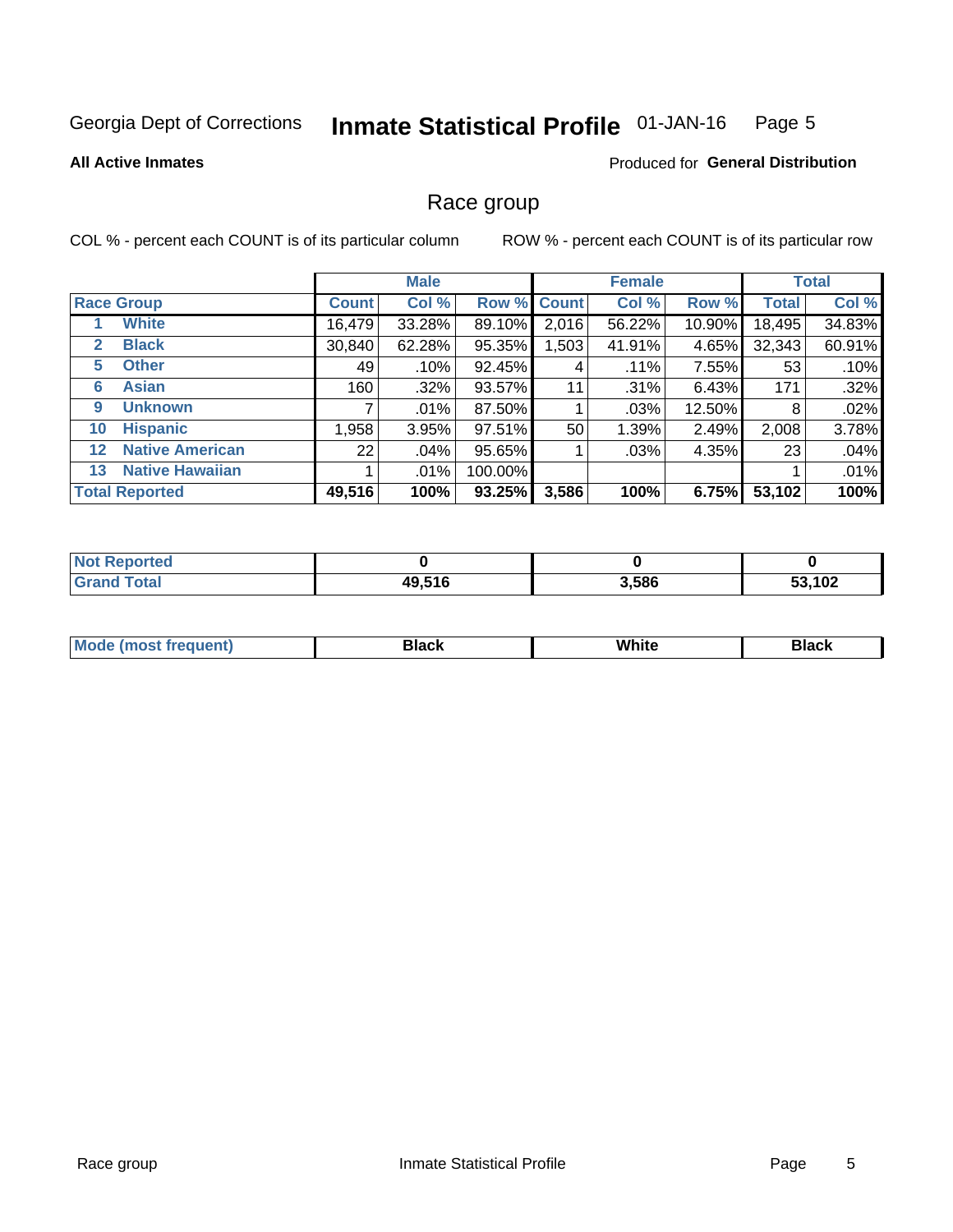Georgia Dept of Corrections **Inmate Statistical Profile** 01-JAN-16

**All Active Inmates**

Produced for **General Distribution**

## Race group

COL % - percent each COUNT is of its particular column

ROW % - percent each COUNT is of its particular row

| | | Male | | | Female | | | Total | |
|---|---|---|---|---|---|---|---|---|---|
| **Race Group** | | **Count** | **Col %** | **Row %** | **Count** | **Col %** | **Row %** | **Total** | **Col %** |
| 1 | **White** | 16,479 | 33.28% | 89.10% | 2,016 | 56.22% | 10.90% | 18,495 | 34.83% |
| 2 | **Black** | 30,840 | 62.28% | 95.35% | 1,503 | 41.91% | 4.65% | 32,343 | 60.91% |
| 5 | **Other** | 49 | .10% | 92.45% | 4 | .11% | 7.55% | 53 | .10% |
| 6 | **Asian** | 160 | .32% | 93.57% | 11 | .31% | 6.43% | 171 | .32% |
| 9 | **Unknown** | 7 | .01% | 87.50% | 1 | .03% | 12.50% | 8 | .02% |
| 10 | **Hispanic** | 1,958 | 3.95% | 97.51% | 50 | 1.39% | 2.49% | 2,008 | 3.78% |
| 12 | **Native American** | 22 | .04% | 95.65% | 1 | .03% | 4.35% | 23 | .04% |
| 13 | **Native Hawaiian** | 1 | .01% | 100.00% | | | | 1 | .01% |
| **Total Reported** | | **49,516** | **100%** | **93.25%** | **3,586** | **100%** | **6.75%** | **53,102** | **100%** |

| | Male | Female | Total |
|---|---|---|---|
| **Not Reported** | **0** | **0** | **0** |
| **Grand Total** | **49,516** | **3,586** | **53,102** |

| | Male | Female | Total |
|---|---|---|---|
| **Mode (most frequent)** | **Black** | **White** | **Black** |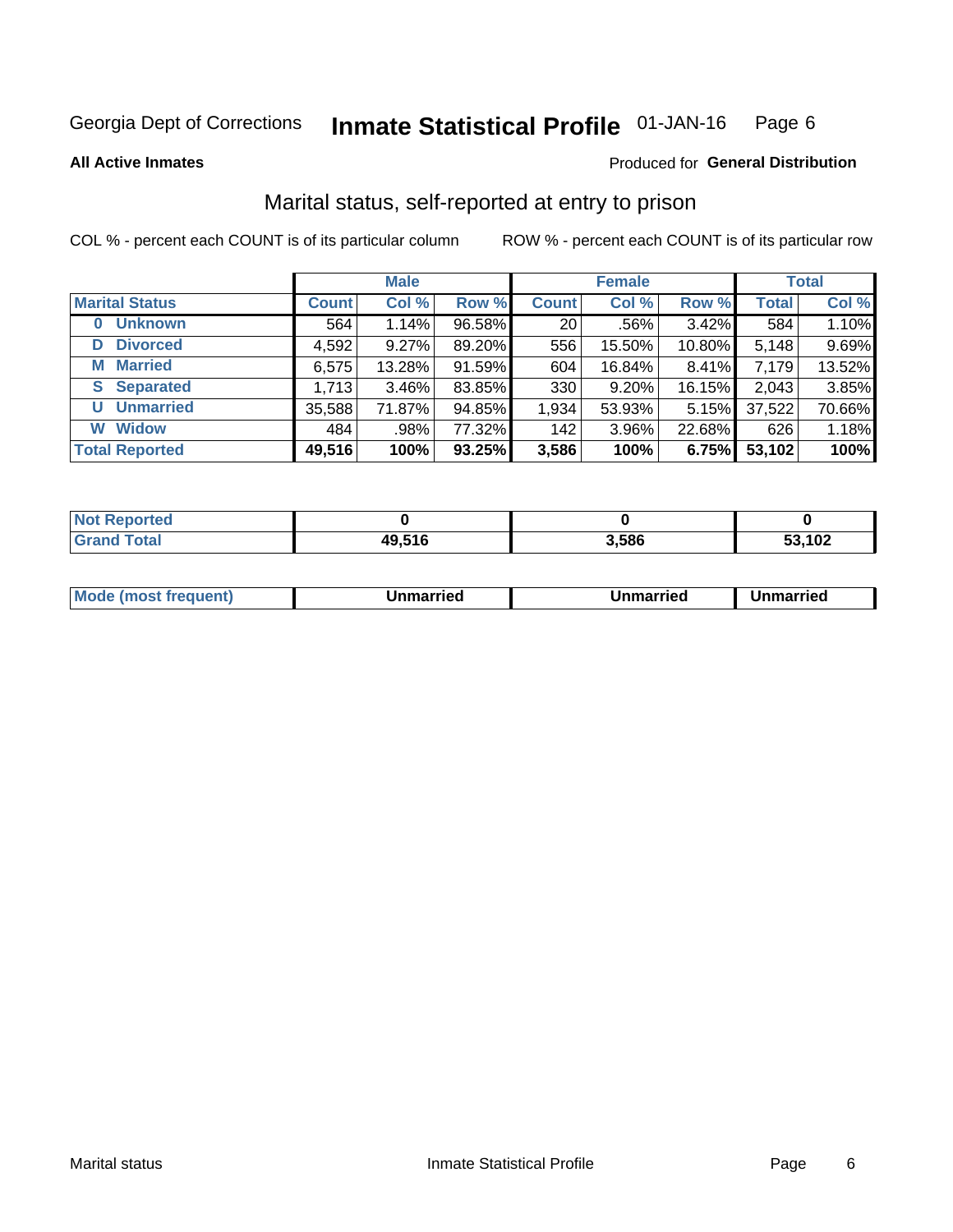Georgia Dept of Corrections **Inmate Statistical Profile** 01-JAN-16

**All Active Inmates**

Produced for **General Distribution**

## Marital status, self-reported at entry to prison

COL % - percent each COUNT is of its particular column

ROW % - percent each COUNT is of its particular row

| | Male | | | Female | | | Total | |
|---|---|---|---|---|---|---|---|---|
| **Marital Status** | **Count** | **Col %** | **Row %** | **Count** | **Col %** | **Row %** | **Total** | **Col %** |
| **0 Unknown** | 564 | 1.14% | 96.58% | 20 | .56% | 3.42% | 584 | 1.10% |
| **D Divorced** | 4,592 | 9.27% | 89.20% | 556 | 15.50% | 10.80% | 5,148 | 9.69% |
| **M Married** | 6,575 | 13.28% | 91.59% | 604 | 16.84% | 8.41% | 7,179 | 13.52% |
| **S Separated** | 1,713 | 3.46% | 83.85% | 330 | 9.20% | 16.15% | 2,043 | 3.85% |
| **U Unmarried** | 35,588 | 71.87% | 94.85% | 1,934 | 53.93% | 5.15% | 37,522 | 70.66% |
| **W Widow** | 484 | .98% | 77.32% | 142 | 3.96% | 22.68% | 626 | 1.18% |
| **Total Reported** | **49,516** | **100%** | **93.25%** | **3,586** | **100%** | **6.75%** | **53,102** | **100%** |

| | Male | Female | Total |
|---|---|---|---|
| **Not Reported** | **0** | **0** | **0** |
| **Grand Total** | **49,516** | **3,586** | **53,102** |

| | Male | Female | Total |
|---|---|---|---|
| **Mode (most frequent)** | **Unmarried** | **Unmarried** | **Unmarried** |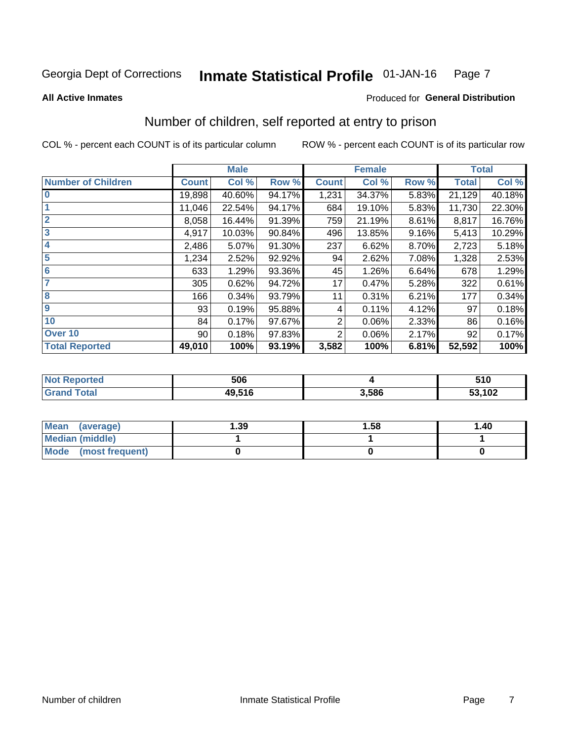Georgia Dept of Corrections **Inmate Statistical Profile** 01-JAN-16

**All Active Inmates** Produced for **General Distribution**

## Number of children, self reported at entry to prison

COL % - percent each COUNT is of its particular column ROW % - percent each COUNT is of its particular row

| | Male | | | Female | | | Total | |
|---|---|---|---|---|---|---|---|---|
| **Number of Children** | **Count** | **Col %** | **Row %** | **Count** | **Col %** | **Row %** | **Total** | **Col %** |
| 0 | 19,898 | 40.60% | 94.17% | 1,231 | 34.37% | 5.83% | 21,129 | 40.18% |
| 1 | 11,046 | 22.54% | 94.17% | 684 | 19.10% | 5.83% | 11,730 | 22.30% |
| 2 | 8,058 | 16.44% | 91.39% | 759 | 21.19% | 8.61% | 8,817 | 16.76% |
| 3 | 4,917 | 10.03% | 90.84% | 496 | 13.85% | 9.16% | 5,413 | 10.29% |
| 4 | 2,486 | 5.07% | 91.30% | 237 | 6.62% | 8.70% | 2,723 | 5.18% |
| 5 | 1,234 | 2.52% | 92.92% | 94 | 2.62% | 7.08% | 1,328 | 2.53% |
| 6 | 633 | 1.29% | 93.36% | 45 | 1.26% | 6.64% | 678 | 1.29% |
| 7 | 305 | 0.62% | 94.72% | 17 | 0.47% | 5.28% | 322 | 0.61% |
| 8 | 166 | 0.34% | 93.79% | 11 | 0.31% | 6.21% | 177 | 0.34% |
| 9 | 93 | 0.19% | 95.88% | 4 | 0.11% | 4.12% | 97 | 0.18% |
| 10 | 84 | 0.17% | 97.67% | 2 | 0.06% | 2.33% | 86 | 0.16% |
| Over 10 | 90 | 0.18% | 97.83% | 2 | 0.06% | 2.17% | 92 | 0.17% |
| **Total Reported** | **49,010** | **100%** | **93.19%** | **3,582** | **100%** | **6.81%** | **52,592** | **100%** |

| | Male | Female | Total |
|---|---|---|---|
| Not Reported | 506 | 4 | 510 |
| Grand Total | 49,516 | 3,586 | 53,102 |

| | Male | Female | Total |
|---|---|---|---|
| Mean (average) | 1.39 | 1.58 | 1.40 |
| Median (middle) | 1 | 1 | 1 |
| Mode (most frequent) | 0 | 0 | 0 |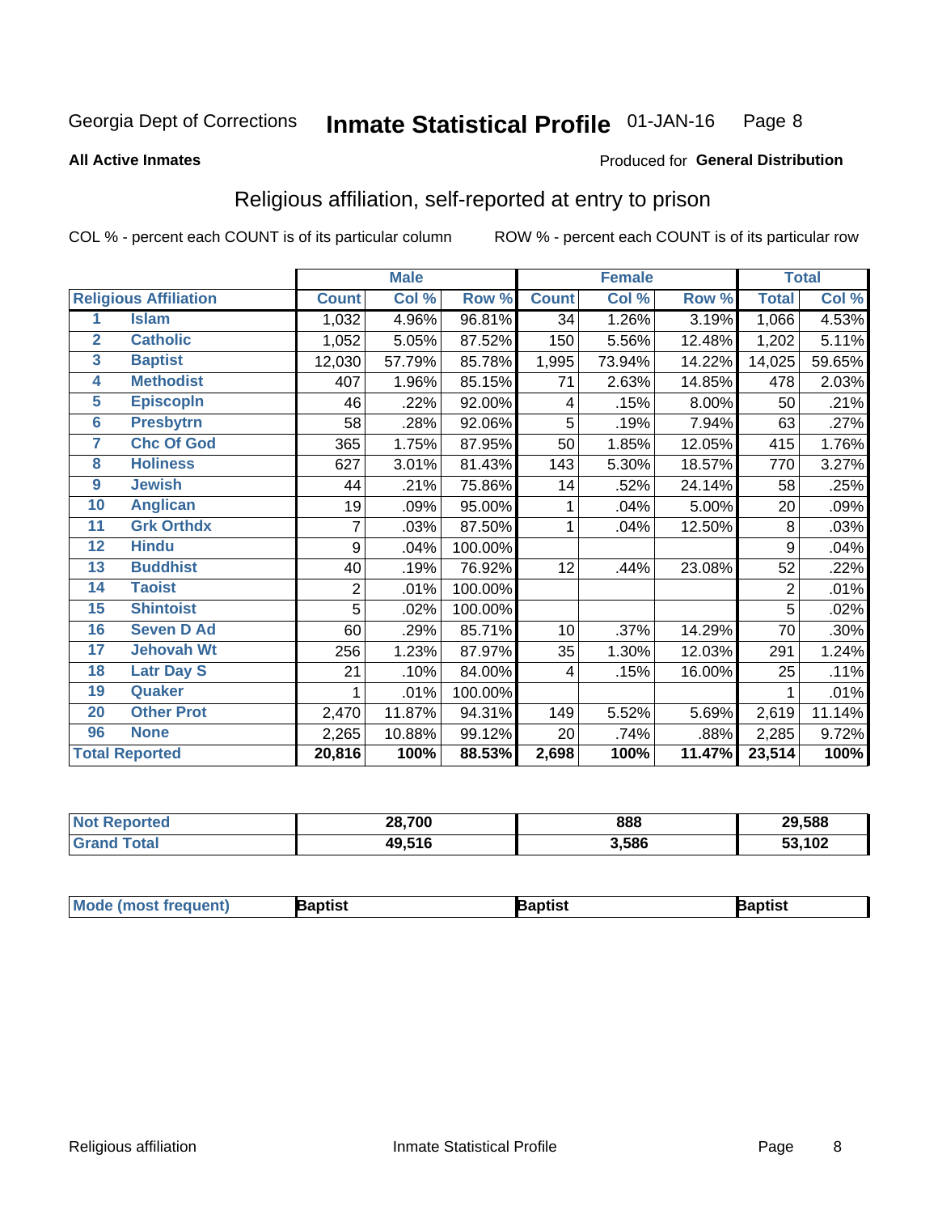Georgia Dept of Corrections **Inmate Statistical Profile** 01-JAN-16

**All Active Inmates**

Produced for **General Distribution**

## Religious affiliation, self-reported at entry to prison

COL % - percent each COUNT is of its particular column ROW % - percent each COUNT is of its particular row

| | | Male | | | Female | | | Total | |
|---|---|---|---|---|---|---|---|---|---|
| **Religious Affiliation** | | **Count** | **Col %** | **Row %** | **Count** | **Col %** | **Row %** | **Total** | **Col %** |
| 1 | Islam | 1,032 | 4.96% | 96.81% | 34 | 1.26% | 3.19% | 1,066 | 4.53% |
| 2 | Catholic | 1,052 | 5.05% | 87.52% | 150 | 5.56% | 12.48% | 1,202 | 5.11% |
| 3 | Baptist | 12,030 | 57.79% | 85.78% | 1,995 | 73.94% | 14.22% | 14,025 | 59.65% |
| 4 | Methodist | 407 | 1.96% | 85.15% | 71 | 2.63% | 14.85% | 478 | 2.03% |
| 5 | Episcopln | 46 | .22% | 92.00% | 4 | .15% | 8.00% | 50 | .21% |
| 6 | Presbytrn | 58 | .28% | 92.06% | 5 | .19% | 7.94% | 63 | .27% |
| 7 | Chc Of God | 365 | 1.75% | 87.95% | 50 | 1.85% | 12.05% | 415 | 1.76% |
| 8 | Holiness | 627 | 3.01% | 81.43% | 143 | 5.30% | 18.57% | 770 | 3.27% |
| 9 | Jewish | 44 | .21% | 75.86% | 14 | .52% | 24.14% | 58 | .25% |
| 10 | Anglican | 19 | .09% | 95.00% | 1 | .04% | 5.00% | 20 | .09% |
| 11 | Grk Orthdx | 7 | .03% | 87.50% | 1 | .04% | 12.50% | 8 | .03% |
| 12 | Hindu | 9 | .04% | 100.00% | | | | 9 | .04% |
| 13 | Buddhist | 40 | .19% | 76.92% | 12 | .44% | 23.08% | 52 | .22% |
| 14 | Taoist | 2 | .01% | 100.00% | | | | 2 | .01% |
| 15 | Shintoist | 5 | .02% | 100.00% | | | | 5 | .02% |
| 16 | Seven D Ad | 60 | .29% | 85.71% | 10 | .37% | 14.29% | 70 | .30% |
| 17 | Jehovah Wt | 256 | 1.23% | 87.97% | 35 | 1.30% | 12.03% | 291 | 1.24% |
| 18 | Latr Day S | 21 | .10% | 84.00% | 4 | .15% | 16.00% | 25 | .11% |
| 19 | Quaker | 1 | .01% | 100.00% | | | | 1 | .01% |
| 20 | Other Prot | 2,470 | 11.87% | 94.31% | 149 | 5.52% | 5.69% | 2,619 | 11.14% |
| 96 | None | 2,265 | 10.88% | 99.12% | 20 | .74% | .88% | 2,285 | 9.72% |
| **Total Reported** | | **20,816** | **100%** | **88.53%** | **2,698** | **100%** | **11.47%** | **23,514** | **100%** |

| | Male | Female | Total |
|---|---|---|---|
| **Not Reported** | **28,700** | **888** | **29,588** |
| **Grand Total** | **49,516** | **3,586** | **53,102** |

| | Male | Female | Total |
|---|---|---|---|
| **Mode (most frequent)** | **Baptist** | **Baptist** | **Baptist** |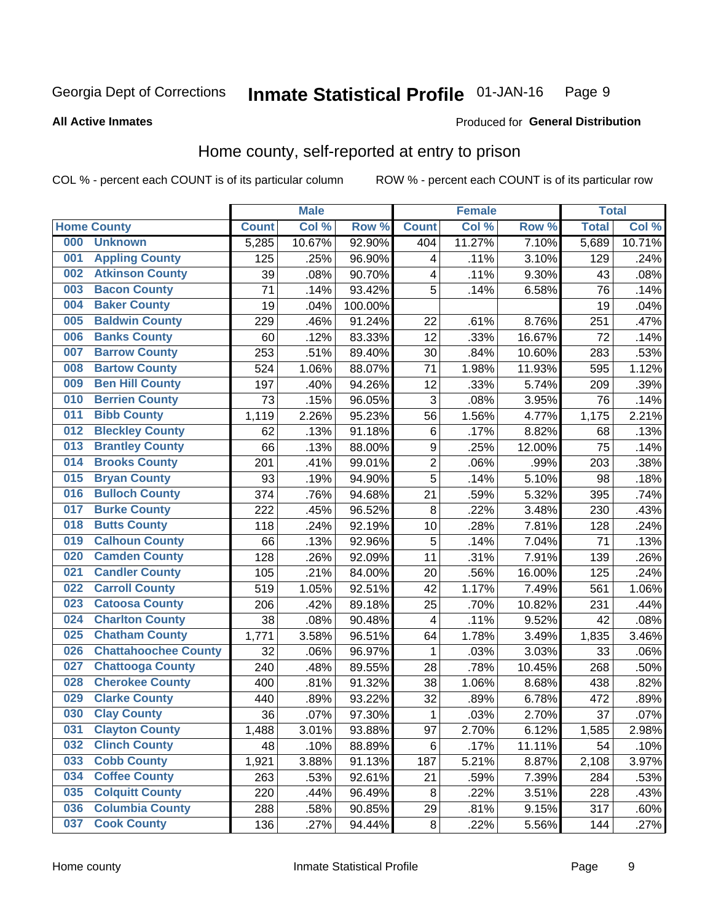Georgia Dept of Corrections **Inmate Statistical Profile** 01-JAN-16

**All Active Inmates**

Produced for **General Distribution**

## Home county, self-reported at entry to prison

COL % - percent each COUNT is of its particular column ROW % - percent each COUNT is of its particular row

| Home County | | Male | | | Female | | | Total | |
|---|---|---|---|---|---|---|---|---|---|
| | | Count | Col % | Row % | Count | Col % | Row % | Total | Col % |
| 000 | Unknown | 5,285 | 10.67% | 92.90% | 404 | 11.27% | 7.10% | 5,689 | 10.71% |
| 001 | Appling County | 125 | .25% | 96.90% | 4 | .11% | 3.10% | 129 | .24% |
| 002 | Atkinson County | 39 | .08% | 90.70% | 4 | .11% | 9.30% | 43 | .08% |
| 003 | Bacon County | 71 | .14% | 93.42% | 5 | .14% | 6.58% | 76 | .14% |
| 004 | Baker County | 19 | .04% | 100.00% | | | | 19 | .04% |
| 005 | Baldwin County | 229 | .46% | 91.24% | 22 | .61% | 8.76% | 251 | .47% |
| 006 | Banks County | 60 | .12% | 83.33% | 12 | .33% | 16.67% | 72 | .14% |
| 007 | Barrow County | 253 | .51% | 89.40% | 30 | .84% | 10.60% | 283 | .53% |
| 008 | Bartow County | 524 | 1.06% | 88.07% | 71 | 1.98% | 11.93% | 595 | 1.12% |
| 009 | Ben Hill County | 197 | .40% | 94.26% | 12 | .33% | 5.74% | 209 | .39% |
| 010 | Berrien County | 73 | .15% | 96.05% | 3 | .08% | 3.95% | 76 | .14% |
| 011 | Bibb County | 1,119 | 2.26% | 95.23% | 56 | 1.56% | 4.77% | 1,175 | 2.21% |
| 012 | Bleckley County | 62 | .13% | 91.18% | 6 | .17% | 8.82% | 68 | .13% |
| 013 | Brantley County | 66 | .13% | 88.00% | 9 | .25% | 12.00% | 75 | .14% |
| 014 | Brooks County | 201 | .41% | 99.01% | 2 | .06% | .99% | 203 | .38% |
| 015 | Bryan County | 93 | .19% | 94.90% | 5 | .14% | 5.10% | 98 | .18% |
| 016 | Bulloch County | 374 | .76% | 94.68% | 21 | .59% | 5.32% | 395 | .74% |
| 017 | Burke County | 222 | .45% | 96.52% | 8 | .22% | 3.48% | 230 | .43% |
| 018 | Butts County | 118 | .24% | 92.19% | 10 | .28% | 7.81% | 128 | .24% |
| 019 | Calhoun County | 66 | .13% | 92.96% | 5 | .14% | 7.04% | 71 | .13% |
| 020 | Camden County | 128 | .26% | 92.09% | 11 | .31% | 7.91% | 139 | .26% |
| 021 | Candler County | 105 | .21% | 84.00% | 20 | .56% | 16.00% | 125 | .24% |
| 022 | Carroll County | 519 | 1.05% | 92.51% | 42 | 1.17% | 7.49% | 561 | 1.06% |
| 023 | Catoosa County | 206 | .42% | 89.18% | 25 | .70% | 10.82% | 231 | .44% |
| 024 | Charlton County | 38 | .08% | 90.48% | 4 | .11% | 9.52% | 42 | .08% |
| 025 | Chatham County | 1,771 | 3.58% | 96.51% | 64 | 1.78% | 3.49% | 1,835 | 3.46% |
| 026 | Chattahoochee County | 32 | .06% | 96.97% | 1 | .03% | 3.03% | 33 | .06% |
| 027 | Chattooga County | 240 | .48% | 89.55% | 28 | .78% | 10.45% | 268 | .50% |
| 028 | Cherokee County | 400 | .81% | 91.32% | 38 | 1.06% | 8.68% | 438 | .82% |
| 029 | Clarke County | 440 | .89% | 93.22% | 32 | .89% | 6.78% | 472 | .89% |
| 030 | Clay County | 36 | .07% | 97.30% | 1 | .03% | 2.70% | 37 | .07% |
| 031 | Clayton County | 1,488 | 3.01% | 93.88% | 97 | 2.70% | 6.12% | 1,585 | 2.98% |
| 032 | Clinch County | 48 | .10% | 88.89% | 6 | .17% | 11.11% | 54 | .10% |
| 033 | Cobb County | 1,921 | 3.88% | 91.13% | 187 | 5.21% | 8.87% | 2,108 | 3.97% |
| 034 | Coffee County | 263 | .53% | 92.61% | 21 | .59% | 7.39% | 284 | .53% |
| 035 | Colquitt County | 220 | .44% | 96.49% | 8 | .22% | 3.51% | 228 | .43% |
| 036 | Columbia County | 288 | .58% | 90.85% | 29 | .81% | 9.15% | 317 | .60% |
| 037 | Cook County | 136 | .27% | 94.44% | 8 | .22% | 5.56% | 144 | .27% |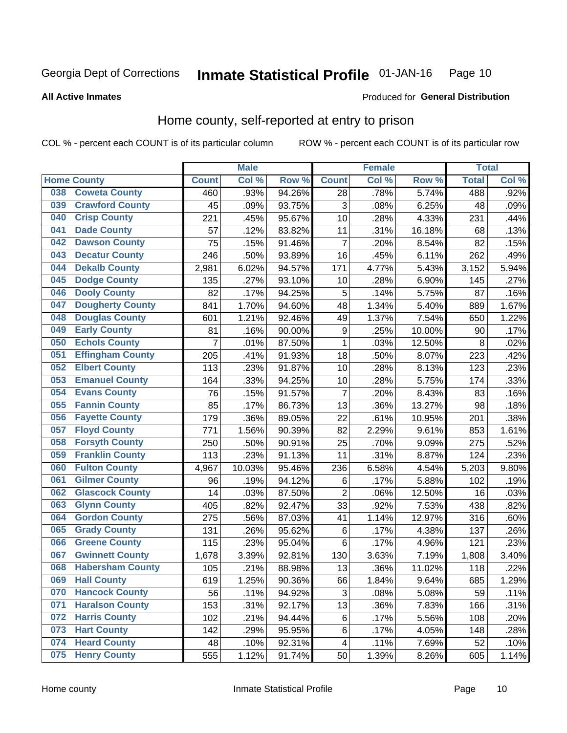Georgia Dept of Corrections **Inmate Statistical Profile** 01-JAN-16

**All Active Inmates**

Produced for **General Distribution**

## Home county, self-reported at entry to prison

COL % - percent each COUNT is of its particular column ROW % - percent each COUNT is of its particular row

| Home County | | Male | | | Female | | | Total | |
|---|---|---|---|---|---|---|---|---|---|
| | | Count | Col % | Row % | Count | Col % | Row % | Total | Col % |
| 038 | Coweta County | 460 | .93% | 94.26% | 28 | .78% | 5.74% | 488 | .92% |
| 039 | Crawford County | 45 | .09% | 93.75% | 3 | .08% | 6.25% | 48 | .09% |
| 040 | Crisp County | 221 | .45% | 95.67% | 10 | .28% | 4.33% | 231 | .44% |
| 041 | Dade County | 57 | .12% | 83.82% | 11 | .31% | 16.18% | 68 | .13% |
| 042 | Dawson County | 75 | .15% | 91.46% | 7 | .20% | 8.54% | 82 | .15% |
| 043 | Decatur County | 246 | .50% | 93.89% | 16 | .45% | 6.11% | 262 | .49% |
| 044 | Dekalb County | 2,981 | 6.02% | 94.57% | 171 | 4.77% | 5.43% | 3,152 | 5.94% |
| 045 | Dodge County | 135 | .27% | 93.10% | 10 | .28% | 6.90% | 145 | .27% |
| 046 | Dooly County | 82 | .17% | 94.25% | 5 | .14% | 5.75% | 87 | .16% |
| 047 | Dougherty County | 841 | 1.70% | 94.60% | 48 | 1.34% | 5.40% | 889 | 1.67% |
| 048 | Douglas County | 601 | 1.21% | 92.46% | 49 | 1.37% | 7.54% | 650 | 1.22% |
| 049 | Early County | 81 | .16% | 90.00% | 9 | .25% | 10.00% | 90 | .17% |
| 050 | Echols County | 7 | .01% | 87.50% | 1 | .03% | 12.50% | 8 | .02% |
| 051 | Effingham County | 205 | .41% | 91.93% | 18 | .50% | 8.07% | 223 | .42% |
| 052 | Elbert County | 113 | .23% | 91.87% | 10 | .28% | 8.13% | 123 | .23% |
| 053 | Emanuel County | 164 | .33% | 94.25% | 10 | .28% | 5.75% | 174 | .33% |
| 054 | Evans County | 76 | .15% | 91.57% | 7 | .20% | 8.43% | 83 | .16% |
| 055 | Fannin County | 85 | .17% | 86.73% | 13 | .36% | 13.27% | 98 | .18% |
| 056 | Fayette County | 179 | .36% | 89.05% | 22 | .61% | 10.95% | 201 | .38% |
| 057 | Floyd County | 771 | 1.56% | 90.39% | 82 | 2.29% | 9.61% | 853 | 1.61% |
| 058 | Forsyth County | 250 | .50% | 90.91% | 25 | .70% | 9.09% | 275 | .52% |
| 059 | Franklin County | 113 | .23% | 91.13% | 11 | .31% | 8.87% | 124 | .23% |
| 060 | Fulton County | 4,967 | 10.03% | 95.46% | 236 | 6.58% | 4.54% | 5,203 | 9.80% |
| 061 | Gilmer County | 96 | .19% | 94.12% | 6 | .17% | 5.88% | 102 | .19% |
| 062 | Glascock County | 14 | .03% | 87.50% | 2 | .06% | 12.50% | 16 | .03% |
| 063 | Glynn County | 405 | .82% | 92.47% | 33 | .92% | 7.53% | 438 | .82% |
| 064 | Gordon County | 275 | .56% | 87.03% | 41 | 1.14% | 12.97% | 316 | .60% |
| 065 | Grady County | 131 | .26% | 95.62% | 6 | .17% | 4.38% | 137 | .26% |
| 066 | Greene County | 115 | .23% | 95.04% | 6 | .17% | 4.96% | 121 | .23% |
| 067 | Gwinnett County | 1,678 | 3.39% | 92.81% | 130 | 3.63% | 7.19% | 1,808 | 3.40% |
| 068 | Habersham County | 105 | .21% | 88.98% | 13 | .36% | 11.02% | 118 | .22% |
| 069 | Hall County | 619 | 1.25% | 90.36% | 66 | 1.84% | 9.64% | 685 | 1.29% |
| 070 | Hancock County | 56 | .11% | 94.92% | 3 | .08% | 5.08% | 59 | .11% |
| 071 | Haralson County | 153 | .31% | 92.17% | 13 | .36% | 7.83% | 166 | .31% |
| 072 | Harris County | 102 | .21% | 94.44% | 6 | .17% | 5.56% | 108 | .20% |
| 073 | Hart County | 142 | .29% | 95.95% | 6 | .17% | 4.05% | 148 | .28% |
| 074 | Heard County | 48 | .10% | 92.31% | 4 | .11% | 7.69% | 52 | .10% |
| 075 | Henry County | 555 | 1.12% | 91.74% | 50 | 1.39% | 8.26% | 605 | 1.14% |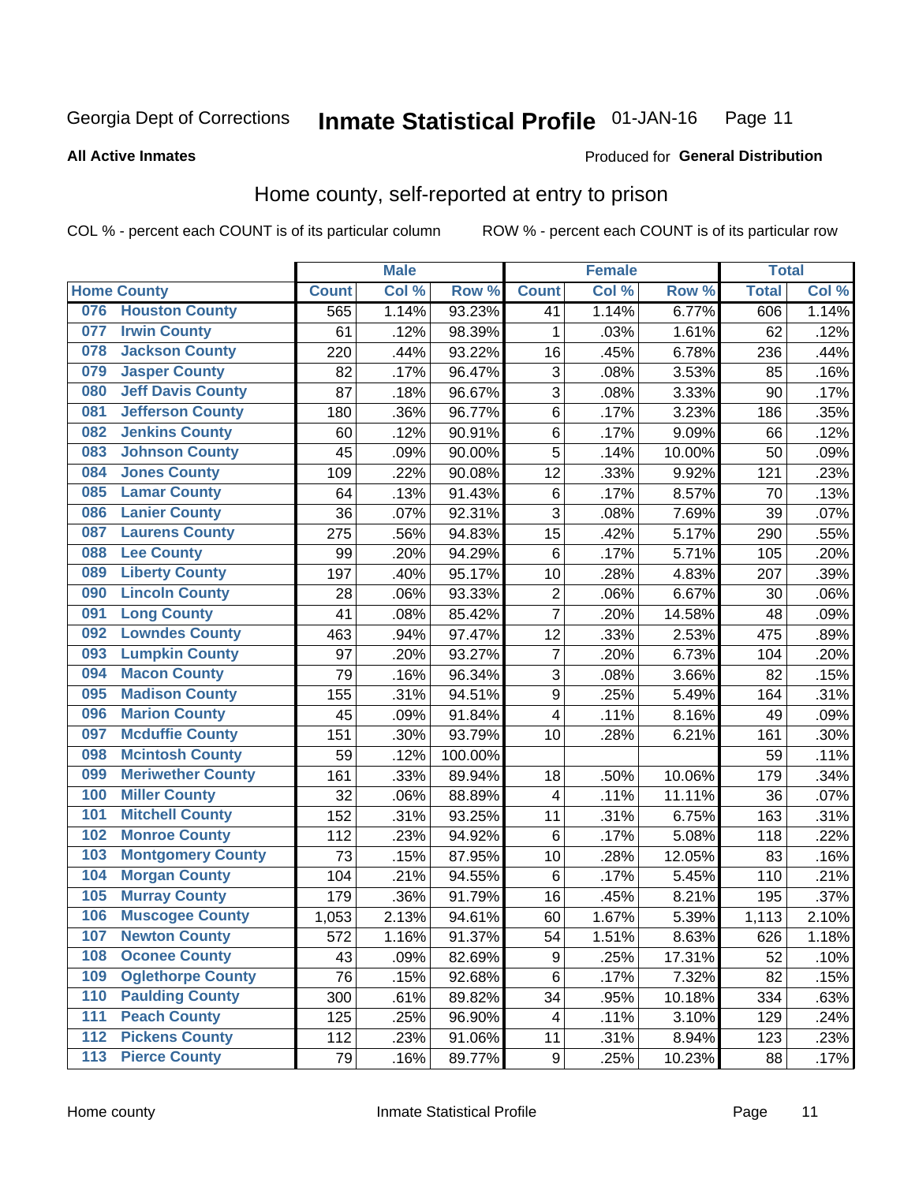Georgia Dept of Corrections **Inmate Statistical Profile** 01-JAN-16

**All Active Inmates**

Produced for **General Distribution**

## Home county, self-reported at entry to prison

COL % - percent each COUNT is of its particular column ROW % - percent each COUNT is of its particular row

| Home County | | Male | | | Female | | | Total | |
|---|---|---|---|---|---|---|---|---|---|
| | | Count | Col % | Row % | Count | Col % | Row % | Total | Col % |
| 076 | Houston County | 565 | 1.14% | 93.23% | 41 | 1.14% | 6.77% | 606 | 1.14% |
| 077 | Irwin County | 61 | .12% | 98.39% | 1 | .03% | 1.61% | 62 | .12% |
| 078 | Jackson County | 220 | .44% | 93.22% | 16 | .45% | 6.78% | 236 | .44% |
| 079 | Jasper County | 82 | .17% | 96.47% | 3 | .08% | 3.53% | 85 | .16% |
| 080 | Jeff Davis County | 87 | .18% | 96.67% | 3 | .08% | 3.33% | 90 | .17% |
| 081 | Jefferson County | 180 | .36% | 96.77% | 6 | .17% | 3.23% | 186 | .35% |
| 082 | Jenkins County | 60 | .12% | 90.91% | 6 | .17% | 9.09% | 66 | .12% |
| 083 | Johnson County | 45 | .09% | 90.00% | 5 | .14% | 10.00% | 50 | .09% |
| 084 | Jones County | 109 | .22% | 90.08% | 12 | .33% | 9.92% | 121 | .23% |
| 085 | Lamar County | 64 | .13% | 91.43% | 6 | .17% | 8.57% | 70 | .13% |
| 086 | Lanier County | 36 | .07% | 92.31% | 3 | .08% | 7.69% | 39 | .07% |
| 087 | Laurens County | 275 | .56% | 94.83% | 15 | .42% | 5.17% | 290 | .55% |
| 088 | Lee County | 99 | .20% | 94.29% | 6 | .17% | 5.71% | 105 | .20% |
| 089 | Liberty County | 197 | .40% | 95.17% | 10 | .28% | 4.83% | 207 | .39% |
| 090 | Lincoln County | 28 | .06% | 93.33% | 2 | .06% | 6.67% | 30 | .06% |
| 091 | Long County | 41 | .08% | 85.42% | 7 | .20% | 14.58% | 48 | .09% |
| 092 | Lowndes County | 463 | .94% | 97.47% | 12 | .33% | 2.53% | 475 | .89% |
| 093 | Lumpkin County | 97 | .20% | 93.27% | 7 | .20% | 6.73% | 104 | .20% |
| 094 | Macon County | 79 | .16% | 96.34% | 3 | .08% | 3.66% | 82 | .15% |
| 095 | Madison County | 155 | .31% | 94.51% | 9 | .25% | 5.49% | 164 | .31% |
| 096 | Marion County | 45 | .09% | 91.84% | 4 | .11% | 8.16% | 49 | .09% |
| 097 | Mcduffie County | 151 | .30% | 93.79% | 10 | .28% | 6.21% | 161 | .30% |
| 098 | Mcintosh County | 59 | .12% | 100.00% | | | | 59 | .11% |
| 099 | Meriwether County | 161 | .33% | 89.94% | 18 | .50% | 10.06% | 179 | .34% |
| 100 | Miller County | 32 | .06% | 88.89% | 4 | .11% | 11.11% | 36 | .07% |
| 101 | Mitchell County | 152 | .31% | 93.25% | 11 | .31% | 6.75% | 163 | .31% |
| 102 | Monroe County | 112 | .23% | 94.92% | 6 | .17% | 5.08% | 118 | .22% |
| 103 | Montgomery County | 73 | .15% | 87.95% | 10 | .28% | 12.05% | 83 | .16% |
| 104 | Morgan County | 104 | .21% | 94.55% | 6 | .17% | 5.45% | 110 | .21% |
| 105 | Murray County | 179 | .36% | 91.79% | 16 | .45% | 8.21% | 195 | .37% |
| 106 | Muscogee County | 1,053 | 2.13% | 94.61% | 60 | 1.67% | 5.39% | 1,113 | 2.10% |
| 107 | Newton County | 572 | 1.16% | 91.37% | 54 | 1.51% | 8.63% | 626 | 1.18% |
| 108 | Oconee County | 43 | .09% | 82.69% | 9 | .25% | 17.31% | 52 | .10% |
| 109 | Oglethorpe County | 76 | .15% | 92.68% | 6 | .17% | 7.32% | 82 | .15% |
| 110 | Paulding County | 300 | .61% | 89.82% | 34 | .95% | 10.18% | 334 | .63% |
| 111 | Peach County | 125 | .25% | 96.90% | 4 | .11% | 3.10% | 129 | .24% |
| 112 | Pickens County | 112 | .23% | 91.06% | 11 | .31% | 8.94% | 123 | .23% |
| 113 | Pierce County | 79 | .16% | 89.77% | 9 | .25% | 10.23% | 88 | .17% |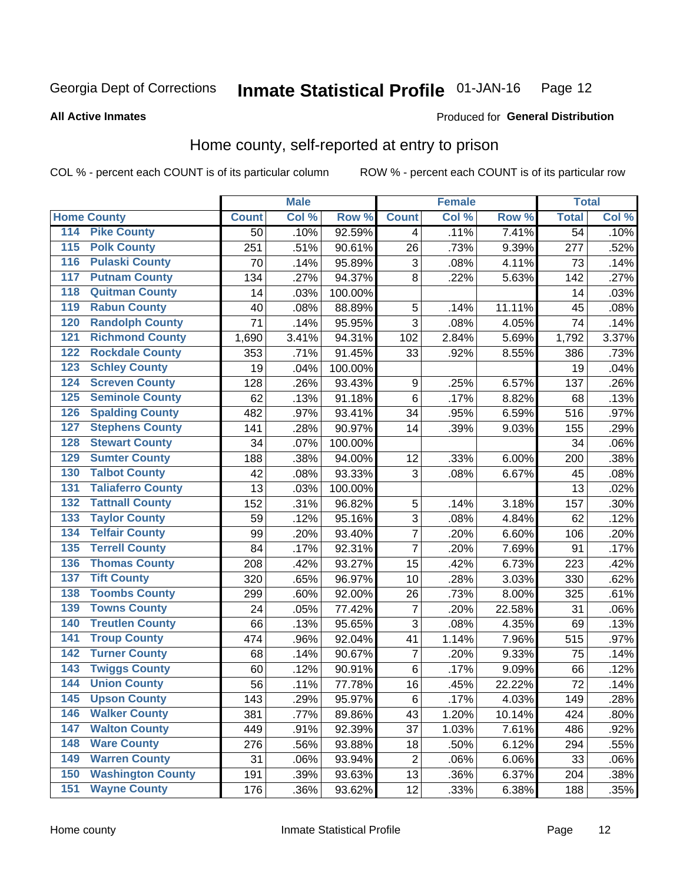Georgia Dept of Corrections **Inmate Statistical Profile** 01-JAN-16

**All Active Inmates**

Produced for **General Distribution**

## Home county, self-reported at entry to prison

COL % - percent each COUNT is of its particular column ROW % - percent each COUNT is of its particular row

| Home County | | Male | | | Female | | | Total | |
|---|---|---|---|---|---|---|---|---|---|
| | | Count | Col % | Row % | Count | Col % | Row % | Total | Col % |
| 114 | Pike County | 50 | .10% | 92.59% | 4 | .11% | 7.41% | 54 | .10% |
| 115 | Polk County | 251 | .51% | 90.61% | 26 | .73% | 9.39% | 277 | .52% |
| 116 | Pulaski County | 70 | .14% | 95.89% | 3 | .08% | 4.11% | 73 | .14% |
| 117 | Putnam County | 134 | .27% | 94.37% | 8 | .22% | 5.63% | 142 | .27% |
| 118 | Quitman County | 14 | .03% | 100.00% | | | | 14 | .03% |
| 119 | Rabun County | 40 | .08% | 88.89% | 5 | .14% | 11.11% | 45 | .08% |
| 120 | Randolph County | 71 | .14% | 95.95% | 3 | .08% | 4.05% | 74 | .14% |
| 121 | Richmond County | 1,690 | 3.41% | 94.31% | 102 | 2.84% | 5.69% | 1,792 | 3.37% |
| 122 | Rockdale County | 353 | .71% | 91.45% | 33 | .92% | 8.55% | 386 | .73% |
| 123 | Schley County | 19 | .04% | 100.00% | | | | 19 | .04% |
| 124 | Screven County | 128 | .26% | 93.43% | 9 | .25% | 6.57% | 137 | .26% |
| 125 | Seminole County | 62 | .13% | 91.18% | 6 | .17% | 8.82% | 68 | .13% |
| 126 | Spalding County | 482 | .97% | 93.41% | 34 | .95% | 6.59% | 516 | .97% |
| 127 | Stephens County | 141 | .28% | 90.97% | 14 | .39% | 9.03% | 155 | .29% |
| 128 | Stewart County | 34 | .07% | 100.00% | | | | 34 | .06% |
| 129 | Sumter County | 188 | .38% | 94.00% | 12 | .33% | 6.00% | 200 | .38% |
| 130 | Talbot County | 42 | .08% | 93.33% | 3 | .08% | 6.67% | 45 | .08% |
| 131 | Taliaferro County | 13 | .03% | 100.00% | | | | 13 | .02% |
| 132 | Tattnall County | 152 | .31% | 96.82% | 5 | .14% | 3.18% | 157 | .30% |
| 133 | Taylor County | 59 | .12% | 95.16% | 3 | .08% | 4.84% | 62 | .12% |
| 134 | Telfair County | 99 | .20% | 93.40% | 7 | .20% | 6.60% | 106 | .20% |
| 135 | Terrell County | 84 | .17% | 92.31% | 7 | .20% | 7.69% | 91 | .17% |
| 136 | Thomas County | 208 | .42% | 93.27% | 15 | .42% | 6.73% | 223 | .42% |
| 137 | Tift County | 320 | .65% | 96.97% | 10 | .28% | 3.03% | 330 | .62% |
| 138 | Toombs County | 299 | .60% | 92.00% | 26 | .73% | 8.00% | 325 | .61% |
| 139 | Towns County | 24 | .05% | 77.42% | 7 | .20% | 22.58% | 31 | .06% |
| 140 | Treutlen County | 66 | .13% | 95.65% | 3 | .08% | 4.35% | 69 | .13% |
| 141 | Troup County | 474 | .96% | 92.04% | 41 | 1.14% | 7.96% | 515 | .97% |
| 142 | Turner County | 68 | .14% | 90.67% | 7 | .20% | 9.33% | 75 | .14% |
| 143 | Twiggs County | 60 | .12% | 90.91% | 6 | .17% | 9.09% | 66 | .12% |
| 144 | Union County | 56 | .11% | 77.78% | 16 | .45% | 22.22% | 72 | .14% |
| 145 | Upson County | 143 | .29% | 95.97% | 6 | .17% | 4.03% | 149 | .28% |
| 146 | Walker County | 381 | .77% | 89.86% | 43 | 1.20% | 10.14% | 424 | .80% |
| 147 | Walton County | 449 | .91% | 92.39% | 37 | 1.03% | 7.61% | 486 | .92% |
| 148 | Ware County | 276 | .56% | 93.88% | 18 | .50% | 6.12% | 294 | .55% |
| 149 | Warren County | 31 | .06% | 93.94% | 2 | .06% | 6.06% | 33 | .06% |
| 150 | Washington County | 191 | .39% | 93.63% | 13 | .36% | 6.37% | 204 | .38% |
| 151 | Wayne County | 176 | .36% | 93.62% | 12 | .33% | 6.38% | 188 | .35% |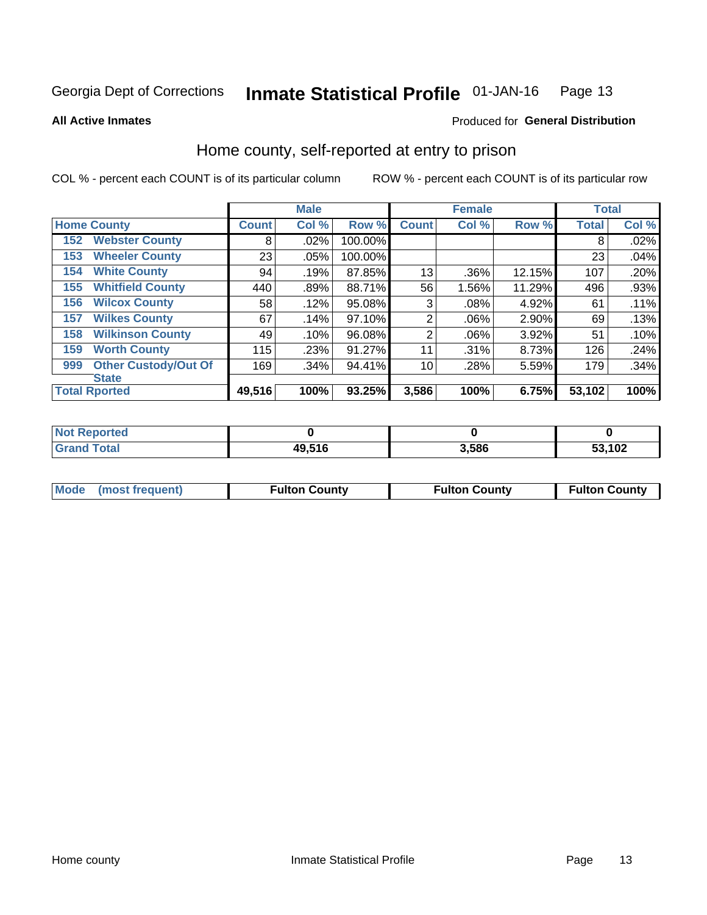Georgia Dept of Corrections **Inmate Statistical Profile** 01-JAN-16

**All Active Inmates** Produced for **General Distribution**

## Home county, self-reported at entry to prison

COL % - percent each COUNT is of its particular column ROW % - percent each COUNT is of its particular row

| Home County | Male | | | Female | | | Total | |
|---|---|---|---|---|---|---|---|---|
| | Count | Col % | Row % | Count | Col % | Row % | Total | Col % |
| 152 Webster County | 8 | .02% | 100.00% | | | | 8 | .02% |
| 153 Wheeler County | 23 | .05% | 100.00% | | | | 23 | .04% |
| 154 White County | 94 | .19% | 87.85% | 13 | .36% | 12.15% | 107 | .20% |
| 155 Whitfield County | 440 | .89% | 88.71% | 56 | 1.56% | 11.29% | 496 | .93% |
| 156 Wilcox County | 58 | .12% | 95.08% | 3 | .08% | 4.92% | 61 | .11% |
| 157 Wilkes County | 67 | .14% | 97.10% | 2 | .06% | 2.90% | 69 | .13% |
| 158 Wilkinson County | 49 | .10% | 96.08% | 2 | .06% | 3.92% | 51 | .10% |
| 159 Worth County | 115 | .23% | 91.27% | 11 | .31% | 8.73% | 126 | .24% |
| 999 Other Custody/Out Of State | 169 | .34% | 94.41% | 10 | .28% | 5.59% | 179 | .34% |
| **Total Rported** | **49,516** | **100%** | **93.25%** | **3,586** | **100%** | **6.75%** | **53,102** | **100%** |

| | Male | Female | Total |
|---|---|---|---|
| Not Reported | **0** | **0** | **0** |
| Grand Total | **49,516** | **3,586** | **53,102** |

| | Male | Female | Total |
|---|---|---|---|
| Mode (most frequent) | **Fulton County** | **Fulton County** | **Fulton County** |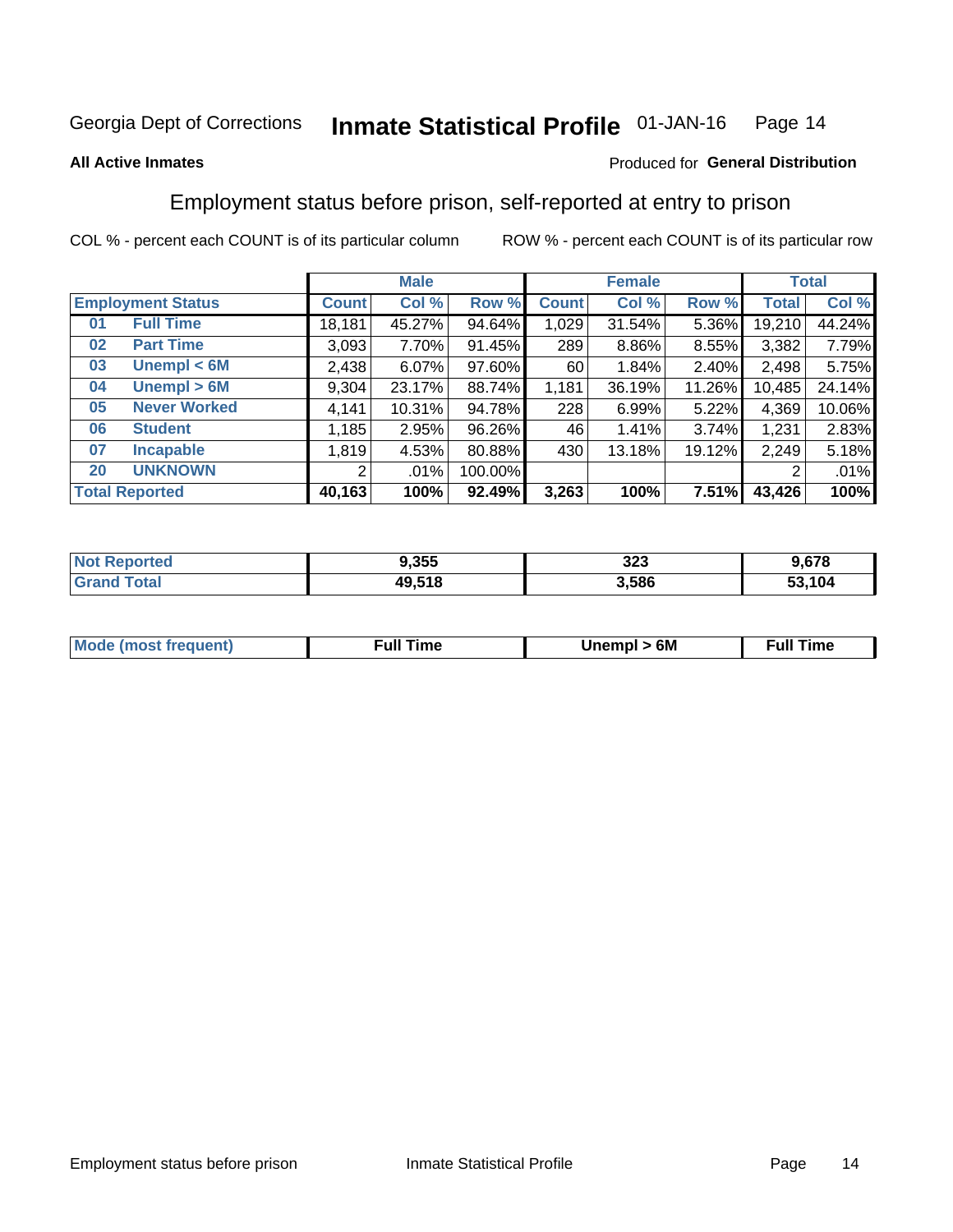Georgia Dept of Corrections **Inmate Statistical Profile** 01-JAN-16

**All Active Inmates**

Produced for **General Distribution**

## Employment status before prison, self-reported at entry to prison

COL % - percent each COUNT is of its particular column

ROW % - percent each COUNT is of its particular row

| Employment Status | | Male | | | Female | | | Total | |
|---|---|---|---|---|---|---|---|---|---|
| | | Count | Col % | Row % | Count | Col % | Row % | Total | Col % |
| 01 | Full Time | 18,181 | 45.27% | 94.64% | 1,029 | 31.54% | 5.36% | 19,210 | 44.24% |
| 02 | Part Time | 3,093 | 7.70% | 91.45% | 289 | 8.86% | 8.55% | 3,382 | 7.79% |
| 03 | Unempl < 6M | 2,438 | 6.07% | 97.60% | 60 | 1.84% | 2.40% | 2,498 | 5.75% |
| 04 | Unempl > 6M | 9,304 | 23.17% | 88.74% | 1,181 | 36.19% | 11.26% | 10,485 | 24.14% |
| 05 | Never Worked | 4,141 | 10.31% | 94.78% | 228 | 6.99% | 5.22% | 4,369 | 10.06% |
| 06 | Student | 1,185 | 2.95% | 96.26% | 46 | 1.41% | 3.74% | 1,231 | 2.83% |
| 07 | Incapable | 1,819 | 4.53% | 80.88% | 430 | 13.18% | 19.12% | 2,249 | 5.18% |
| 20 | UNKNOWN | 2 | .01% | 100.00% | | | | 2 | .01% |
| **Total Reported** | | **40,163** | **100%** | **92.49%** | **3,263** | **100%** | **7.51%** | **43,426** | **100%** |

| | Male | Female | Total |
|---|---|---|---|
| Not Reported | 9,355 | 323 | 9,678 |
| Grand Total | 49,518 | 3,586 | 53,104 |

| | Male | Female | Total |
|---|---|---|---|
| Mode (most frequent) | Full Time | Unempl > 6M | Full Time |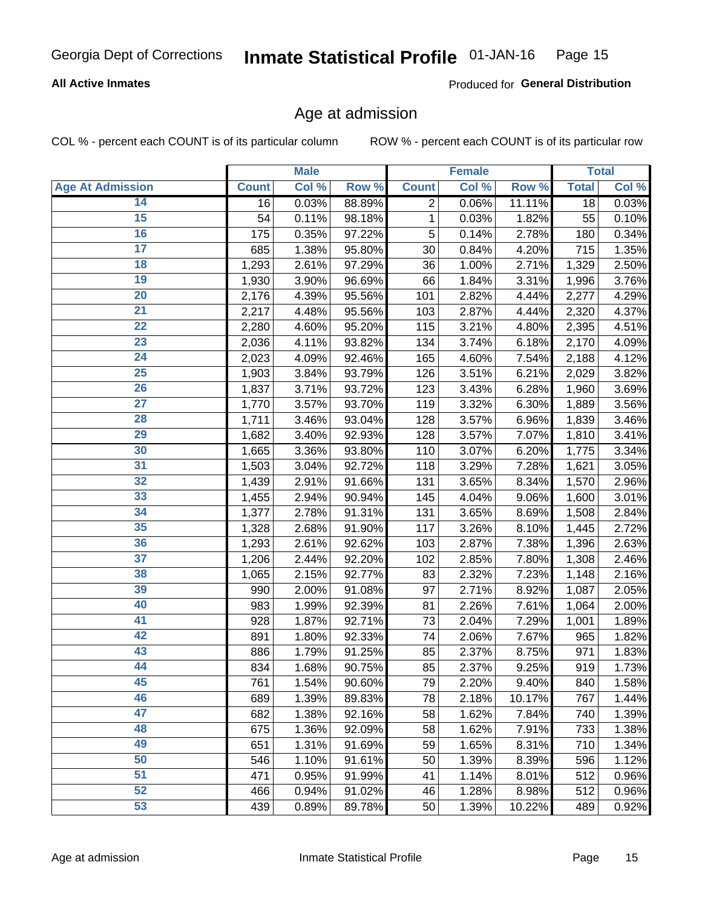Georgia Dept of Corrections **Inmate Statistical Profile** 01-JAN-16

**All Active Inmates**

Produced for **General Distribution**

## Age at admission

COL % - percent each COUNT is of its particular column

ROW % - percent each COUNT is of its particular row

| | Male | | | Female | | | Total | |
|---|---|---|---|---|---|---|---|---|
| **Age At Admission** | **Count** | **Col %** | **Row %** | **Count** | **Col %** | **Row %** | **Total** | **Col %** |
| 14 | 16 | 0.03% | 88.89% | 2 | 0.06% | 11.11% | 18 | 0.03% |
| 15 | 54 | 0.11% | 98.18% | 1 | 0.03% | 1.82% | 55 | 0.10% |
| 16 | 175 | 0.35% | 97.22% | 5 | 0.14% | 2.78% | 180 | 0.34% |
| 17 | 685 | 1.38% | 95.80% | 30 | 0.84% | 4.20% | 715 | 1.35% |
| 18 | 1,293 | 2.61% | 97.29% | 36 | 1.00% | 2.71% | 1,329 | 2.50% |
| 19 | 1,930 | 3.90% | 96.69% | 66 | 1.84% | 3.31% | 1,996 | 3.76% |
| 20 | 2,176 | 4.39% | 95.56% | 101 | 2.82% | 4.44% | 2,277 | 4.29% |
| 21 | 2,217 | 4.48% | 95.56% | 103 | 2.87% | 4.44% | 2,320 | 4.37% |
| 22 | 2,280 | 4.60% | 95.20% | 115 | 3.21% | 4.80% | 2,395 | 4.51% |
| 23 | 2,036 | 4.11% | 93.82% | 134 | 3.74% | 6.18% | 2,170 | 4.09% |
| 24 | 2,023 | 4.09% | 92.46% | 165 | 4.60% | 7.54% | 2,188 | 4.12% |
| 25 | 1,903 | 3.84% | 93.79% | 126 | 3.51% | 6.21% | 2,029 | 3.82% |
| 26 | 1,837 | 3.71% | 93.72% | 123 | 3.43% | 6.28% | 1,960 | 3.69% |
| 27 | 1,770 | 3.57% | 93.70% | 119 | 3.32% | 6.30% | 1,889 | 3.56% |
| 28 | 1,711 | 3.46% | 93.04% | 128 | 3.57% | 6.96% | 1,839 | 3.46% |
| 29 | 1,682 | 3.40% | 92.93% | 128 | 3.57% | 7.07% | 1,810 | 3.41% |
| 30 | 1,665 | 3.36% | 93.80% | 110 | 3.07% | 6.20% | 1,775 | 3.34% |
| 31 | 1,503 | 3.04% | 92.72% | 118 | 3.29% | 7.28% | 1,621 | 3.05% |
| 32 | 1,439 | 2.91% | 91.66% | 131 | 3.65% | 8.34% | 1,570 | 2.96% |
| 33 | 1,455 | 2.94% | 90.94% | 145 | 4.04% | 9.06% | 1,600 | 3.01% |
| 34 | 1,377 | 2.78% | 91.31% | 131 | 3.65% | 8.69% | 1,508 | 2.84% |
| 35 | 1,328 | 2.68% | 91.90% | 117 | 3.26% | 8.10% | 1,445 | 2.72% |
| 36 | 1,293 | 2.61% | 92.62% | 103 | 2.87% | 7.38% | 1,396 | 2.63% |
| 37 | 1,206 | 2.44% | 92.20% | 102 | 2.85% | 7.80% | 1,308 | 2.46% |
| 38 | 1,065 | 2.15% | 92.77% | 83 | 2.32% | 7.23% | 1,148 | 2.16% |
| 39 | 990 | 2.00% | 91.08% | 97 | 2.71% | 8.92% | 1,087 | 2.05% |
| 40 | 983 | 1.99% | 92.39% | 81 | 2.26% | 7.61% | 1,064 | 2.00% |
| 41 | 928 | 1.87% | 92.71% | 73 | 2.04% | 7.29% | 1,001 | 1.89% |
| 42 | 891 | 1.80% | 92.33% | 74 | 2.06% | 7.67% | 965 | 1.82% |
| 43 | 886 | 1.79% | 91.25% | 85 | 2.37% | 8.75% | 971 | 1.83% |
| 44 | 834 | 1.68% | 90.75% | 85 | 2.37% | 9.25% | 919 | 1.73% |
| 45 | 761 | 1.54% | 90.60% | 79 | 2.20% | 9.40% | 840 | 1.58% |
| 46 | 689 | 1.39% | 89.83% | 78 | 2.18% | 10.17% | 767 | 1.44% |
| 47 | 682 | 1.38% | 92.16% | 58 | 1.62% | 7.84% | 740 | 1.39% |
| 48 | 675 | 1.36% | 92.09% | 58 | 1.62% | 7.91% | 733 | 1.38% |
| 49 | 651 | 1.31% | 91.69% | 59 | 1.65% | 8.31% | 710 | 1.34% |
| 50 | 546 | 1.10% | 91.61% | 50 | 1.39% | 8.39% | 596 | 1.12% |
| 51 | 471 | 0.95% | 91.99% | 41 | 1.14% | 8.01% | 512 | 0.96% |
| 52 | 466 | 0.94% | 91.02% | 46 | 1.28% | 8.98% | 512 | 0.96% |
| 53 | 439 | 0.89% | 89.78% | 50 | 1.39% | 10.22% | 489 | 0.92% |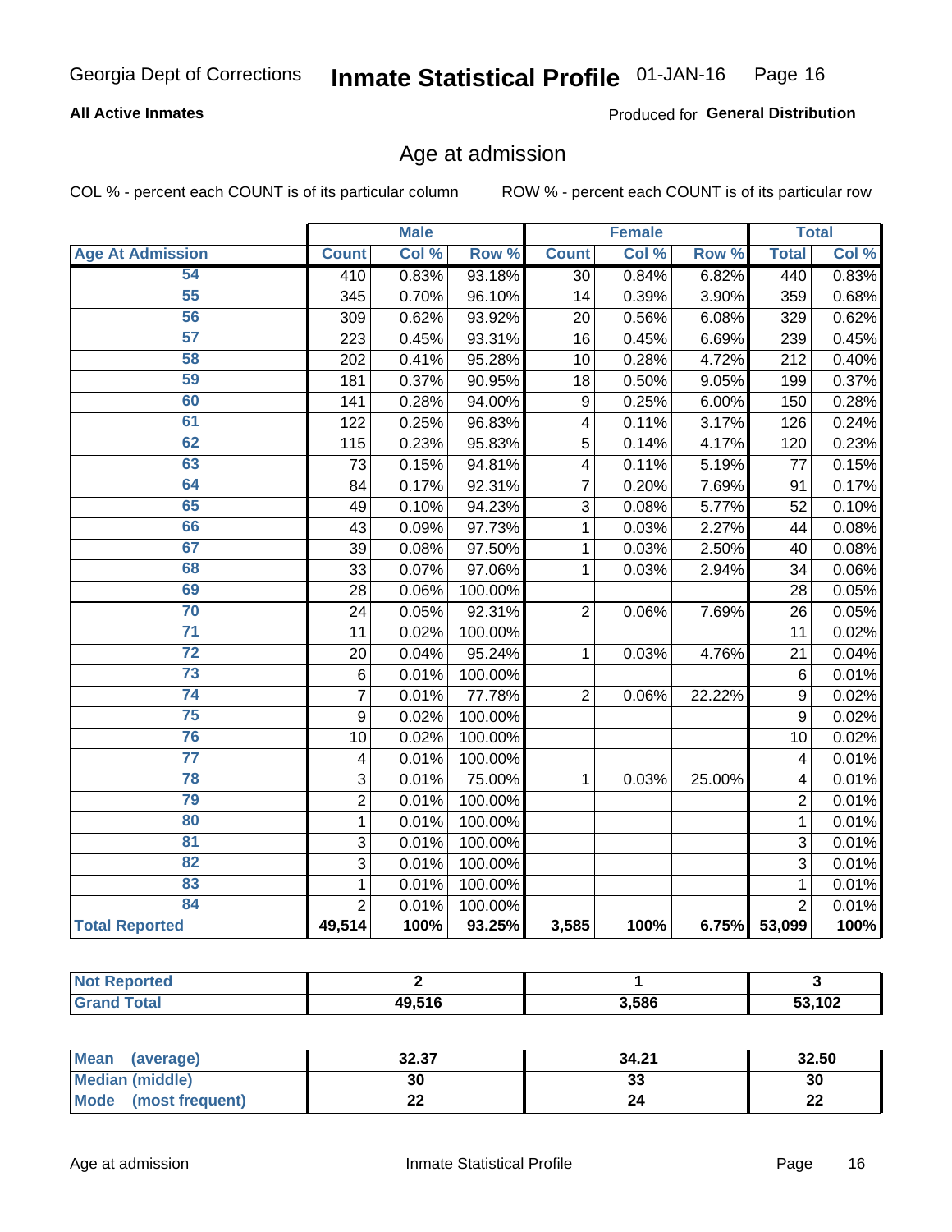Georgia Dept of Corrections **Inmate Statistical Profile** 01-JAN-16

**All Active Inmates**

Produced for **General Distribution**

## Age at admission

COL % - percent each COUNT is of its particular column ROW % - percent each COUNT is of its particular row

| Age At Admission | Male | | | Female | | | Total | |
|---|---|---|---|---|---|---|---|---|
| | Count | Col % | Row % | Count | Col % | Row % | Total | Col % |
| 54 | 410 | 0.83% | 93.18% | 30 | 0.84% | 6.82% | 440 | 0.83% |
| 55 | 345 | 0.70% | 96.10% | 14 | 0.39% | 3.90% | 359 | 0.68% |
| 56 | 309 | 0.62% | 93.92% | 20 | 0.56% | 6.08% | 329 | 0.62% |
| 57 | 223 | 0.45% | 93.31% | 16 | 0.45% | 6.69% | 239 | 0.45% |
| 58 | 202 | 0.41% | 95.28% | 10 | 0.28% | 4.72% | 212 | 0.40% |
| 59 | 181 | 0.37% | 90.95% | 18 | 0.50% | 9.05% | 199 | 0.37% |
| 60 | 141 | 0.28% | 94.00% | 9 | 0.25% | 6.00% | 150 | 0.28% |
| 61 | 122 | 0.25% | 96.83% | 4 | 0.11% | 3.17% | 126 | 0.24% |
| 62 | 115 | 0.23% | 95.83% | 5 | 0.14% | 4.17% | 120 | 0.23% |
| 63 | 73 | 0.15% | 94.81% | 4 | 0.11% | 5.19% | 77 | 0.15% |
| 64 | 84 | 0.17% | 92.31% | 7 | 0.20% | 7.69% | 91 | 0.17% |
| 65 | 49 | 0.10% | 94.23% | 3 | 0.08% | 5.77% | 52 | 0.10% |
| 66 | 43 | 0.09% | 97.73% | 1 | 0.03% | 2.27% | 44 | 0.08% |
| 67 | 39 | 0.08% | 97.50% | 1 | 0.03% | 2.50% | 40 | 0.08% |
| 68 | 33 | 0.07% | 97.06% | 1 | 0.03% | 2.94% | 34 | 0.06% |
| 69 | 28 | 0.06% | 100.00% | | | | 28 | 0.05% |
| 70 | 24 | 0.05% | 92.31% | 2 | 0.06% | 7.69% | 26 | 0.05% |
| 71 | 11 | 0.02% | 100.00% | | | | 11 | 0.02% |
| 72 | 20 | 0.04% | 95.24% | 1 | 0.03% | 4.76% | 21 | 0.04% |
| 73 | 6 | 0.01% | 100.00% | | | | 6 | 0.01% |
| 74 | 7 | 0.01% | 77.78% | 2 | 0.06% | 22.22% | 9 | 0.02% |
| 75 | 9 | 0.02% | 100.00% | | | | 9 | 0.02% |
| 76 | 10 | 0.02% | 100.00% | | | | 10 | 0.02% |
| 77 | 4 | 0.01% | 100.00% | | | | 4 | 0.01% |
| 78 | 3 | 0.01% | 75.00% | 1 | 0.03% | 25.00% | 4 | 0.01% |
| 79 | 2 | 0.01% | 100.00% | | | | 2 | 0.01% |
| 80 | 1 | 0.01% | 100.00% | | | | 1 | 0.01% |
| 81 | 3 | 0.01% | 100.00% | | | | 3 | 0.01% |
| 82 | 3 | 0.01% | 100.00% | | | | 3 | 0.01% |
| 83 | 1 | 0.01% | 100.00% | | | | 1 | 0.01% |
| 84 | 2 | 0.01% | 100.00% | | | | 2 | 0.01% |
| **Total Reported** | **49,514** | **100%** | **93.25%** | **3,585** | **100%** | **6.75%** | **53,099** | **100%** |

| | Male | Female | Total |
|---|---|---|---|
| **Not Reported** | **2** | **1** | **3** |
| **Grand Total** | **49,516** | **3,586** | **53,102** |

| | Male | Female | Total |
|---|---|---|---|
| **Mean (average)** | **32.37** | **34.21** | **32.50** |
| **Median (middle)** | **30** | **33** | **30** |
| **Mode (most frequent)** | **22** | **24** | **22** |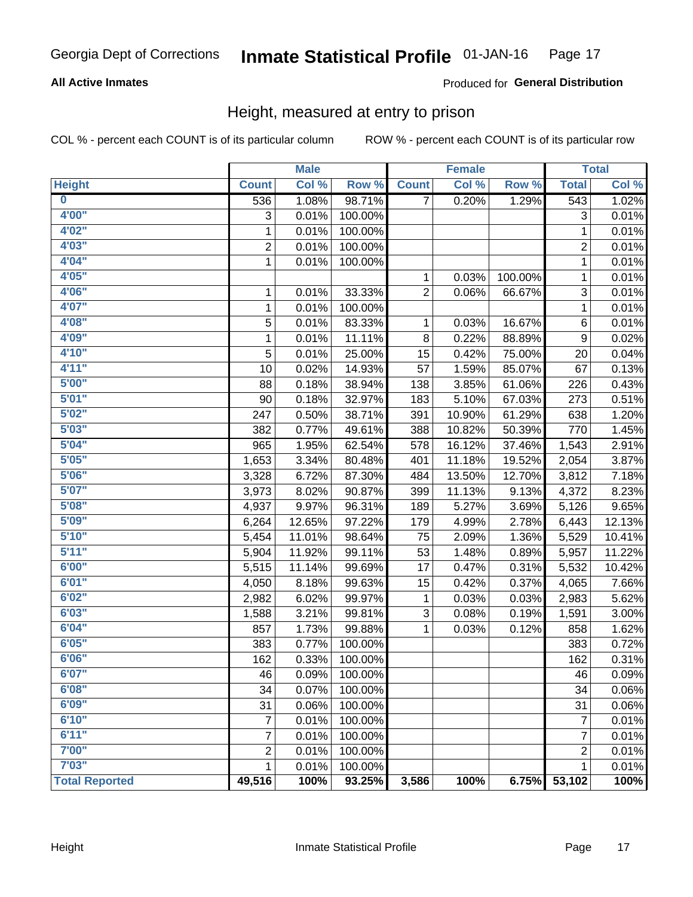Georgia Dept of Corrections **Inmate Statistical Profile** 01-JAN-16

**All Active Inmates** Produced for **General Distribution**

## Height, measured at entry to prison

COL % - percent each COUNT is of its particular column    ROW % - percent each COUNT is of its particular row

| | Male | | | Female | | | Total | |
|---|---|---|---|---|---|---|---|---|
| **Height** | **Count** | **Col %** | **Row %** | **Count** | **Col %** | **Row %** | **Total** | **Col %** |
| 0 | 536 | 1.08% | 98.71% | 7 | 0.20% | 1.29% | 543 | 1.02% |
| 4'00" | 3 | 0.01% | 100.00% | | | | 3 | 0.01% |
| 4'02" | 1 | 0.01% | 100.00% | | | | 1 | 0.01% |
| 4'03" | 2 | 0.01% | 100.00% | | | | 2 | 0.01% |
| 4'04" | 1 | 0.01% | 100.00% | | | | 1 | 0.01% |
| 4'05" | | | | 1 | 0.03% | 100.00% | 1 | 0.01% |
| 4'06" | 1 | 0.01% | 33.33% | 2 | 0.06% | 66.67% | 3 | 0.01% |
| 4'07" | 1 | 0.01% | 100.00% | | | | 1 | 0.01% |
| 4'08" | 5 | 0.01% | 83.33% | 1 | 0.03% | 16.67% | 6 | 0.01% |
| 4'09" | 1 | 0.01% | 11.11% | 8 | 0.22% | 88.89% | 9 | 0.02% |
| 4'10" | 5 | 0.01% | 25.00% | 15 | 0.42% | 75.00% | 20 | 0.04% |
| 4'11" | 10 | 0.02% | 14.93% | 57 | 1.59% | 85.07% | 67 | 0.13% |
| 5'00" | 88 | 0.18% | 38.94% | 138 | 3.85% | 61.06% | 226 | 0.43% |
| 5'01" | 90 | 0.18% | 32.97% | 183 | 5.10% | 67.03% | 273 | 0.51% |
| 5'02" | 247 | 0.50% | 38.71% | 391 | 10.90% | 61.29% | 638 | 1.20% |
| 5'03" | 382 | 0.77% | 49.61% | 388 | 10.82% | 50.39% | 770 | 1.45% |
| 5'04" | 965 | 1.95% | 62.54% | 578 | 16.12% | 37.46% | 1,543 | 2.91% |
| 5'05" | 1,653 | 3.34% | 80.48% | 401 | 11.18% | 19.52% | 2,054 | 3.87% |
| 5'06" | 3,328 | 6.72% | 87.30% | 484 | 13.50% | 12.70% | 3,812 | 7.18% |
| 5'07" | 3,973 | 8.02% | 90.87% | 399 | 11.13% | 9.13% | 4,372 | 8.23% |
| 5'08" | 4,937 | 9.97% | 96.31% | 189 | 5.27% | 3.69% | 5,126 | 9.65% |
| 5'09" | 6,264 | 12.65% | 97.22% | 179 | 4.99% | 2.78% | 6,443 | 12.13% |
| 5'10" | 5,454 | 11.01% | 98.64% | 75 | 2.09% | 1.36% | 5,529 | 10.41% |
| 5'11" | 5,904 | 11.92% | 99.11% | 53 | 1.48% | 0.89% | 5,957 | 11.22% |
| 6'00" | 5,515 | 11.14% | 99.69% | 17 | 0.47% | 0.31% | 5,532 | 10.42% |
| 6'01" | 4,050 | 8.18% | 99.63% | 15 | 0.42% | 0.37% | 4,065 | 7.66% |
| 6'02" | 2,982 | 6.02% | 99.97% | 1 | 0.03% | 0.03% | 2,983 | 5.62% |
| 6'03" | 1,588 | 3.21% | 99.81% | 3 | 0.08% | 0.19% | 1,591 | 3.00% |
| 6'04" | 857 | 1.73% | 99.88% | 1 | 0.03% | 0.12% | 858 | 1.62% |
| 6'05" | 383 | 0.77% | 100.00% | | | | 383 | 0.72% |
| 6'06" | 162 | 0.33% | 100.00% | | | | 162 | 0.31% |
| 6'07" | 46 | 0.09% | 100.00% | | | | 46 | 0.09% |
| 6'08" | 34 | 0.07% | 100.00% | | | | 34 | 0.06% |
| 6'09" | 31 | 0.06% | 100.00% | | | | 31 | 0.06% |
| 6'10" | 7 | 0.01% | 100.00% | | | | 7 | 0.01% |
| 6'11" | 7 | 0.01% | 100.00% | | | | 7 | 0.01% |
| 7'00" | 2 | 0.01% | 100.00% | | | | 2 | 0.01% |
| 7'03" | 1 | 0.01% | 100.00% | | | | 1 | 0.01% |
| **Total Reported** | **49,516** | **100%** | **93.25%** | **3,586** | **100%** | **6.75%** | **53,102** | **100%** |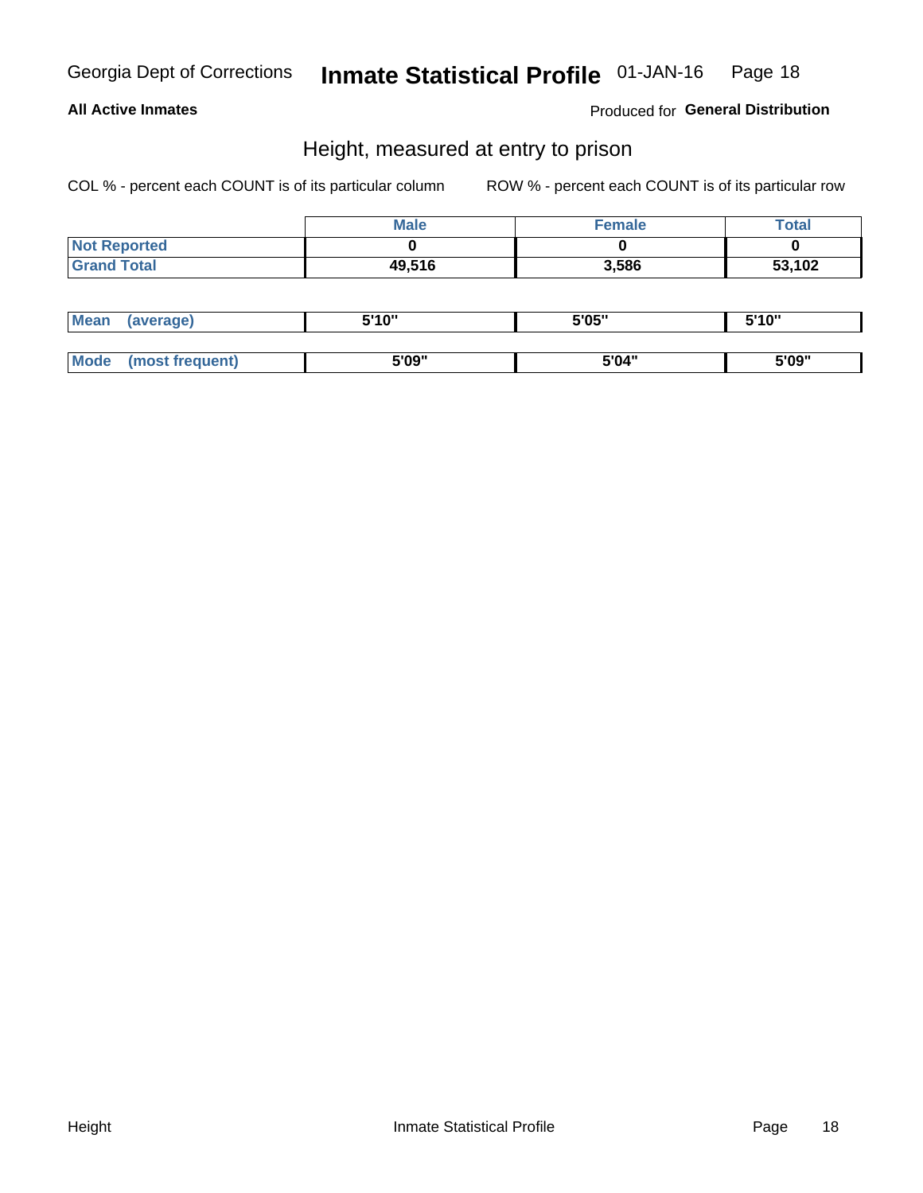Georgia Dept of Corrections **Inmate Statistical Profile** 01-JAN-16

**All Active Inmates**

Produced for **General Distribution**

## Height, measured at entry to prison

COL % - percent each COUNT is of its particular column

ROW % - percent each COUNT is of its particular row

| | Male | Female | Total |
|---|---|---|---|
| Not Reported | 0 | 0 | 0 |
| Grand Total | 49,516 | 3,586 | 53,102 |

| | Male | Female | Total |
|---|---|---|---|
| Mean (average) | 5'10" | 5'05" | 5'10" |
| Mode (most frequent) | 5'09" | 5'04" | 5'09" |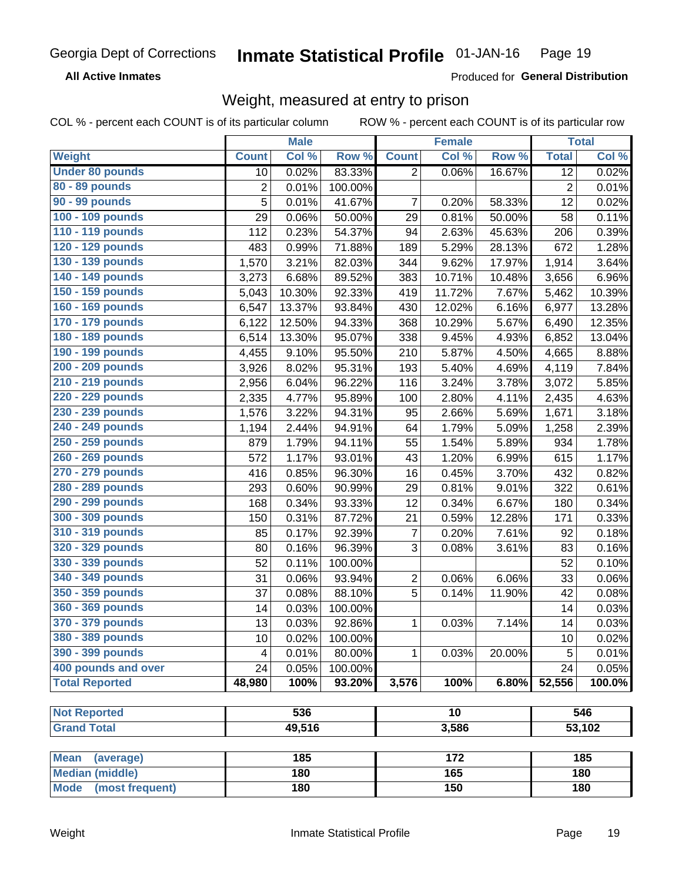Georgia Dept of Corrections **Inmate Statistical Profile** 01-JAN-16

**All Active Inmates**

Produced for **General Distribution**

## Weight, measured at entry to prison

COL % - percent each COUNT is of its particular column ROW % - percent each COUNT is of its particular row

| | Male | | | Female | | | Total | |
|---|---|---|---|---|---|---|---|---|
| **Weight** | **Count** | **Col %** | **Row %** | **Count** | **Col %** | **Row %** | **Total** | **Col %** |
| **Under 80 pounds** | 10 | 0.02% | 83.33% | 2 | 0.06% | 16.67% | 12 | 0.02% |
| **80 - 89 pounds** | 2 | 0.01% | 100.00% | | | | 2 | 0.01% |
| **90 - 99 pounds** | 5 | 0.01% | 41.67% | 7 | 0.20% | 58.33% | 12 | 0.02% |
| **100 - 109 pounds** | 29 | 0.06% | 50.00% | 29 | 0.81% | 50.00% | 58 | 0.11% |
| **110 - 119 pounds** | 112 | 0.23% | 54.37% | 94 | 2.63% | 45.63% | 206 | 0.39% |
| **120 - 129 pounds** | 483 | 0.99% | 71.88% | 189 | 5.29% | 28.13% | 672 | 1.28% |
| **130 - 139 pounds** | 1,570 | 3.21% | 82.03% | 344 | 9.62% | 17.97% | 1,914 | 3.64% |
| **140 - 149 pounds** | 3,273 | 6.68% | 89.52% | 383 | 10.71% | 10.48% | 3,656 | 6.96% |
| **150 - 159 pounds** | 5,043 | 10.30% | 92.33% | 419 | 11.72% | 7.67% | 5,462 | 10.39% |
| **160 - 169 pounds** | 6,547 | 13.37% | 93.84% | 430 | 12.02% | 6.16% | 6,977 | 13.28% |
| **170 - 179 pounds** | 6,122 | 12.50% | 94.33% | 368 | 10.29% | 5.67% | 6,490 | 12.35% |
| **180 - 189 pounds** | 6,514 | 13.30% | 95.07% | 338 | 9.45% | 4.93% | 6,852 | 13.04% |
| **190 - 199 pounds** | 4,455 | 9.10% | 95.50% | 210 | 5.87% | 4.50% | 4,665 | 8.88% |
| **200 - 209 pounds** | 3,926 | 8.02% | 95.31% | 193 | 5.40% | 4.69% | 4,119 | 7.84% |
| **210 - 219 pounds** | 2,956 | 6.04% | 96.22% | 116 | 3.24% | 3.78% | 3,072 | 5.85% |
| **220 - 229 pounds** | 2,335 | 4.77% | 95.89% | 100 | 2.80% | 4.11% | 2,435 | 4.63% |
| **230 - 239 pounds** | 1,576 | 3.22% | 94.31% | 95 | 2.66% | 5.69% | 1,671 | 3.18% |
| **240 - 249 pounds** | 1,194 | 2.44% | 94.91% | 64 | 1.79% | 5.09% | 1,258 | 2.39% |
| **250 - 259 pounds** | 879 | 1.79% | 94.11% | 55 | 1.54% | 5.89% | 934 | 1.78% |
| **260 - 269 pounds** | 572 | 1.17% | 93.01% | 43 | 1.20% | 6.99% | 615 | 1.17% |
| **270 - 279 pounds** | 416 | 0.85% | 96.30% | 16 | 0.45% | 3.70% | 432 | 0.82% |
| **280 - 289 pounds** | 293 | 0.60% | 90.99% | 29 | 0.81% | 9.01% | 322 | 0.61% |
| **290 - 299 pounds** | 168 | 0.34% | 93.33% | 12 | 0.34% | 6.67% | 180 | 0.34% |
| **300 - 309 pounds** | 150 | 0.31% | 87.72% | 21 | 0.59% | 12.28% | 171 | 0.33% |
| **310 - 319 pounds** | 85 | 0.17% | 92.39% | 7 | 0.20% | 7.61% | 92 | 0.18% |
| **320 - 329 pounds** | 80 | 0.16% | 96.39% | 3 | 0.08% | 3.61% | 83 | 0.16% |
| **330 - 339 pounds** | 52 | 0.11% | 100.00% | | | | 52 | 0.10% |
| **340 - 349 pounds** | 31 | 0.06% | 93.94% | 2 | 0.06% | 6.06% | 33 | 0.06% |
| **350 - 359 pounds** | 37 | 0.08% | 88.10% | 5 | 0.14% | 11.90% | 42 | 0.08% |
| **360 - 369 pounds** | 14 | 0.03% | 100.00% | | | | 14 | 0.03% |
| **370 - 379 pounds** | 13 | 0.03% | 92.86% | 1 | 0.03% | 7.14% | 14 | 0.03% |
| **380 - 389 pounds** | 10 | 0.02% | 100.00% | | | | 10 | 0.02% |
| **390 - 399 pounds** | 4 | 0.01% | 80.00% | 1 | 0.03% | 20.00% | 5 | 0.01% |
| **400 pounds and over** | 24 | 0.05% | 100.00% | | | | 24 | 0.05% |
| **Total Reported** | **48,980** | **100%** | **93.20%** | **3,576** | **100%** | **6.80%** | **52,556** | **100.0%** |

| | Male | Female | Total |
|---|---|---|---|
| **Not Reported** | **536** | **10** | **546** |
| **Grand Total** | **49,516** | **3,586** | **53,102** |

| | Male | Female | Total |
|---|---|---|---|
| **Mean (average)** | **185** | **172** | **185** |
| **Median (middle)** | **180** | **165** | **180** |
| **Mode (most frequent)** | **180** | **150** | **180** |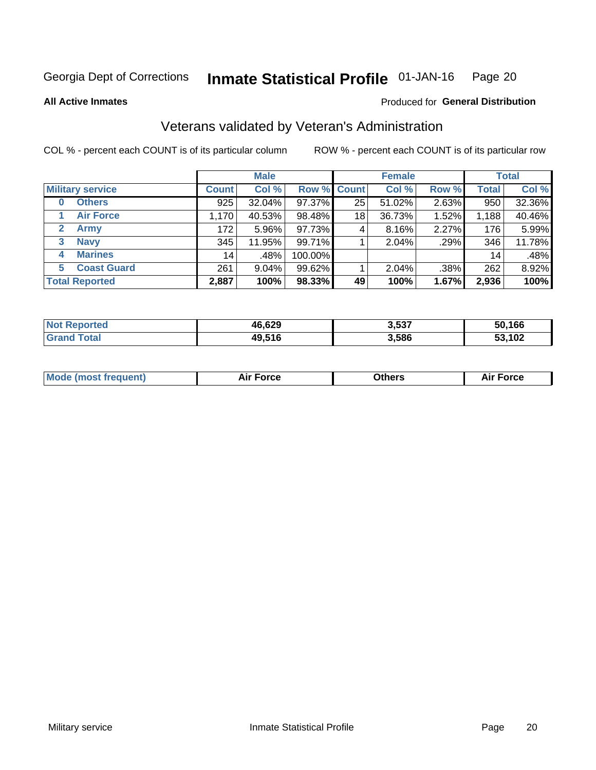Georgia Dept of Corrections **Inmate Statistical Profile** 01-JAN-16

**All Active Inmates**

Produced for **General Distribution**

## Veterans validated by Veteran's Administration

COL % - percent each COUNT is of its particular column ROW % - percent each COUNT is of its particular row

| | Male | | | Female | | | Total | |
|---|---|---|---|---|---|---|---|---|
| **Military service** | **Count** | **Col %** | **Row %** | **Count** | **Col %** | **Row %** | **Total** | **Col %** |
| **0 Others** | 925 | 32.04% | 97.37% | 25 | 51.02% | 2.63% | 950 | 32.36% |
| **1 Air Force** | 1,170 | 40.53% | 98.48% | 18 | 36.73% | 1.52% | 1,188 | 40.46% |
| **2 Army** | 172 | 5.96% | 97.73% | 4 | 8.16% | 2.27% | 176 | 5.99% |
| **3 Navy** | 345 | 11.95% | 99.71% | 1 | 2.04% | .29% | 346 | 11.78% |
| **4 Marines** | 14 | .48% | 100.00% | | | | 14 | .48% |
| **5 Coast Guard** | 261 | 9.04% | 99.62% | 1 | 2.04% | .38% | 262 | 8.92% |
| **Total Reported** | **2,887** | **100%** | **98.33%** | **49** | **100%** | **1.67%** | **2,936** | **100%** |

| | Male | Female | Total |
|---|---|---|---|
| **Not Reported** | **46,629** | **3,537** | **50,166** |
| **Grand Total** | **49,516** | **3,586** | **53,102** |

| | Male | Female | Total |
|---|---|---|---|
| **Mode (most frequent)** | **Air Force** | **Others** | **Air Force** |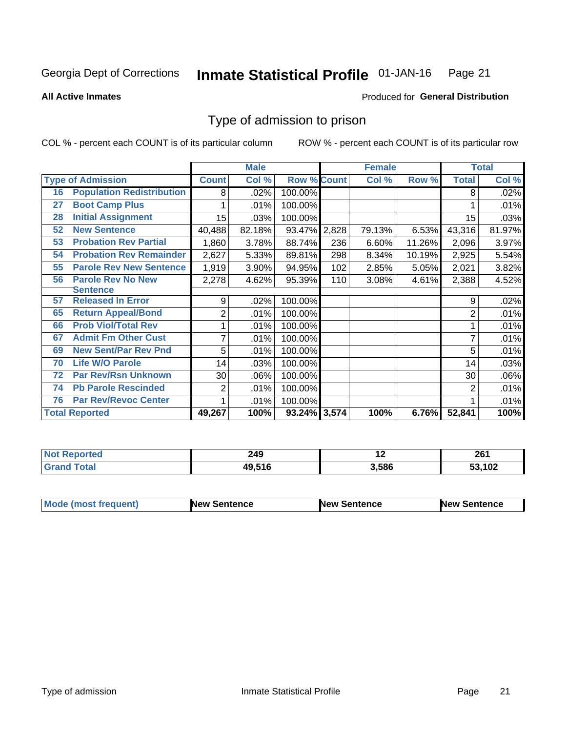Georgia Dept of Corrections **Inmate Statistical Profile** 01-JAN-16

**All Active Inmates**

Produced for **General Distribution**

## Type of admission to prison

COL % - percent each COUNT is of its particular column    ROW % - percent each COUNT is of its particular row

| Type of Admission | | Male | | | Female | | | Total | |
|---|---|---|---|---|---|---|---|---|---|
| | | Count | Col % | Row % | Count | Col % | Row % | Total | Col % |
| 16 | Population Redistribution | 8 | .02% | 100.00% | | | | 8 | .02% |
| 27 | Boot Camp Plus | 1 | .01% | 100.00% | | | | 1 | .01% |
| 28 | Initial Assignment | 15 | .03% | 100.00% | | | | 15 | .03% |
| 52 | New Sentence | 40,488 | 82.18% | 93.47% | 2,828 | 79.13% | 6.53% | 43,316 | 81.97% |
| 53 | Probation Rev Partial | 1,860 | 3.78% | 88.74% | 236 | 6.60% | 11.26% | 2,096 | 3.97% |
| 54 | Probation Rev Remainder | 2,627 | 5.33% | 89.81% | 298 | 8.34% | 10.19% | 2,925 | 5.54% |
| 55 | Parole Rev New Sentence | 1,919 | 3.90% | 94.95% | 102 | 2.85% | 5.05% | 2,021 | 3.82% |
| 56 | Parole Rev No New Sentence | 2,278 | 4.62% | 95.39% | 110 | 3.08% | 4.61% | 2,388 | 4.52% |
| 57 | Released In Error | 9 | .02% | 100.00% | | | | 9 | .02% |
| 65 | Return Appeal/Bond | 2 | .01% | 100.00% | | | | 2 | .01% |
| 66 | Prob Viol/Total Rev | 1 | .01% | 100.00% | | | | 1 | .01% |
| 67 | Admit Fm Other Cust | 7 | .01% | 100.00% | | | | 7 | .01% |
| 69 | New Sent/Par Rev Pnd | 5 | .01% | 100.00% | | | | 5 | .01% |
| 70 | Life W/O Parole | 14 | .03% | 100.00% | | | | 14 | .03% |
| 72 | Par Rev/Rsn Unknown | 30 | .06% | 100.00% | | | | 30 | .06% |
| 74 | Pb Parole Rescinded | 2 | .01% | 100.00% | | | | 2 | .01% |
| 76 | Par Rev/Revoc Center | 1 | .01% | 100.00% | | | | 1 | .01% |
| **Total Reported** | | **49,267** | **100%** | **93.24%** | **3,574** | **100%** | **6.76%** | **52,841** | **100%** |

| | Male | Female | Total |
|---|---|---|---|
| Not Reported | 249 | 12 | 261 |
| Grand Total | 49,516 | 3,586 | 53,102 |

| | Male | Female | Total |
|---|---|---|---|
| Mode (most frequent) | New Sentence | New Sentence | New Sentence |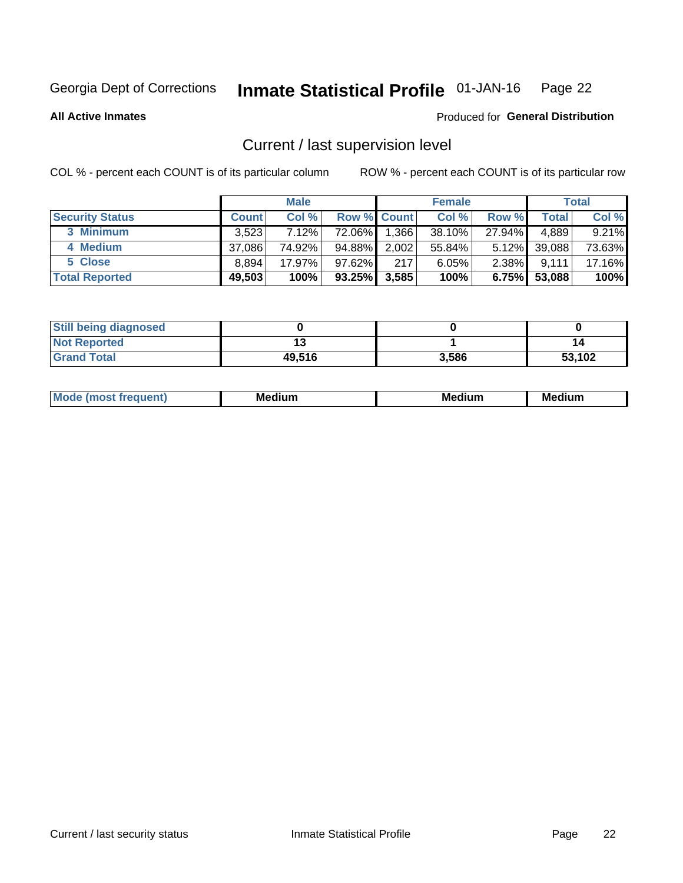Georgia Dept of Corrections **Inmate Statistical Profile** 01-JAN-16

**All Active Inmates**

Produced for **General Distribution**

## Current / last supervision level

COL % - percent each COUNT is of its particular column

ROW % - percent each COUNT is of its particular row

| | Male | | | Female | | | Total | |
|---|---|---|---|---|---|---|---|---|
| **Security Status** | **Count** | **Col %** | **Row %** | **Count** | **Col %** | **Row %** | **Total** | **Col %** |
| 3 Minimum | 3,523 | 7.12% | 72.06% | 1,366 | 38.10% | 27.94% | 4,889 | 9.21% |
| 4 Medium | 37,086 | 74.92% | 94.88% | 2,002 | 55.84% | 5.12% | 39,088 | 73.63% |
| 5 Close | 8,894 | 17.97% | 97.62% | 217 | 6.05% | 2.38% | 9,111 | 17.16% |
| **Total Reported** | **49,503** | **100%** | **93.25%** | **3,585** | **100%** | **6.75%** | **53,088** | **100%** |

| | Male | Female | Total |
|---|---|---|---|
| Still being diagnosed | 0 | 0 | 0 |
| Not Reported | 13 | 1 | 14 |
| Grand Total | 49,516 | 3,586 | 53,102 |

| | Male | Female | Total |
|---|---|---|---|
| Mode (most frequent) | Medium | Medium | Medium |

Current / last security status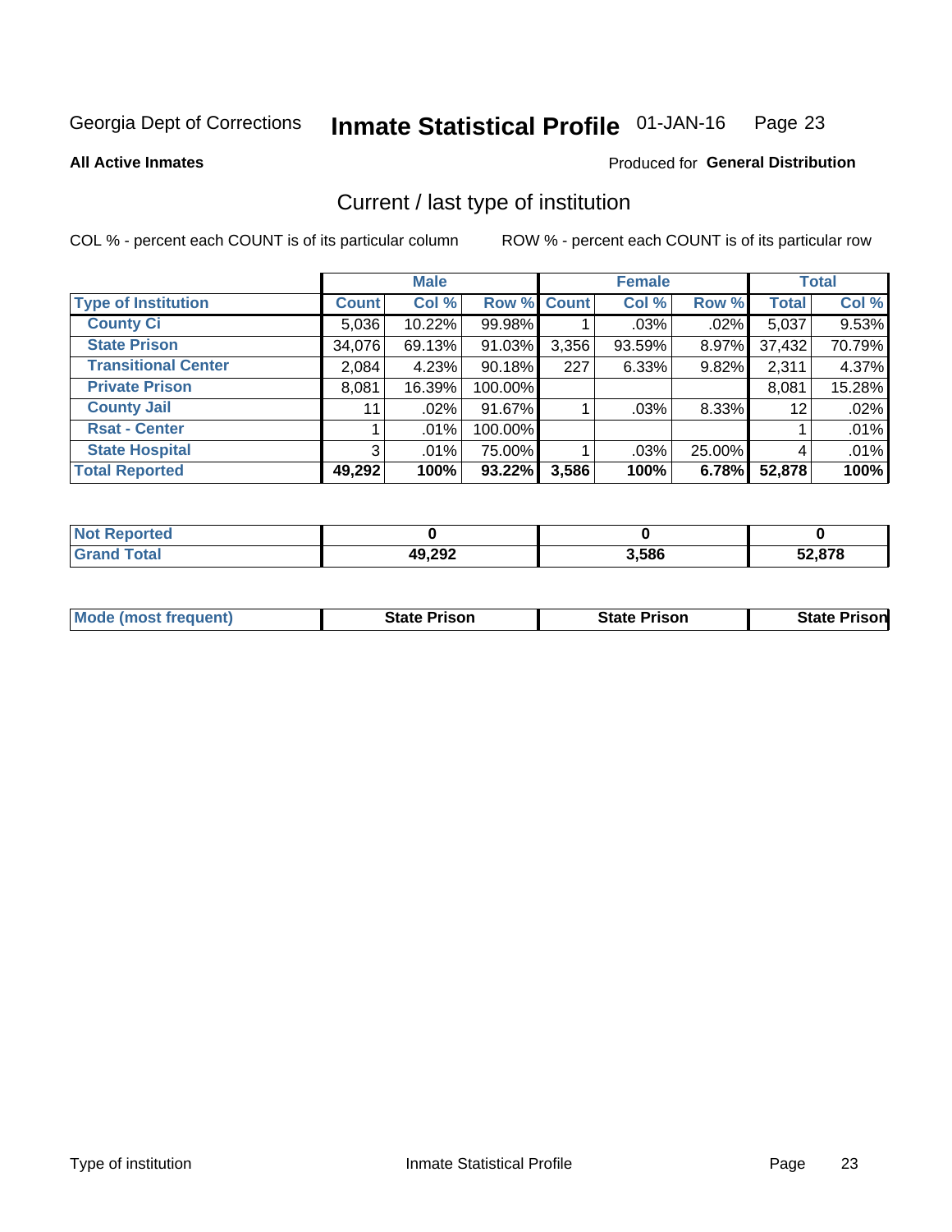Georgia Dept of Corrections **Inmate Statistical Profile** 01-JAN-16

**All Active Inmates**

Produced for **General Distribution**

## Current / last type of institution

COL % - percent each COUNT is of its particular column

ROW % - percent each COUNT is of its particular row

| | Male | | | Female | | | Total | |
|---|---|---|---|---|---|---|---|---|
| **Type of Institution** | **Count** | **Col %** | **Row %** | **Count** | **Col %** | **Row %** | **Total** | **Col %** |
| **County Ci** | 5,036 | 10.22% | 99.98% | 1 | .03% | .02% | 5,037 | 9.53% |
| **State Prison** | 34,076 | 69.13% | 91.03% | 3,356 | 93.59% | 8.97% | 37,432 | 70.79% |
| **Transitional Center** | 2,084 | 4.23% | 90.18% | 227 | 6.33% | 9.82% | 2,311 | 4.37% |
| **Private Prison** | 8,081 | 16.39% | 100.00% | | | | 8,081 | 15.28% |
| **County Jail** | 11 | .02% | 91.67% | 1 | .03% | 8.33% | 12 | .02% |
| **Rsat - Center** | 1 | .01% | 100.00% | | | | 1 | .01% |
| **State Hospital** | 3 | .01% | 75.00% | 1 | .03% | 25.00% | 4 | .01% |
| **Total Reported** | **49,292** | **100%** | **93.22%** | **3,586** | **100%** | **6.78%** | **52,878** | **100%** |

| | Male | Female | Total |
|---|---|---|---|
| **Not Reported** | **0** | **0** | **0** |
| **Grand Total** | **49,292** | **3,586** | **52,878** |

| | Male | Female | Total |
|---|---|---|---|
| **Mode (most frequent)** | **State Prison** | **State Prison** | **State Prison** |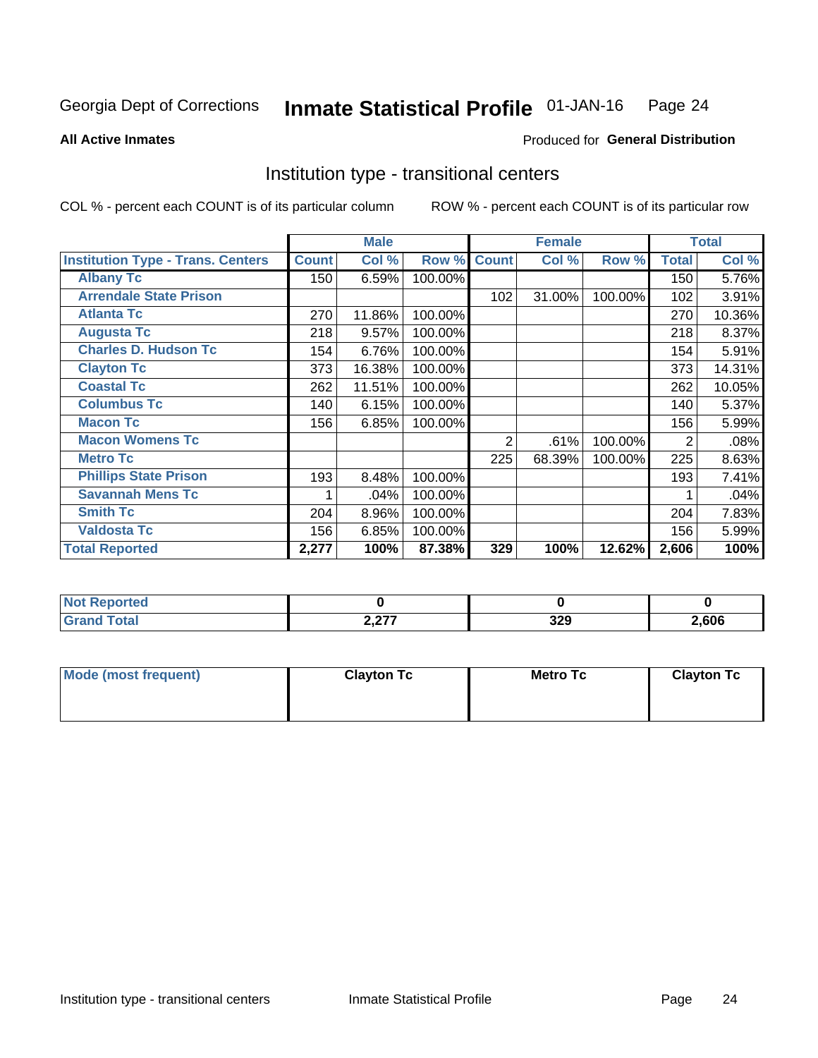Georgia Dept of Corrections **Inmate Statistical Profile** 01-JAN-16 Page 24

**All Active Inmates**

Produced for **General Distribution**

## Institution type - transitional centers

COL % - percent each COUNT is of its particular column

ROW % - percent each COUNT is of its particular row

| | Male | | | Female | | | Total | |
|---|---|---|---|---|---|---|---|---|
| **Institution Type - Trans. Centers** | **Count** | **Col %** | **Row %** | **Count** | **Col %** | **Row %** | **Total** | **Col %** |
| **Albany Tc** | 150 | 6.59% | 100.00% | | | | 150 | 5.76% |
| **Arrendale State Prison** | | | | 102 | 31.00% | 100.00% | 102 | 3.91% |
| **Atlanta Tc** | 270 | 11.86% | 100.00% | | | | 270 | 10.36% |
| **Augusta Tc** | 218 | 9.57% | 100.00% | | | | 218 | 8.37% |
| **Charles D. Hudson Tc** | 154 | 6.76% | 100.00% | | | | 154 | 5.91% |
| **Clayton Tc** | 373 | 16.38% | 100.00% | | | | 373 | 14.31% |
| **Coastal Tc** | 262 | 11.51% | 100.00% | | | | 262 | 10.05% |
| **Columbus Tc** | 140 | 6.15% | 100.00% | | | | 140 | 5.37% |
| **Macon Tc** | 156 | 6.85% | 100.00% | | | | 156 | 5.99% |
| **Macon Womens Tc** | | | | 2 | .61% | 100.00% | 2 | .08% |
| **Metro Tc** | | | | 225 | 68.39% | 100.00% | 225 | 8.63% |
| **Phillips State Prison** | 193 | 8.48% | 100.00% | | | | 193 | 7.41% |
| **Savannah Mens Tc** | 1 | .04% | 100.00% | | | | 1 | .04% |
| **Smith Tc** | 204 | 8.96% | 100.00% | | | | 204 | 7.83% |
| **Valdosta Tc** | 156 | 6.85% | 100.00% | | | | 156 | 5.99% |
| **Total Reported** | **2,277** | **100%** | **87.38%** | **329** | **100%** | **12.62%** | **2,606** | **100%** |

| | Male | Female | Total |
|---|---|---|---|
| **Not Reported** | **0** | **0** | **0** |
| **Grand Total** | **2,277** | **329** | **2,606** |

| | Male | Female | Total |
|---|---|---|---|
| **Mode (most frequent)** | **Clayton Tc** | **Metro Tc** | **Clayton Tc** |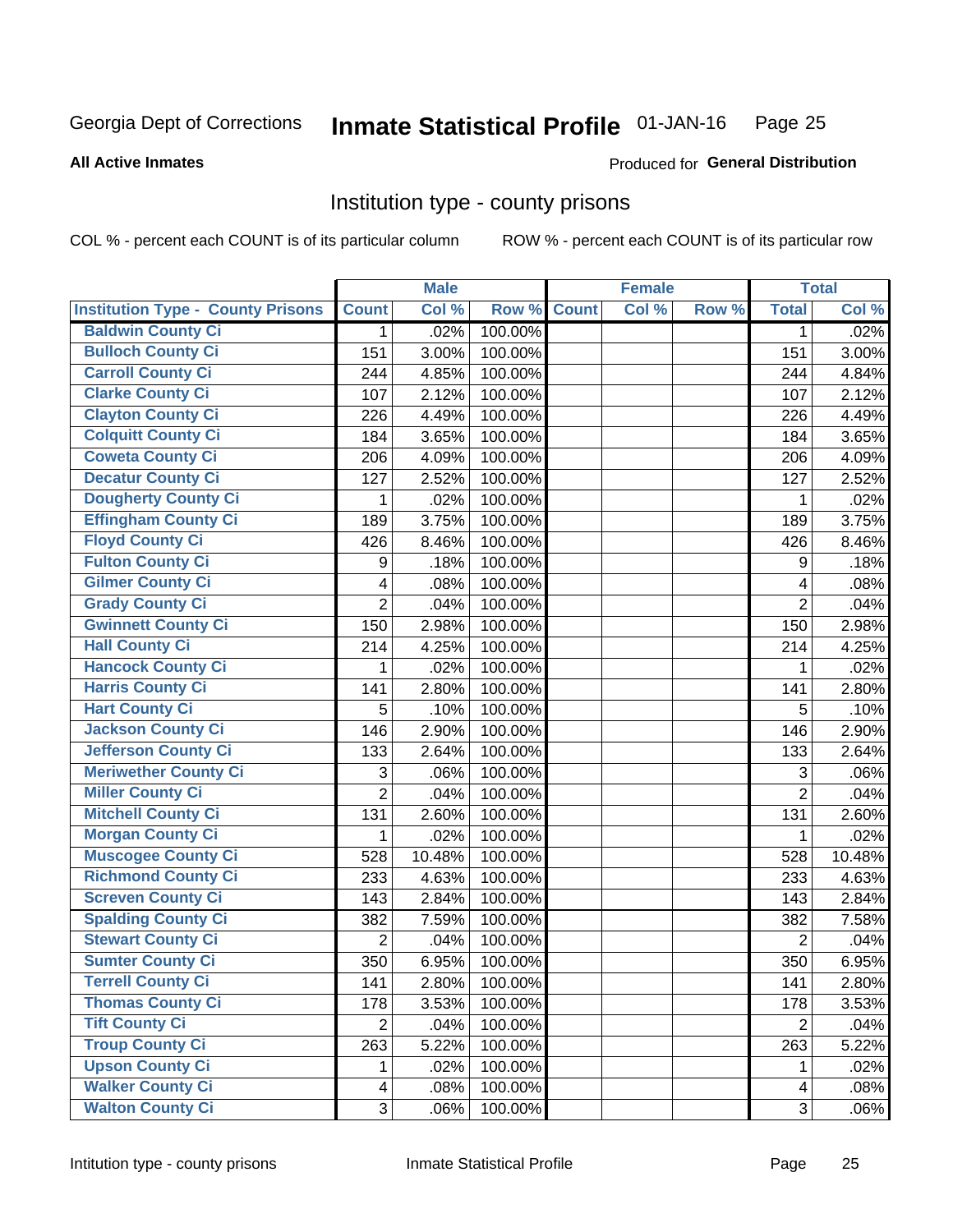Georgia Dept of Corrections **Inmate Statistical Profile** 01-JAN-16

**All Active Inmates**

Produced for **General Distribution**

## Institution type - county prisons

COL % - percent each COUNT is of its particular column

ROW % - percent each COUNT is of its particular row

| | Male | | | Female | | | Total | |
|---|---|---|---|---|---|---|---|---|
| Institution Type - County Prisons | Count | Col % | Row % | Count | Col % | Row % | Total | Col % |
| Baldwin County Ci | 1 | .02% | 100.00% | | | | 1 | .02% |
| Bulloch County Ci | 151 | 3.00% | 100.00% | | | | 151 | 3.00% |
| Carroll County Ci | 244 | 4.85% | 100.00% | | | | 244 | 4.84% |
| Clarke County Ci | 107 | 2.12% | 100.00% | | | | 107 | 2.12% |
| Clayton County Ci | 226 | 4.49% | 100.00% | | | | 226 | 4.49% |
| Colquitt County Ci | 184 | 3.65% | 100.00% | | | | 184 | 3.65% |
| Coweta County Ci | 206 | 4.09% | 100.00% | | | | 206 | 4.09% |
| Decatur County Ci | 127 | 2.52% | 100.00% | | | | 127 | 2.52% |
| Dougherty County Ci | 1 | .02% | 100.00% | | | | 1 | .02% |
| Effingham County Ci | 189 | 3.75% | 100.00% | | | | 189 | 3.75% |
| Floyd County Ci | 426 | 8.46% | 100.00% | | | | 426 | 8.46% |
| Fulton County Ci | 9 | .18% | 100.00% | | | | 9 | .18% |
| Gilmer County Ci | 4 | .08% | 100.00% | | | | 4 | .08% |
| Grady County Ci | 2 | .04% | 100.00% | | | | 2 | .04% |
| Gwinnett County Ci | 150 | 2.98% | 100.00% | | | | 150 | 2.98% |
| Hall County Ci | 214 | 4.25% | 100.00% | | | | 214 | 4.25% |
| Hancock County Ci | 1 | .02% | 100.00% | | | | 1 | .02% |
| Harris County Ci | 141 | 2.80% | 100.00% | | | | 141 | 2.80% |
| Hart County Ci | 5 | .10% | 100.00% | | | | 5 | .10% |
| Jackson County Ci | 146 | 2.90% | 100.00% | | | | 146 | 2.90% |
| Jefferson County Ci | 133 | 2.64% | 100.00% | | | | 133 | 2.64% |
| Meriwether County Ci | 3 | .06% | 100.00% | | | | 3 | .06% |
| Miller County Ci | 2 | .04% | 100.00% | | | | 2 | .04% |
| Mitchell County Ci | 131 | 2.60% | 100.00% | | | | 131 | 2.60% |
| Morgan County Ci | 1 | .02% | 100.00% | | | | 1 | .02% |
| Muscogee County Ci | 528 | 10.48% | 100.00% | | | | 528 | 10.48% |
| Richmond County Ci | 233 | 4.63% | 100.00% | | | | 233 | 4.63% |
| Screven County Ci | 143 | 2.84% | 100.00% | | | | 143 | 2.84% |
| Spalding County Ci | 382 | 7.59% | 100.00% | | | | 382 | 7.58% |
| Stewart County Ci | 2 | .04% | 100.00% | | | | 2 | .04% |
| Sumter County Ci | 350 | 6.95% | 100.00% | | | | 350 | 6.95% |
| Terrell County Ci | 141 | 2.80% | 100.00% | | | | 141 | 2.80% |
| Thomas County Ci | 178 | 3.53% | 100.00% | | | | 178 | 3.53% |
| Tift County Ci | 2 | .04% | 100.00% | | | | 2 | .04% |
| Troup County Ci | 263 | 5.22% | 100.00% | | | | 263 | 5.22% |
| Upson County Ci | 1 | .02% | 100.00% | | | | 1 | .02% |
| Walker County Ci | 4 | .08% | 100.00% | | | | 4 | .08% |
| Walton County Ci | 3 | .06% | 100.00% | | | | 3 | .06% |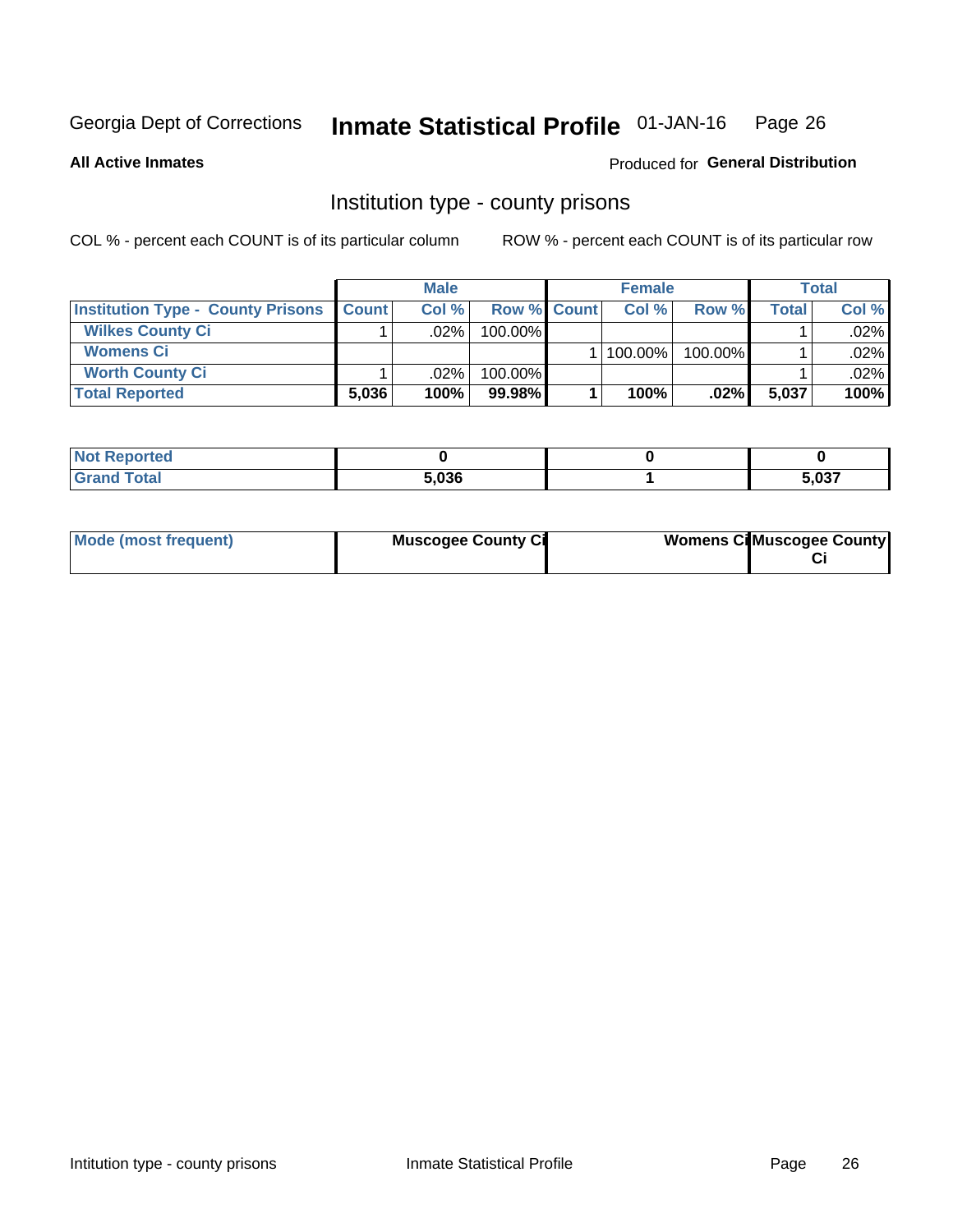Georgia Dept of Corrections **Inmate Statistical Profile** 01-JAN-16

**All Active Inmates**

Produced for **General Distribution**

## Institution type - county prisons

COL % - percent each COUNT is of its particular column

ROW % - percent each COUNT is of its particular row

| | Male | | | Female | | | Total | |
|---|---|---|---|---|---|---|---|---|
| **Institution Type - County Prisons** | **Count** | **Col %** | **Row %** | **Count** | **Col %** | **Row %** | **Total** | **Col %** |
| **Wilkes County Ci** | 1 | .02% | 100.00% | | | | 1 | .02% |
| **Womens Ci** | | | | 1 | 100.00% | 100.00% | 1 | .02% |
| **Worth County Ci** | 1 | .02% | 100.00% | | | | 1 | .02% |
| **Total Reported** | **5,036** | **100%** | **99.98%** | **1** | **100%** | **.02%** | **5,037** | **100%** |

| | Male | Female | Total |
|---|---|---|---|
| **Not Reported** | **0** | **0** | **0** |
| **Grand Total** | **5,036** | **1** | **5,037** |

| | Male | Female | Total |
|---|---|---|---|
| **Mode (most frequent)** | **Muscogee County Ci** | **Womens Ci** | **Muscogee County Ci** |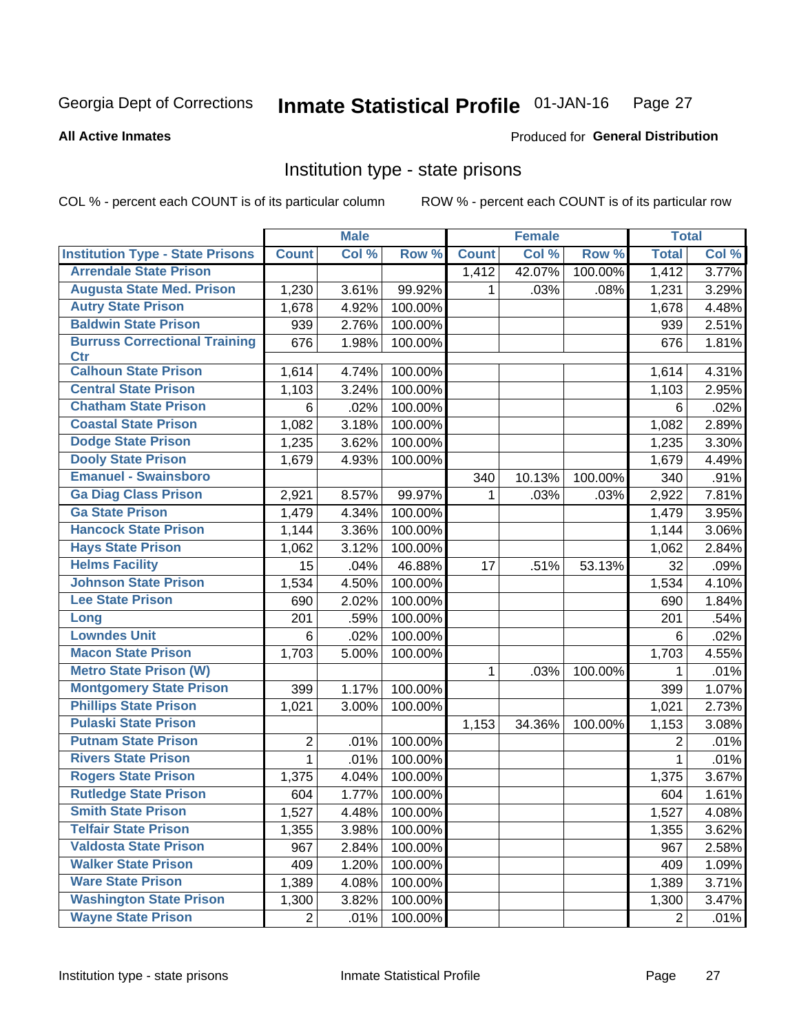Georgia Dept of Corrections **Inmate Statistical Profile** 01-JAN-16

**All Active Inmates**

Produced for **General Distribution**

## Institution type - state prisons

COL % - percent each COUNT is of its particular column    ROW % - percent each COUNT is of its particular row

| | Male | | | Female | | | Total | |
|---|---|---|---|---|---|---|---|---|
| **Institution Type - State Prisons** | **Count** | **Col %** | **Row %** | **Count** | **Col %** | **Row %** | **Total** | **Col %** |
| Arrendale State Prison | | | | 1,412 | 42.07% | 100.00% | 1,412 | 3.77% |
| Augusta State Med. Prison | 1,230 | 3.61% | 99.92% | 1 | .03% | .08% | 1,231 | 3.29% |
| Autry State Prison | 1,678 | 4.92% | 100.00% | | | | 1,678 | 4.48% |
| Baldwin State Prison | 939 | 2.76% | 100.00% | | | | 939 | 2.51% |
| Burruss Correctional Training Ctr | 676 | 1.98% | 100.00% | | | | 676 | 1.81% |
| Calhoun State Prison | 1,614 | 4.74% | 100.00% | | | | 1,614 | 4.31% |
| Central State Prison | 1,103 | 3.24% | 100.00% | | | | 1,103 | 2.95% |
| Chatham State Prison | 6 | .02% | 100.00% | | | | 6 | .02% |
| Coastal State Prison | 1,082 | 3.18% | 100.00% | | | | 1,082 | 2.89% |
| Dodge State Prison | 1,235 | 3.62% | 100.00% | | | | 1,235 | 3.30% |
| Dooly State Prison | 1,679 | 4.93% | 100.00% | | | | 1,679 | 4.49% |
| Emanuel - Swainsboro | | | | 340 | 10.13% | 100.00% | 340 | .91% |
| Ga Diag Class Prison | 2,921 | 8.57% | 99.97% | 1 | .03% | .03% | 2,922 | 7.81% |
| Ga State Prison | 1,479 | 4.34% | 100.00% | | | | 1,479 | 3.95% |
| Hancock State Prison | 1,144 | 3.36% | 100.00% | | | | 1,144 | 3.06% |
| Hays State Prison | 1,062 | 3.12% | 100.00% | | | | 1,062 | 2.84% |
| Helms Facility | 15 | .04% | 46.88% | 17 | .51% | 53.13% | 32 | .09% |
| Johnson State Prison | 1,534 | 4.50% | 100.00% | | | | 1,534 | 4.10% |
| Lee State Prison | 690 | 2.02% | 100.00% | | | | 690 | 1.84% |
| Long | 201 | .59% | 100.00% | | | | 201 | .54% |
| Lowndes Unit | 6 | .02% | 100.00% | | | | 6 | .02% |
| Macon State Prison | 1,703 | 5.00% | 100.00% | | | | 1,703 | 4.55% |
| Metro State Prison (W) | | | | 1 | .03% | 100.00% | 1 | .01% |
| Montgomery State Prison | 399 | 1.17% | 100.00% | | | | 399 | 1.07% |
| Phillips State Prison | 1,021 | 3.00% | 100.00% | | | | 1,021 | 2.73% |
| Pulaski State Prison | | | | 1,153 | 34.36% | 100.00% | 1,153 | 3.08% |
| Putnam State Prison | 2 | .01% | 100.00% | | | | 2 | .01% |
| Rivers State Prison | 1 | .01% | 100.00% | | | | 1 | .01% |
| Rogers State Prison | 1,375 | 4.04% | 100.00% | | | | 1,375 | 3.67% |
| Rutledge State Prison | 604 | 1.77% | 100.00% | | | | 604 | 1.61% |
| Smith State Prison | 1,527 | 4.48% | 100.00% | | | | 1,527 | 4.08% |
| Telfair State Prison | 1,355 | 3.98% | 100.00% | | | | 1,355 | 3.62% |
| Valdosta State Prison | 967 | 2.84% | 100.00% | | | | 967 | 2.58% |
| Walker State Prison | 409 | 1.20% | 100.00% | | | | 409 | 1.09% |
| Ware State Prison | 1,389 | 4.08% | 100.00% | | | | 1,389 | 3.71% |
| Washington State Prison | 1,300 | 3.82% | 100.00% | | | | 1,300 | 3.47% |
| Wayne State Prison | 2 | .01% | 100.00% | | | | 2 | .01% |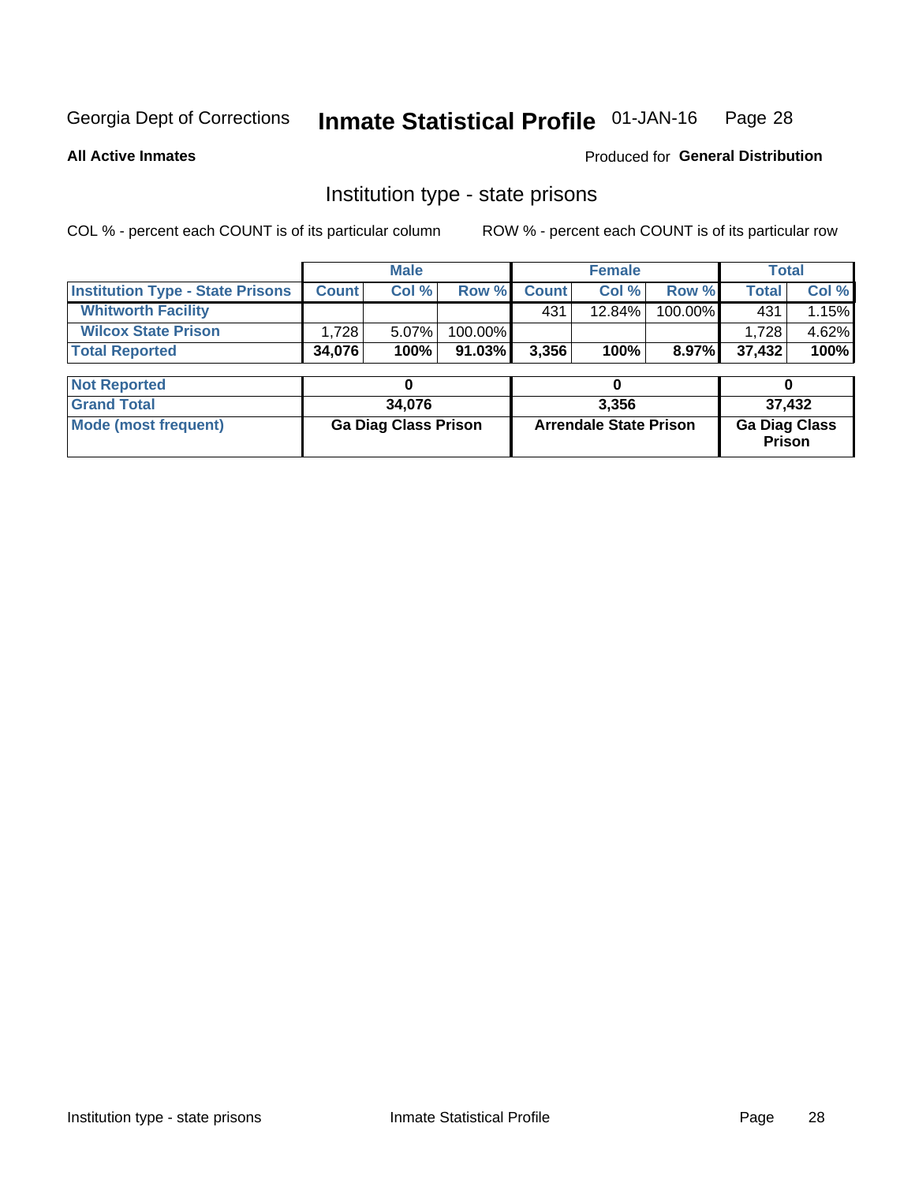Georgia Dept of Corrections **Inmate Statistical Profile** 01-JAN-16

**All Active Inmates**

Produced for **General Distribution**

## Institution type - state prisons

COL % - percent each COUNT is of its particular column ROW % - percent each COUNT is of its particular row

| | Male | | | Female | | | Total | |
|---|---|---|---|---|---|---|---|---|
| **Institution Type - State Prisons** | **Count** | **Col %** | **Row %** | **Count** | **Col %** | **Row %** | **Total** | **Col %** |
| **Whitworth Facility** | | | | 431 | 12.84% | 100.00% | 431 | 1.15% |
| **Wilcox State Prison** | 1,728 | 5.07% | 100.00% | | | | 1,728 | 4.62% |
| **Total Reported** | **34,076** | **100%** | **91.03%** | **3,356** | **100%** | **8.97%** | **37,432** | **100%** |
| **Not Reported** | **0** | | | **0** | | | **0** | |
| **Grand Total** | **34,076** | | | **3,356** | | | **37,432** | |
| **Mode (most frequent)** | **Ga Diag Class Prison** | | | **Arrendale State Prison** | | | **Ga Diag Class Prison** | |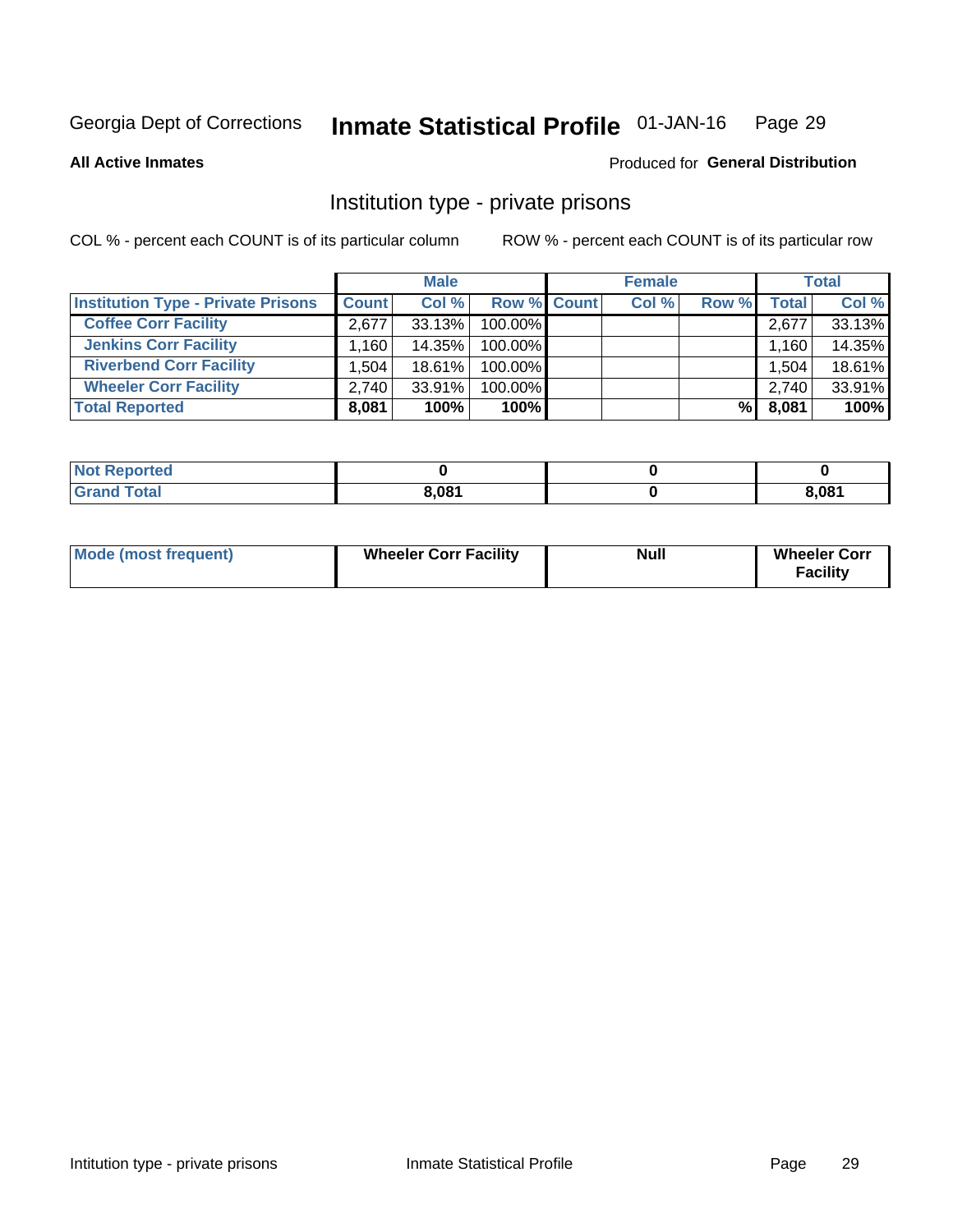Georgia Dept of Corrections **Inmate Statistical Profile** 01-JAN-16

**All Active Inmates**

Produced for **General Distribution**

## Institution type - private prisons

COL % - percent each COUNT is of its particular column

ROW % - percent each COUNT is of its particular row

| | Male | | | Female | | | Total | |
|---|---|---|---|---|---|---|---|---|
| **Institution Type - Private Prisons** | **Count** | **Col %** | **Row %** | **Count** | **Col %** | **Row %** | **Total** | **Col %** |
| **Coffee Corr Facility** | 2,677 | 33.13% | 100.00% | | | | 2,677 | 33.13% |
| **Jenkins Corr Facility** | 1,160 | 14.35% | 100.00% | | | | 1,160 | 14.35% |
| **Riverbend Corr Facility** | 1,504 | 18.61% | 100.00% | | | | 1,504 | 18.61% |
| **Wheeler Corr Facility** | 2,740 | 33.91% | 100.00% | | | | 2,740 | 33.91% |
| **Total Reported** | **8,081** | **100%** | **100%** | | | **%** | **8,081** | **100%** |

| | Male | Female | Total |
|---|---|---|---|
| **Not Reported** | **0** | **0** | **0** |
| **Grand Total** | **8,081** | **0** | **8,081** |

| | Male | Female | Total |
|---|---|---|---|
| **Mode (most frequent)** | **Wheeler Corr Facility** | **Null** | **Wheeler Corr Facility** |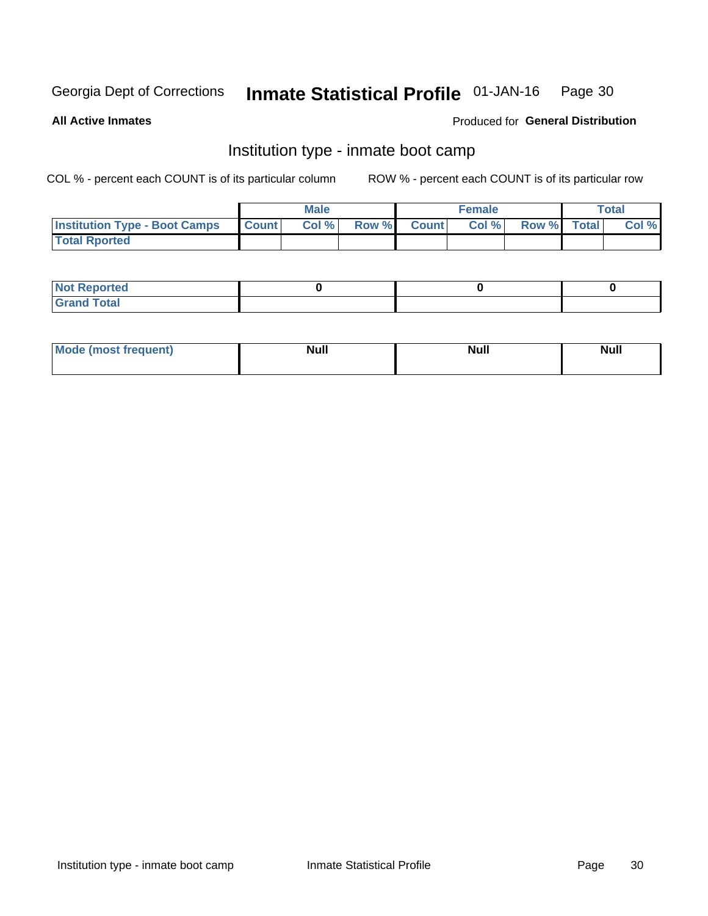Georgia Dept of Corrections **Inmate Statistical Profile** 01-JAN-16

**All Active Inmates**

Produced for **General Distribution**

## Institution type - inmate boot camp

COL % - percent each COUNT is of its particular column

ROW % - percent each COUNT is of its particular row

| | Male | | | Female | | | Total | |
|---|---|---|---|---|---|---|---|---|
| **Institution Type - Boot Camps** | **Count** | **Col %** | **Row %** | **Count** | **Col %** | **Row %** | **Total** | **Col %** |
| **Total Rported** | | | | | | | | |

| | Male | Female | Total |
|---|---|---|---|
| **Not Reported** | **0** | **0** | **0** |
| **Grand Total** | | | |

| | Male | Female | Total |
|---|---|---|---|
| **Mode (most frequent)** | **Null** | **Null** | **Null** |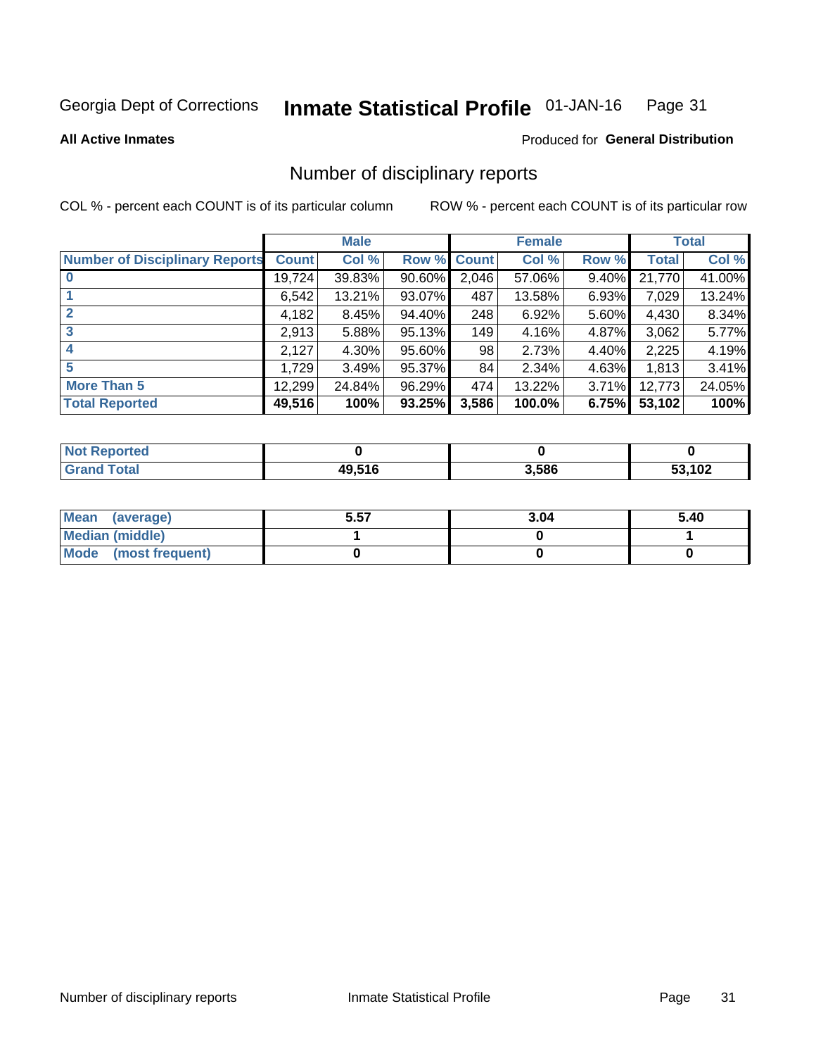Georgia Dept of Corrections **Inmate Statistical Profile** 01-JAN-16

**All Active Inmates** Produced for **General Distribution**

## Number of disciplinary reports

COL % - percent each COUNT is of its particular column    ROW % - percent each COUNT is of its particular row

| | Male | | | Female | | | Total | |
|---|---|---|---|---|---|---|---|---|
| **Number of Disciplinary Reports** | **Count** | **Col %** | **Row %** | **Count** | **Col %** | **Row %** | **Total** | **Col %** |
| **0** | 19,724 | 39.83% | 90.60% | 2,046 | 57.06% | 9.40% | 21,770 | 41.00% |
| **1** | 6,542 | 13.21% | 93.07% | 487 | 13.58% | 6.93% | 7,029 | 13.24% |
| **2** | 4,182 | 8.45% | 94.40% | 248 | 6.92% | 5.60% | 4,430 | 8.34% |
| **3** | 2,913 | 5.88% | 95.13% | 149 | 4.16% | 4.87% | 3,062 | 5.77% |
| **4** | 2,127 | 4.30% | 95.60% | 98 | 2.73% | 4.40% | 2,225 | 4.19% |
| **5** | 1,729 | 3.49% | 95.37% | 84 | 2.34% | 4.63% | 1,813 | 3.41% |
| **More Than 5** | 12,299 | 24.84% | 96.29% | 474 | 13.22% | 3.71% | 12,773 | 24.05% |
| **Total Reported** | **49,516** | **100%** | **93.25%** | **3,586** | **100.0%** | **6.75%** | **53,102** | **100%** |

| | Male | Female | Total |
|---|---|---|---|
| **Not Reported** | 0 | 0 | 0 |
| **Grand Total** | 49,516 | 3,586 | 53,102 |

| | Male | Female | Total |
|---|---|---|---|
| **Mean (average)** | 5.57 | 3.04 | 5.40 |
| **Median (middle)** | 1 | 0 | 1 |
| **Mode (most frequent)** | 0 | 0 | 0 |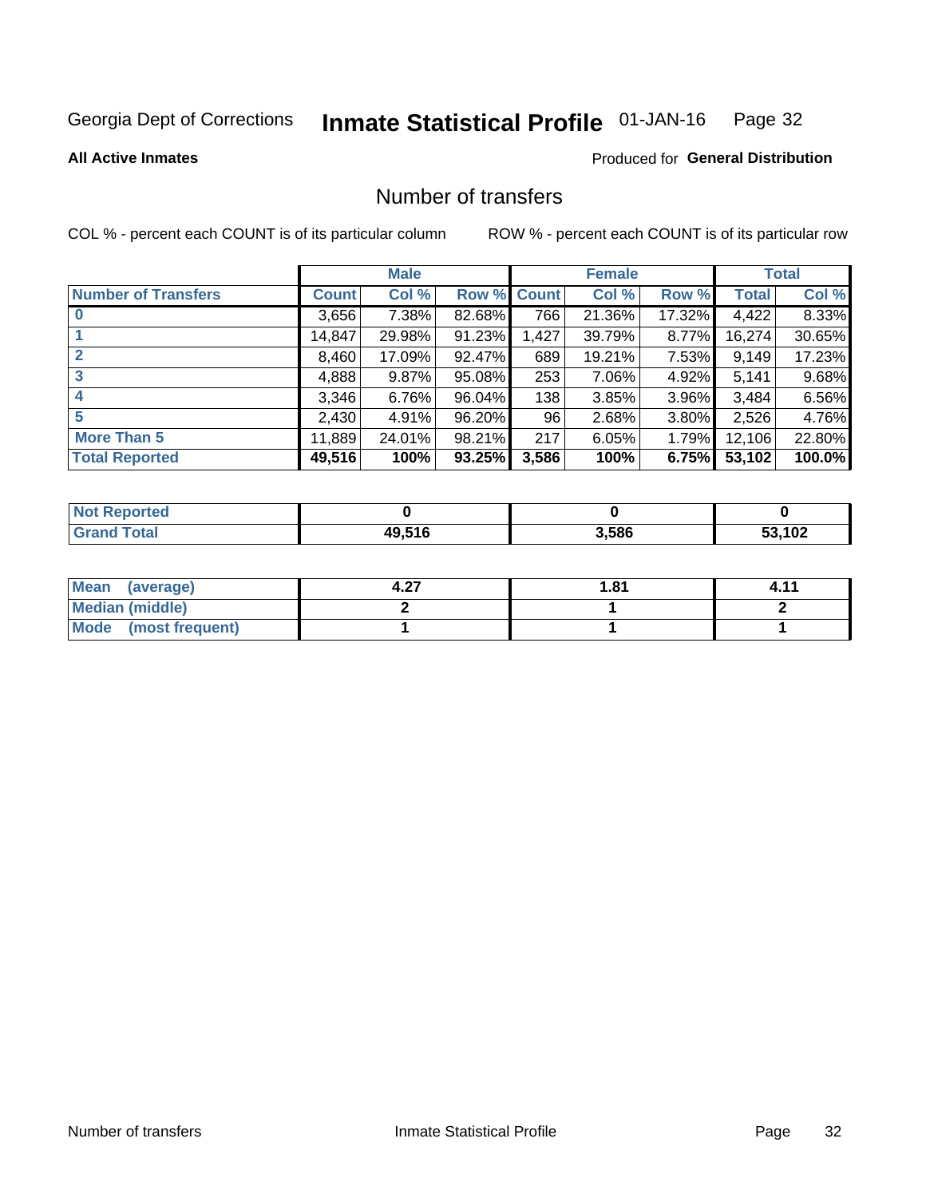Georgia Dept of Corrections **Inmate Statistical Profile** 01-JAN-16

**All Active Inmates**

Produced for **General Distribution**

## Number of transfers

COL % - percent each COUNT is of its particular column    ROW % - percent each COUNT is of its particular row

| | Male | | | Female | | | Total | |
|---|---|---|---|---|---|---|---|---|
| **Number of Transfers** | **Count** | **Col %** | **Row %** | **Count** | **Col %** | **Row %** | **Total** | **Col %** |
| **0** | 3,656 | 7.38% | 82.68% | 766 | 21.36% | 17.32% | 4,422 | 8.33% |
| **1** | 14,847 | 29.98% | 91.23% | 1,427 | 39.79% | 8.77% | 16,274 | 30.65% |
| **2** | 8,460 | 17.09% | 92.47% | 689 | 19.21% | 7.53% | 9,149 | 17.23% |
| **3** | 4,888 | 9.87% | 95.08% | 253 | 7.06% | 4.92% | 5,141 | 9.68% |
| **4** | 3,346 | 6.76% | 96.04% | 138 | 3.85% | 3.96% | 3,484 | 6.56% |
| **5** | 2,430 | 4.91% | 96.20% | 96 | 2.68% | 3.80% | 2,526 | 4.76% |
| **More Than 5** | 11,889 | 24.01% | 98.21% | 217 | 6.05% | 1.79% | 12,106 | 22.80% |
| **Total Reported** | **49,516** | **100%** | **93.25%** | **3,586** | **100%** | **6.75%** | **53,102** | **100.0%** |

| | Male | Female | Total |
|---|---|---|---|
| **Not Reported** | **0** | **0** | **0** |
| **Grand Total** | **49,516** | **3,586** | **53,102** |

| | Male | Female | Total |
|---|---|---|---|
| **Mean (average)** | **4.27** | **1.81** | **4.11** |
| **Median (middle)** | **2** | **1** | **2** |
| **Mode (most frequent)** | **1** | **1** | **1** |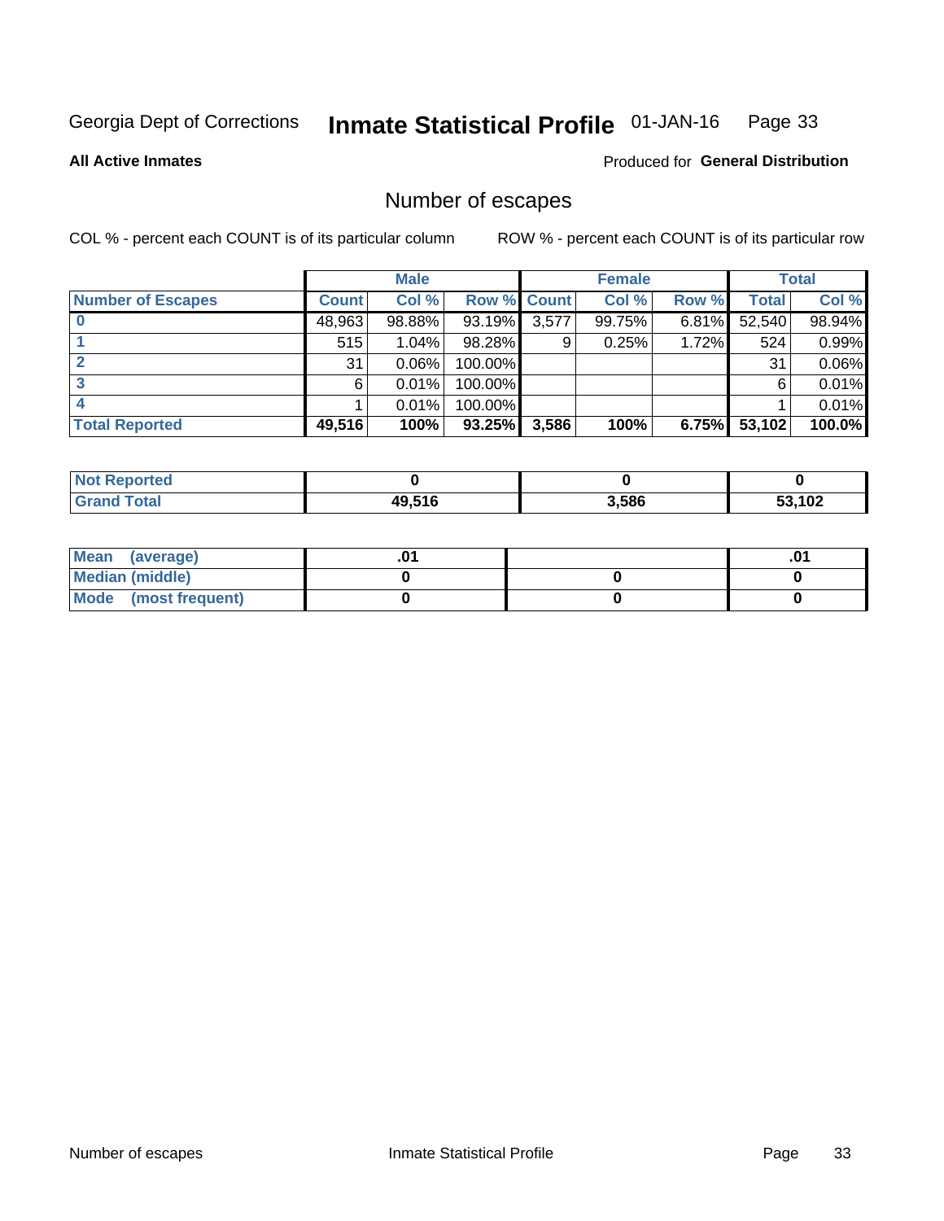Georgia Dept of Corrections **Inmate Statistical Profile** 01-JAN-16

**All Active Inmates**

Produced for **General Distribution**

## Number of escapes

COL % - percent each COUNT is of its particular column

ROW % - percent each COUNT is of its particular row

| | Male | | | Female | | | Total | |
|---|---|---|---|---|---|---|---|---|
| **Number of Escapes** | **Count** | **Col %** | **Row %** | **Count** | **Col %** | **Row %** | **Total** | **Col %** |
| **0** | 48,963 | 98.88% | 93.19% | 3,577 | 99.75% | 6.81% | 52,540 | 98.94% |
| **1** | 515 | 1.04% | 98.28% | 9 | 0.25% | 1.72% | 524 | 0.99% |
| **2** | 31 | 0.06% | 100.00% | | | | 31 | 0.06% |
| **3** | 6 | 0.01% | 100.00% | | | | 6 | 0.01% |
| **4** | 1 | 0.01% | 100.00% | | | | 1 | 0.01% |
| **Total Reported** | **49,516** | **100%** | **93.25%** | **3,586** | **100%** | **6.75%** | **53,102** | **100.0%** |

| | Male | Female | Total |
|---|---|---|---|
| **Not Reported** | **0** | **0** | **0** |
| **Grand Total** | **49,516** | **3,586** | **53,102** |

| | Male | Female | Total |
|---|---|---|---|
| **Mean (average)** | **.01** | | **.01** |
| **Median (middle)** | **0** | **0** | **0** |
| **Mode (most frequent)** | **0** | **0** | **0** |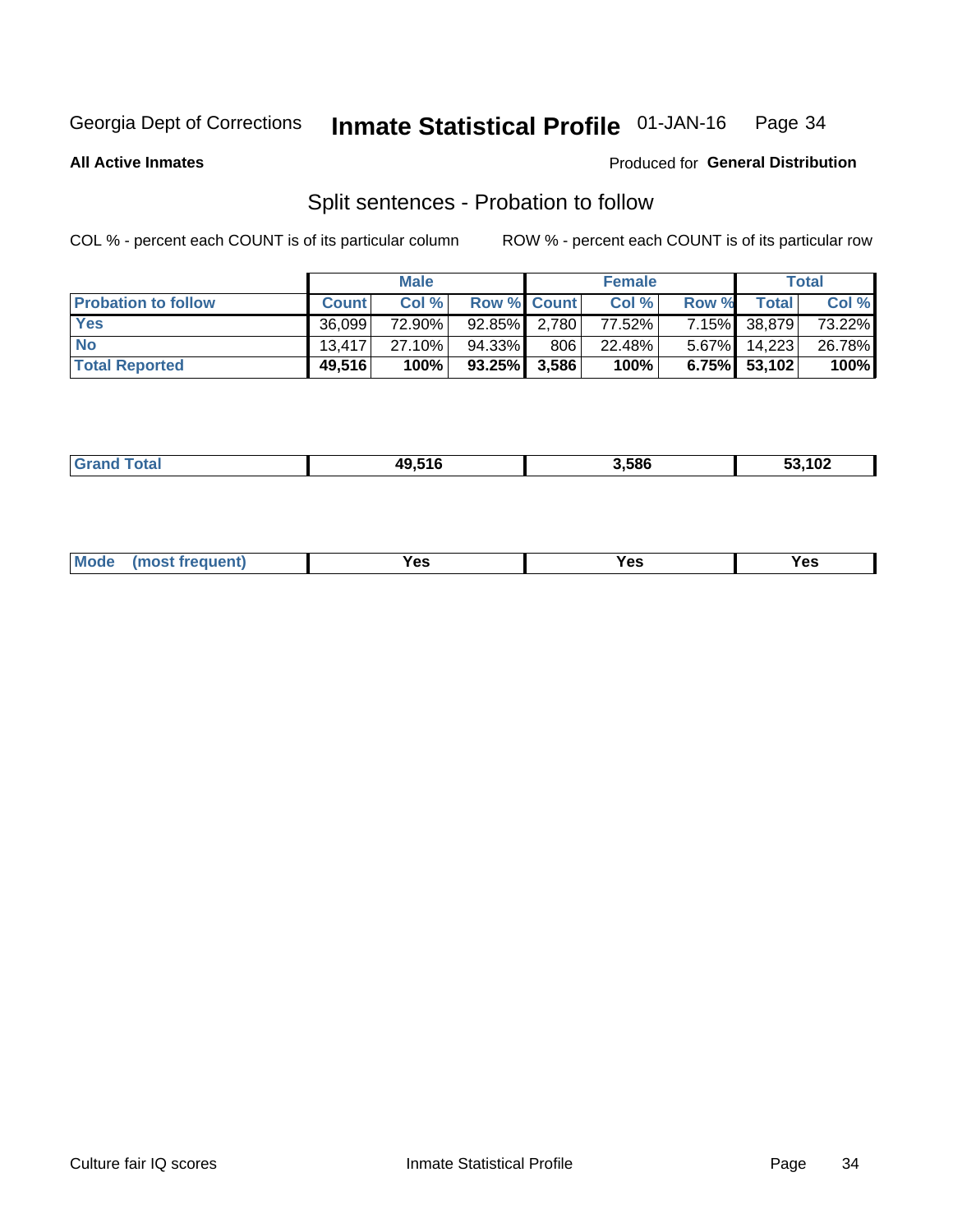Georgia Dept of Corrections **Inmate Statistical Profile** 01-JAN-16

**All Active Inmates**

Produced for **General Distribution**

## Split sentences - Probation to follow

COL % - percent each COUNT is of its particular column

ROW % - percent each COUNT is of its particular row

| | Male | | | Female | | | Total | |
|---|---|---|---|---|---|---|---|---|
| **Probation to follow** | **Count** | **Col %** | **Row %** | **Count** | **Col %** | **Row %** | **Total** | **Col %** |
| **Yes** | 36,099 | 72.90% | 92.85% | 2,780 | 77.52% | 7.15% | 38,879 | 73.22% |
| **No** | 13,417 | 27.10% | 94.33% | 806 | 22.48% | 5.67% | 14,223 | 26.78% |
| **Total Reported** | **49,516** | **100%** | **93.25%** | **3,586** | **100%** | **6.75%** | **53,102** | **100%** |

| | Male | Female | Total |
|---|---|---|---|
| **Grand Total** | **49,516** | **3,586** | **53,102** |

| | Male | Female | Total |
|---|---|---|---|
| **Mode (most frequent)** | **Yes** | **Yes** | **Yes** |

Culture fair IQ scores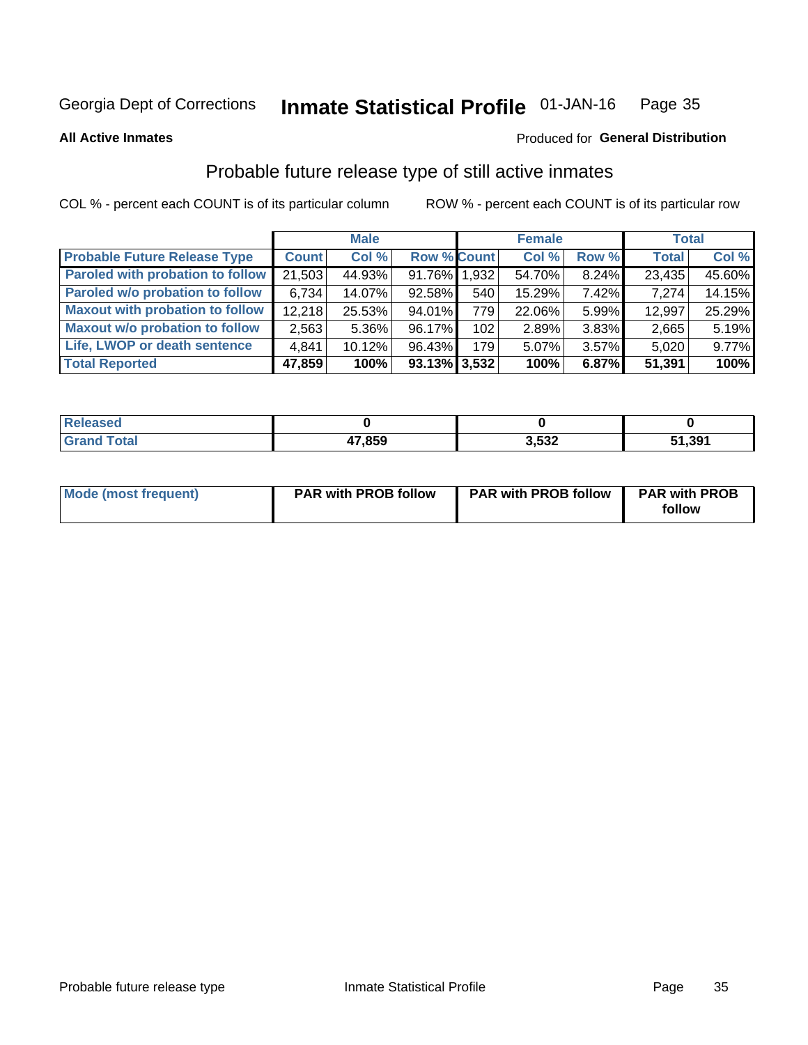Georgia Dept of Corrections **Inmate Statistical Profile** 01-JAN-16

**All Active Inmates**

Produced for **General Distribution**

## Probable future release type of still active inmates

COL % - percent each COUNT is of its particular column

ROW % - percent each COUNT is of its particular row

| | Male | | | Female | | | Total | |
|---|---|---|---|---|---|---|---|---|
| **Probable Future Release Type** | **Count** | **Col %** | **Row %** | **Count** | **Col %** | **Row %** | **Total** | **Col %** |
| Paroled with probation to follow | 21,503 | 44.93% | 91.76% | 1,932 | 54.70% | 8.24% | 23,435 | 45.60% |
| Paroled w/o probation to follow | 6,734 | 14.07% | 92.58% | 540 | 15.29% | 7.42% | 7,274 | 14.15% |
| Maxout with probation to follow | 12,218 | 25.53% | 94.01% | 779 | 22.06% | 5.99% | 12,997 | 25.29% |
| Maxout w/o probation to follow | 2,563 | 5.36% | 96.17% | 102 | 2.89% | 3.83% | 2,665 | 5.19% |
| Life, LWOP or death sentence | 4,841 | 10.12% | 96.43% | 179 | 5.07% | 3.57% | 5,020 | 9.77% |
| **Total Reported** | **47,859** | **100%** | **93.13%** | **3,532** | **100%** | **6.87%** | **51,391** | **100%** |

| | Male | Female | Total |
|---|---|---|---|
| Released | 0 | 0 | 0 |
| Grand Total | 47,859 | 3,532 | 51,391 |

| | Male | Female | Total |
|---|---|---|---|
| Mode (most frequent) | PAR with PROB follow | PAR with PROB follow | PAR with PROB follow |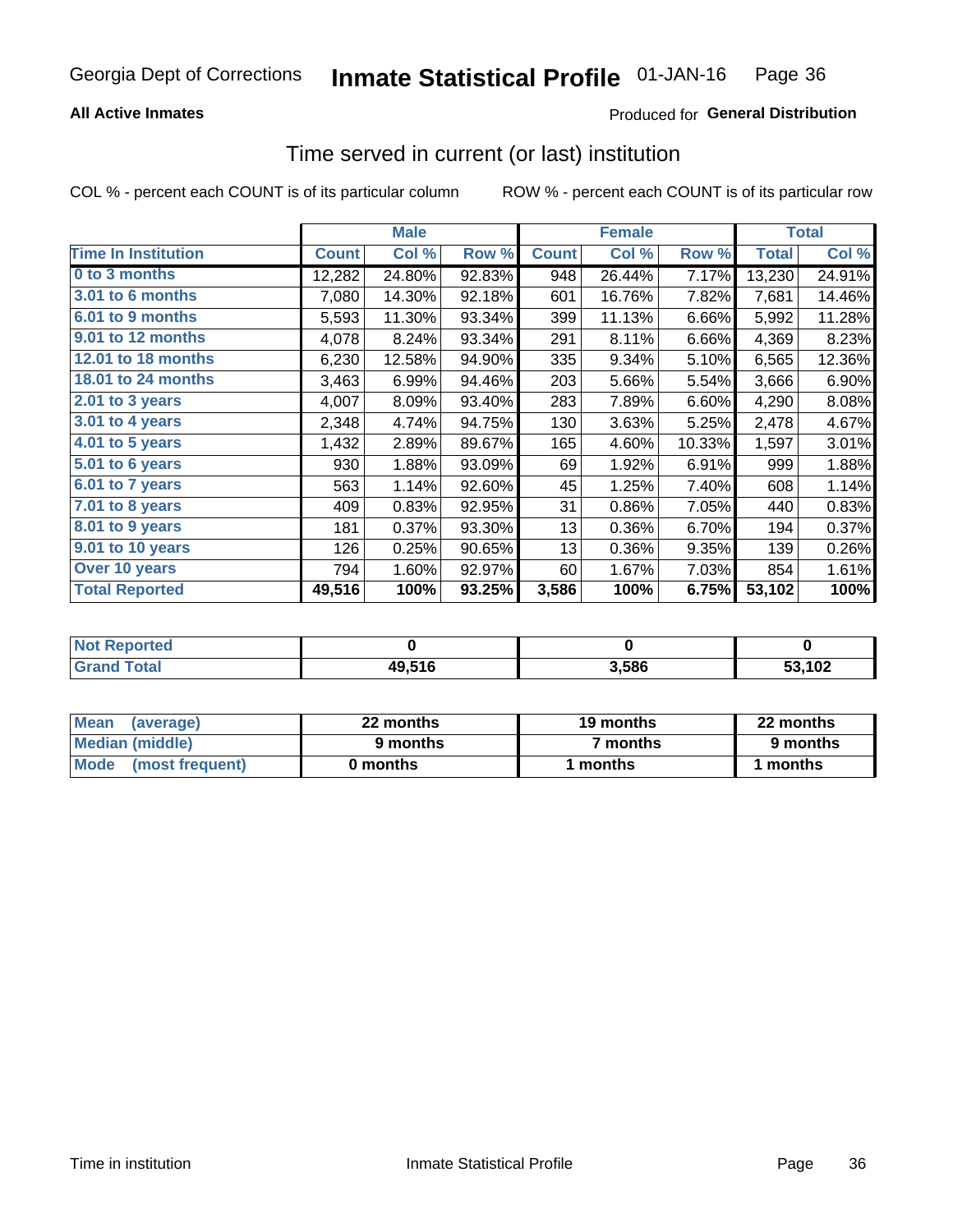Georgia Dept of Corrections **Inmate Statistical Profile** 01-JAN-16

**All Active Inmates**

Produced for **General Distribution**

## Time served in current (or last) institution

COL % - percent each COUNT is of its particular column ROW % - percent each COUNT is of its particular row

| | Male | | | Female | | | Total | |
|---|---|---|---|---|---|---|---|---|
| Time In Institution | Count | Col % | Row % | Count | Col % | Row % | Total | Col % |
| 0 to 3 months | 12,282 | 24.80% | 92.83% | 948 | 26.44% | 7.17% | 13,230 | 24.91% |
| 3.01 to 6 months | 7,080 | 14.30% | 92.18% | 601 | 16.76% | 7.82% | 7,681 | 14.46% |
| 6.01 to 9 months | 5,593 | 11.30% | 93.34% | 399 | 11.13% | 6.66% | 5,992 | 11.28% |
| 9.01 to 12 months | 4,078 | 8.24% | 93.34% | 291 | 8.11% | 6.66% | 4,369 | 8.23% |
| 12.01 to 18 months | 6,230 | 12.58% | 94.90% | 335 | 9.34% | 5.10% | 6,565 | 12.36% |
| 18.01 to 24 months | 3,463 | 6.99% | 94.46% | 203 | 5.66% | 5.54% | 3,666 | 6.90% |
| 2.01 to 3 years | 4,007 | 8.09% | 93.40% | 283 | 7.89% | 6.60% | 4,290 | 8.08% |
| 3.01 to 4 years | 2,348 | 4.74% | 94.75% | 130 | 3.63% | 5.25% | 2,478 | 4.67% |
| 4.01 to 5 years | 1,432 | 2.89% | 89.67% | 165 | 4.60% | 10.33% | 1,597 | 3.01% |
| 5.01 to 6 years | 930 | 1.88% | 93.09% | 69 | 1.92% | 6.91% | 999 | 1.88% |
| 6.01 to 7 years | 563 | 1.14% | 92.60% | 45 | 1.25% | 7.40% | 608 | 1.14% |
| 7.01 to 8 years | 409 | 0.83% | 92.95% | 31 | 0.86% | 7.05% | 440 | 0.83% |
| 8.01 to 9 years | 181 | 0.37% | 93.30% | 13 | 0.36% | 6.70% | 194 | 0.37% |
| 9.01 to 10 years | 126 | 0.25% | 90.65% | 13 | 0.36% | 9.35% | 139 | 0.26% |
| Over 10 years | 794 | 1.60% | 92.97% | 60 | 1.67% | 7.03% | 854 | 1.61% |
| **Total Reported** | **49,516** | **100%** | **93.25%** | **3,586** | **100%** | **6.75%** | **53,102** | **100%** |

| | Male | Female | Total |
|---|---|---|---|
| Not Reported | 0 | 0 | 0 |
| Grand Total | 49,516 | 3,586 | 53,102 |

| | Male | Female | Total |
|---|---|---|---|
| Mean (average) | 22 months | 19 months | 22 months |
| Median (middle) | 9 months | 7 months | 9 months |
| Mode (most frequent) | 0 months | 1 months | 1 months |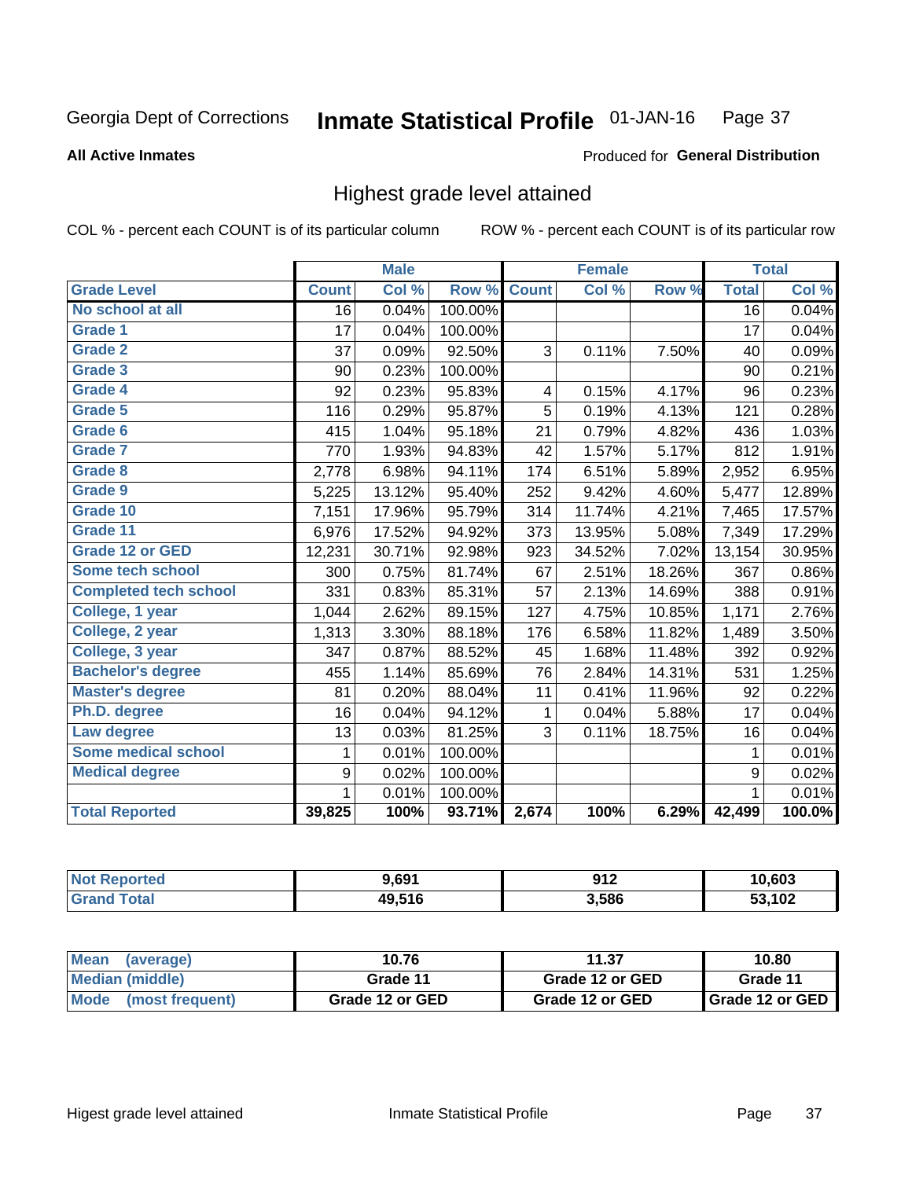Georgia Dept of Corrections **Inmate Statistical Profile** 01-JAN-16 Page 37

**All Active Inmates**

Produced for **General Distribution**

## Highest grade level attained

COL % - percent each COUNT is of its particular column ROW % - percent each COUNT is of its particular row

| | Male | | | Female | | | Total | |
|---|---|---|---|---|---|---|---|---|
| **Grade Level** | **Count** | **Col %** | **Row %** | **Count** | **Col %** | **Row %** | **Total** | **Col %** |
| No school at all | 16 | 0.04% | 100.00% | | | | 16 | 0.04% |
| Grade 1 | 17 | 0.04% | 100.00% | | | | 17 | 0.04% |
| Grade 2 | 37 | 0.09% | 92.50% | 3 | 0.11% | 7.50% | 40 | 0.09% |
| Grade 3 | 90 | 0.23% | 100.00% | | | | 90 | 0.21% |
| Grade 4 | 92 | 0.23% | 95.83% | 4 | 0.15% | 4.17% | 96 | 0.23% |
| Grade 5 | 116 | 0.29% | 95.87% | 5 | 0.19% | 4.13% | 121 | 0.28% |
| Grade 6 | 415 | 1.04% | 95.18% | 21 | 0.79% | 4.82% | 436 | 1.03% |
| Grade 7 | 770 | 1.93% | 94.83% | 42 | 1.57% | 5.17% | 812 | 1.91% |
| Grade 8 | 2,778 | 6.98% | 94.11% | 174 | 6.51% | 5.89% | 2,952 | 6.95% |
| Grade 9 | 5,225 | 13.12% | 95.40% | 252 | 9.42% | 4.60% | 5,477 | 12.89% |
| Grade 10 | 7,151 | 17.96% | 95.79% | 314 | 11.74% | 4.21% | 7,465 | 17.57% |
| Grade 11 | 6,976 | 17.52% | 94.92% | 373 | 13.95% | 5.08% | 7,349 | 17.29% |
| Grade 12 or GED | 12,231 | 30.71% | 92.98% | 923 | 34.52% | 7.02% | 13,154 | 30.95% |
| Some tech school | 300 | 0.75% | 81.74% | 67 | 2.51% | 18.26% | 367 | 0.86% |
| Completed tech school | 331 | 0.83% | 85.31% | 57 | 2.13% | 14.69% | 388 | 0.91% |
| College, 1 year | 1,044 | 2.62% | 89.15% | 127 | 4.75% | 10.85% | 1,171 | 2.76% |
| College, 2 year | 1,313 | 3.30% | 88.18% | 176 | 6.58% | 11.82% | 1,489 | 3.50% |
| College, 3 year | 347 | 0.87% | 88.52% | 45 | 1.68% | 11.48% | 392 | 0.92% |
| Bachelor's degree | 455 | 1.14% | 85.69% | 76 | 2.84% | 14.31% | 531 | 1.25% |
| Master's degree | 81 | 0.20% | 88.04% | 11 | 0.41% | 11.96% | 92 | 0.22% |
| Ph.D. degree | 16 | 0.04% | 94.12% | 1 | 0.04% | 5.88% | 17 | 0.04% |
| Law degree | 13 | 0.03% | 81.25% | 3 | 0.11% | 18.75% | 16 | 0.04% |
| Some medical school | 1 | 0.01% | 100.00% | | | | 1 | 0.01% |
| Medical degree | 9 | 0.02% | 100.00% | | | | 9 | 0.02% |
| | 1 | 0.01% | 100.00% | | | | 1 | 0.01% |
| **Total Reported** | **39,825** | **100%** | **93.71%** | **2,674** | **100%** | **6.29%** | **42,499** | **100.0%** |

| | Male | Female | Total |
|---|---|---|---|
| Not Reported | 9,691 | 912 | 10,603 |
| Grand Total | 49,516 | 3,586 | 53,102 |

| | Male | Female | Total |
|---|---|---|---|
| Mean (average) | 10.76 | 11.37 | 10.80 |
| Median (middle) | Grade 11 | Grade 12 or GED | Grade 11 |
| Mode (most frequent) | Grade 12 or GED | Grade 12 or GED | Grade 12 or GED |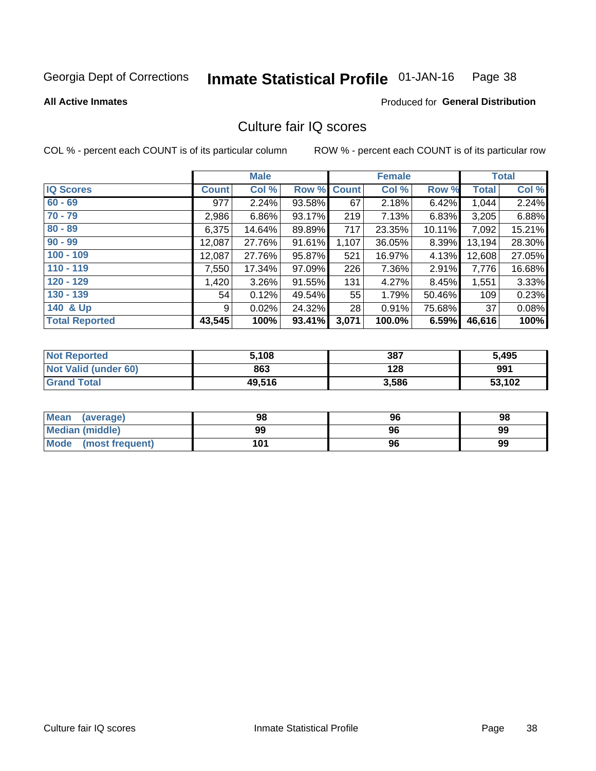Georgia Dept of Corrections **Inmate Statistical Profile** 01-JAN-16

**All Active Inmates**

Produced for **General Distribution**

## Culture fair IQ scores

COL % - percent each COUNT is of its particular column

ROW % - percent each COUNT is of its particular row

| | Male | | | Female | | | Total | |
|---|---|---|---|---|---|---|---|---|
| **IQ Scores** | **Count** | **Col %** | **Row %** | **Count** | **Col %** | **Row %** | **Total** | **Col %** |
| **60 - 69** | 977 | 2.24% | 93.58% | 67 | 2.18% | 6.42% | 1,044 | 2.24% |
| **70 - 79** | 2,986 | 6.86% | 93.17% | 219 | 7.13% | 6.83% | 3,205 | 6.88% |
| **80 - 89** | 6,375 | 14.64% | 89.89% | 717 | 23.35% | 10.11% | 7,092 | 15.21% |
| **90 - 99** | 12,087 | 27.76% | 91.61% | 1,107 | 36.05% | 8.39% | 13,194 | 28.30% |
| **100 - 109** | 12,087 | 27.76% | 95.87% | 521 | 16.97% | 4.13% | 12,608 | 27.05% |
| **110 - 119** | 7,550 | 17.34% | 97.09% | 226 | 7.36% | 2.91% | 7,776 | 16.68% |
| **120 - 129** | 1,420 | 3.26% | 91.55% | 131 | 4.27% | 8.45% | 1,551 | 3.33% |
| **130 - 139** | 54 | 0.12% | 49.54% | 55 | 1.79% | 50.46% | 109 | 0.23% |
| **140 & Up** | 9 | 0.02% | 24.32% | 28 | 0.91% | 75.68% | 37 | 0.08% |
| **Total Reported** | **43,545** | **100%** | **93.41%** | **3,071** | **100.0%** | **6.59%** | **46,616** | **100%** |

| | Male | Female | Total |
|---|---|---|---|
| **Not Reported** | **5,108** | **387** | **5,495** |
| **Not Valid (under 60)** | **863** | **128** | **991** |
| **Grand Total** | **49,516** | **3,586** | **53,102** |

| | Male | Female | Total |
|---|---|---|---|
| **Mean (average)** | **98** | **96** | **98** |
| **Median (middle)** | **99** | **96** | **99** |
| **Mode (most frequent)** | **101** | **96** | **99** |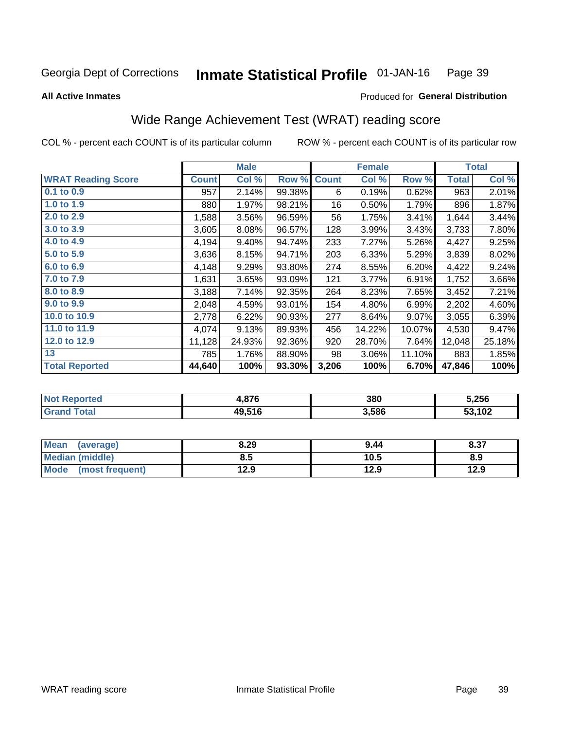Georgia Dept of Corrections **Inmate Statistical Profile** 01-JAN-16

**All Active Inmates** Produced for **General Distribution**

## Wide Range Achievement Test (WRAT) reading score

COL % - percent each COUNT is of its particular column ROW % - percent each COUNT is of its particular row

| | Male | | | Female | | | Total | |
|---|---|---|---|---|---|---|---|---|
| **WRAT Reading Score** | **Count** | **Col %** | **Row %** | **Count** | **Col %** | **Row %** | **Total** | **Col %** |
| 0.1 to 0.9 | 957 | 2.14% | 99.38% | 6 | 0.19% | 0.62% | 963 | 2.01% |
| 1.0 to 1.9 | 880 | 1.97% | 98.21% | 16 | 0.50% | 1.79% | 896 | 1.87% |
| 2.0 to 2.9 | 1,588 | 3.56% | 96.59% | 56 | 1.75% | 3.41% | 1,644 | 3.44% |
| 3.0 to 3.9 | 3,605 | 8.08% | 96.57% | 128 | 3.99% | 3.43% | 3,733 | 7.80% |
| 4.0 to 4.9 | 4,194 | 9.40% | 94.74% | 233 | 7.27% | 5.26% | 4,427 | 9.25% |
| 5.0 to 5.9 | 3,636 | 8.15% | 94.71% | 203 | 6.33% | 5.29% | 3,839 | 8.02% |
| 6.0 to 6.9 | 4,148 | 9.29% | 93.80% | 274 | 8.55% | 6.20% | 4,422 | 9.24% |
| 7.0 to 7.9 | 1,631 | 3.65% | 93.09% | 121 | 3.77% | 6.91% | 1,752 | 3.66% |
| 8.0 to 8.9 | 3,188 | 7.14% | 92.35% | 264 | 8.23% | 7.65% | 3,452 | 7.21% |
| 9.0 to 9.9 | 2,048 | 4.59% | 93.01% | 154 | 4.80% | 6.99% | 2,202 | 4.60% |
| 10.0 to 10.9 | 2,778 | 6.22% | 90.93% | 277 | 8.64% | 9.07% | 3,055 | 6.39% |
| 11.0 to 11.9 | 4,074 | 9.13% | 89.93% | 456 | 14.22% | 10.07% | 4,530 | 9.47% |
| 12.0 to 12.9 | 11,128 | 24.93% | 92.36% | 920 | 28.70% | 7.64% | 12,048 | 25.18% |
| 13 | 785 | 1.76% | 88.90% | 98 | 3.06% | 11.10% | 883 | 1.85% |
| **Total Reported** | **44,640** | **100%** | **93.30%** | **3,206** | **100%** | **6.70%** | **47,846** | **100%** |

| | Male | Female | Total |
|---|---|---|---|
| Not Reported | 4,876 | 380 | 5,256 |
| Grand Total | 49,516 | 3,586 | 53,102 |

| | Male | Female | Total |
|---|---|---|---|
| Mean (average) | 8.29 | 9.44 | 8.37 |
| Median (middle) | 8.5 | 10.5 | 8.9 |
| Mode (most frequent) | 12.9 | 12.9 | 12.9 |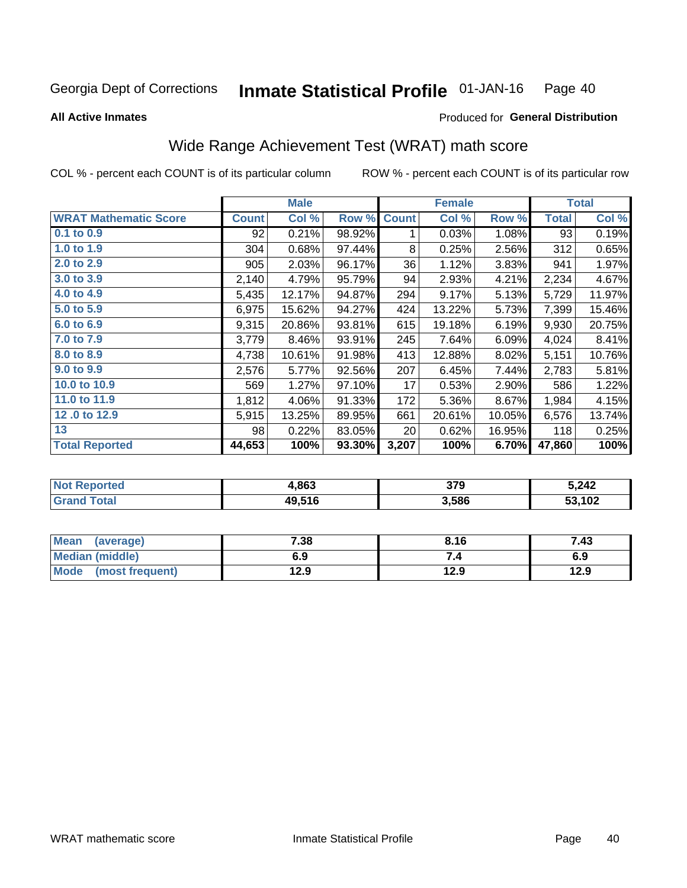Georgia Dept of Corrections **Inmate Statistical Profile** 01-JAN-16

**All Active Inmates**

Produced for **General Distribution**

## Wide Range Achievement Test (WRAT) math score

COL % - percent each COUNT is of its particular column

ROW % - percent each COUNT is of its particular row

| | Male | | | Female | | | Total | |
|---|---|---|---|---|---|---|---|---|
| **WRAT Mathematic Score** | **Count** | **Col %** | **Row %** | **Count** | **Col %** | **Row %** | **Total** | **Col %** |
| 0.1 to 0.9 | 92 | 0.21% | 98.92% | 1 | 0.03% | 1.08% | 93 | 0.19% |
| 1.0 to 1.9 | 304 | 0.68% | 97.44% | 8 | 0.25% | 2.56% | 312 | 0.65% |
| 2.0 to 2.9 | 905 | 2.03% | 96.17% | 36 | 1.12% | 3.83% | 941 | 1.97% |
| 3.0 to 3.9 | 2,140 | 4.79% | 95.79% | 94 | 2.93% | 4.21% | 2,234 | 4.67% |
| 4.0 to 4.9 | 5,435 | 12.17% | 94.87% | 294 | 9.17% | 5.13% | 5,729 | 11.97% |
| 5.0 to 5.9 | 6,975 | 15.62% | 94.27% | 424 | 13.22% | 5.73% | 7,399 | 15.46% |
| 6.0 to 6.9 | 9,315 | 20.86% | 93.81% | 615 | 19.18% | 6.19% | 9,930 | 20.75% |
| 7.0 to 7.9 | 3,779 | 8.46% | 93.91% | 245 | 7.64% | 6.09% | 4,024 | 8.41% |
| 8.0 to 8.9 | 4,738 | 10.61% | 91.98% | 413 | 12.88% | 8.02% | 5,151 | 10.76% |
| 9.0 to 9.9 | 2,576 | 5.77% | 92.56% | 207 | 6.45% | 7.44% | 2,783 | 5.81% |
| 10.0 to 10.9 | 569 | 1.27% | 97.10% | 17 | 0.53% | 2.90% | 586 | 1.22% |
| 11.0 to 11.9 | 1,812 | 4.06% | 91.33% | 172 | 5.36% | 8.67% | 1,984 | 4.15% |
| 12 .0 to 12.9 | 5,915 | 13.25% | 89.95% | 661 | 20.61% | 10.05% | 6,576 | 13.74% |
| 13 | 98 | 0.22% | 83.05% | 20 | 0.62% | 16.95% | 118 | 0.25% |
| **Total Reported** | **44,653** | **100%** | **93.30%** | **3,207** | **100%** | **6.70%** | **47,860** | **100%** |

| | Male | Female | Total |
|---|---|---|---|
| **Not Reported** | **4,863** | **379** | **5,242** |
| **Grand Total** | **49,516** | **3,586** | **53,102** |

| | Male | Female | Total |
|---|---|---|---|
| **Mean (average)** | **7.38** | **8.16** | **7.43** |
| **Median (middle)** | **6.9** | **7.4** | **6.9** |
| **Mode (most frequent)** | **12.9** | **12.9** | **12.9** |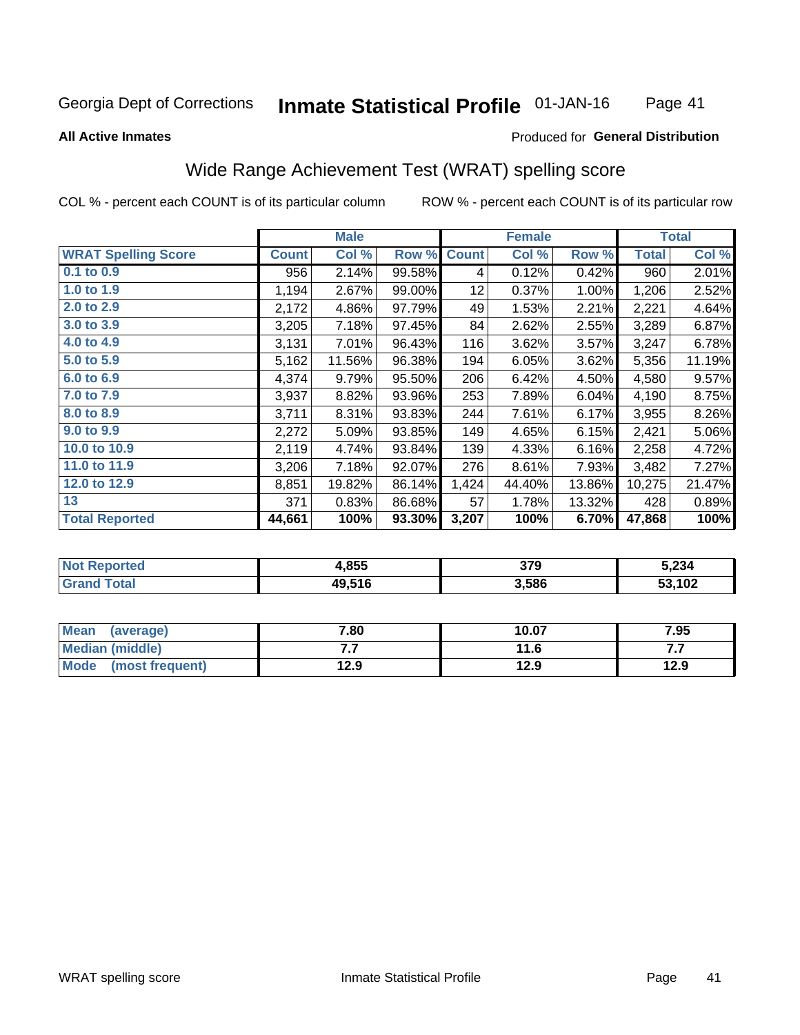Georgia Dept of Corrections **Inmate Statistical Profile** 01-JAN-16

**All Active Inmates**

Produced for **General Distribution**

## Wide Range Achievement Test (WRAT) spelling score

COL % - percent each COUNT is of its particular column ROW % - percent each COUNT is of its particular row

| | Male | | | Female | | | Total | |
|---|---|---|---|---|---|---|---|---|
| **WRAT Spelling Score** | **Count** | **Col %** | **Row %** | **Count** | **Col %** | **Row %** | **Total** | **Col %** |
| **0.1 to 0.9** | 956 | 2.14% | 99.58% | 4 | 0.12% | 0.42% | 960 | 2.01% |
| **1.0 to 1.9** | 1,194 | 2.67% | 99.00% | 12 | 0.37% | 1.00% | 1,206 | 2.52% |
| **2.0 to 2.9** | 2,172 | 4.86% | 97.79% | 49 | 1.53% | 2.21% | 2,221 | 4.64% |
| **3.0 to 3.9** | 3,205 | 7.18% | 97.45% | 84 | 2.62% | 2.55% | 3,289 | 6.87% |
| **4.0 to 4.9** | 3,131 | 7.01% | 96.43% | 116 | 3.62% | 3.57% | 3,247 | 6.78% |
| **5.0 to 5.9** | 5,162 | 11.56% | 96.38% | 194 | 6.05% | 3.62% | 5,356 | 11.19% |
| **6.0 to 6.9** | 4,374 | 9.79% | 95.50% | 206 | 6.42% | 4.50% | 4,580 | 9.57% |
| **7.0 to 7.9** | 3,937 | 8.82% | 93.96% | 253 | 7.89% | 6.04% | 4,190 | 8.75% |
| **8.0 to 8.9** | 3,711 | 8.31% | 93.83% | 244 | 7.61% | 6.17% | 3,955 | 8.26% |
| **9.0 to 9.9** | 2,272 | 5.09% | 93.85% | 149 | 4.65% | 6.15% | 2,421 | 5.06% |
| **10.0 to 10.9** | 2,119 | 4.74% | 93.84% | 139 | 4.33% | 6.16% | 2,258 | 4.72% |
| **11.0 to 11.9** | 3,206 | 7.18% | 92.07% | 276 | 8.61% | 7.93% | 3,482 | 7.27% |
| **12.0 to 12.9** | 8,851 | 19.82% | 86.14% | 1,424 | 44.40% | 13.86% | 10,275 | 21.47% |
| **13** | 371 | 0.83% | 86.68% | 57 | 1.78% | 13.32% | 428 | 0.89% |
| **Total Reported** | **44,661** | **100%** | **93.30%** | **3,207** | **100%** | **6.70%** | **47,868** | **100%** |

| | Male | Female | Total |
|---|---|---|---|
| **Not Reported** | **4,855** | **379** | **5,234** |
| **Grand Total** | **49,516** | **3,586** | **53,102** |

| | Male | Female | Total |
|---|---|---|---|
| **Mean (average)** | **7.80** | **10.07** | **7.95** |
| **Median (middle)** | **7.7** | **11.6** | **7.7** |
| **Mode (most frequent)** | **12.9** | **12.9** | **12.9** |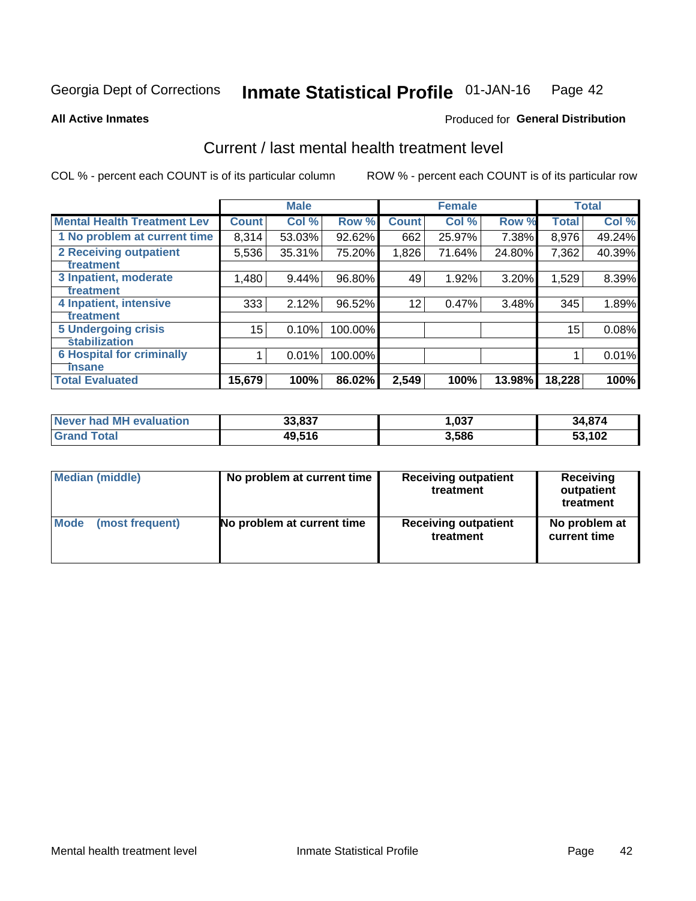Georgia Dept of Corrections **Inmate Statistical Profile** 01-JAN-16 Page 42

**All Active Inmates**

Produced for **General Distribution**

## Current / last mental health treatment level

COL % - percent each COUNT is of its particular column

ROW % - percent each COUNT is of its particular row

| | Male | | | Female | | | Total | |
|---|---|---|---|---|---|---|---|---|
| **Mental Health Treatment Lev** | **Count** | **Col %** | **Row %** | **Count** | **Col %** | **Row %** | **Total** | **Col %** |
| 1 No problem at current time | 8,314 | 53.03% | 92.62% | 662 | 25.97% | 7.38% | 8,976 | 49.24% |
| 2 Receiving outpatient treatment | 5,536 | 35.31% | 75.20% | 1,826 | 71.64% | 24.80% | 7,362 | 40.39% |
| 3 Inpatient, moderate treatment | 1,480 | 9.44% | 96.80% | 49 | 1.92% | 3.20% | 1,529 | 8.39% |
| 4 Inpatient, intensive treatment | 333 | 2.12% | 96.52% | 12 | 0.47% | 3.48% | 345 | 1.89% |
| 5 Undergoing crisis stabilization | 15 | 0.10% | 100.00% | | | | 15 | 0.08% |
| 6 Hospital for criminally insane | 1 | 0.01% | 100.00% | | | | 1 | 0.01% |
| **Total Evaluated** | **15,679** | **100%** | **86.02%** | **2,549** | **100%** | **13.98%** | **18,228** | **100%** |

| | Male | Female | Total |
|---|---|---|---|
| Never had MH evaluation | 33,837 | 1,037 | 34,874 |
| Grand Total | 49,516 | 3,586 | 53,102 |

| | Male | Female | Total |
|---|---|---|---|
| Median (middle) | No problem at current time | Receiving outpatient treatment | Receiving outpatient treatment |
| Mode (most frequent) | No problem at current time | Receiving outpatient treatment | No problem at current time |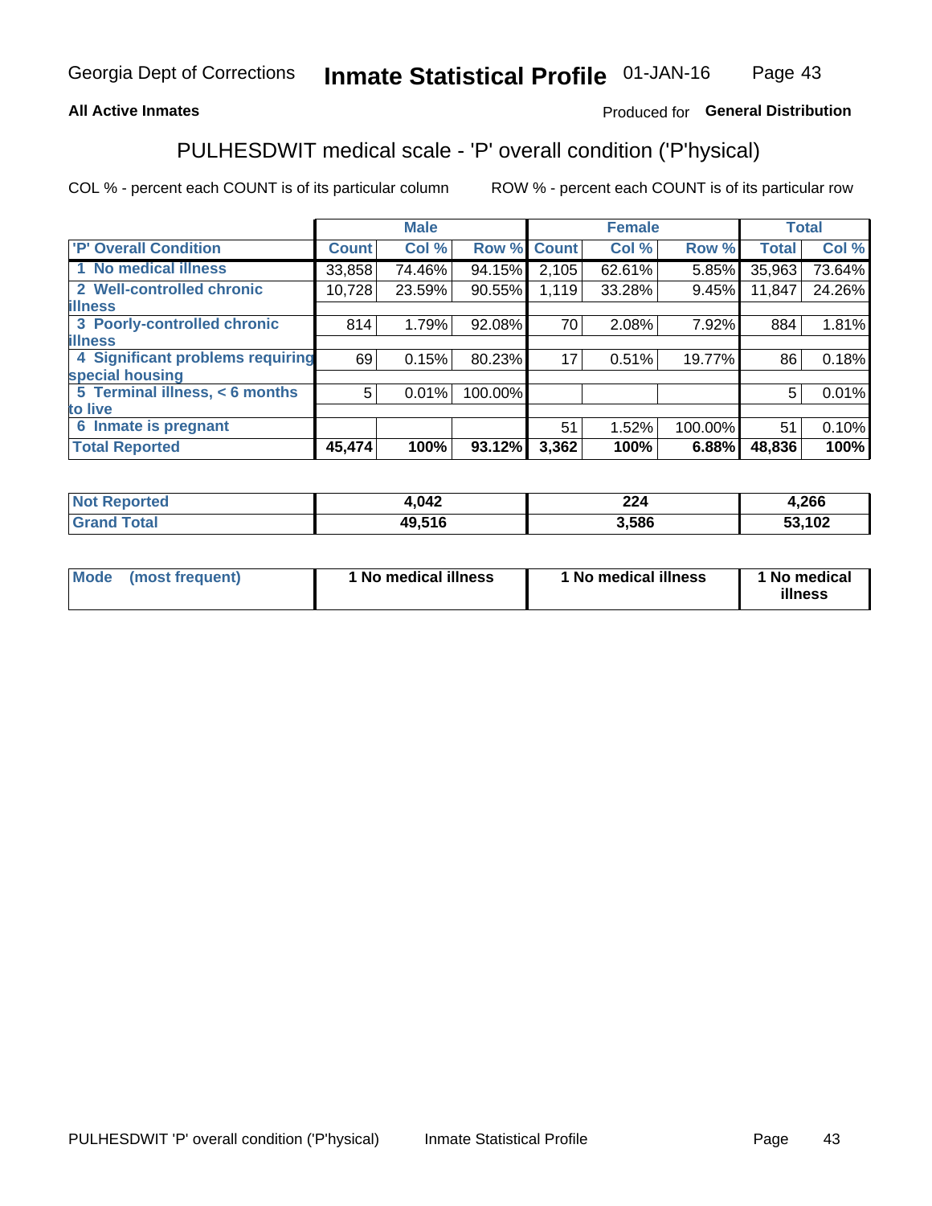Georgia Dept of Corrections **Inmate Statistical Profile** 01-JAN-16

**All Active Inmates**

Produced for **General Distribution**

## PULHESDWIT medical scale - 'P' overall condition ('P'hysical)

COL % - percent each COUNT is of its particular column    ROW % - percent each COUNT is of its particular row

| | Male | | | Female | | | Total | |
|---|---|---|---|---|---|---|---|---|
| **'P' Overall Condition** | **Count** | **Col %** | **Row %** | **Count** | **Col %** | **Row %** | **Total** | **Col %** |
| **1 No medical illness** | 33,858 | 74.46% | 94.15% | 2,105 | 62.61% | 5.85% | 35,963 | 73.64% |
| **2 Well-controlled chronic illness** | 10,728 | 23.59% | 90.55% | 1,119 | 33.28% | 9.45% | 11,847 | 24.26% |
| **3 Poorly-controlled chronic illness** | 814 | 1.79% | 92.08% | 70 | 2.08% | 7.92% | 884 | 1.81% |
| **4 Significant problems requiring special housing** | 69 | 0.15% | 80.23% | 17 | 0.51% | 19.77% | 86 | 0.18% |
| **5 Terminal illness, < 6 months to live** | 5 | 0.01% | 100.00% | | | | 5 | 0.01% |
| **6 Inmate is pregnant** | | | | 51 | 1.52% | 100.00% | 51 | 0.10% |
| **Total Reported** | **45,474** | **100%** | **93.12%** | **3,362** | **100%** | **6.88%** | **48,836** | **100%** |

| | Male | Female | Total |
|---|---|---|---|
| **Not Reported** | **4,042** | **224** | **4,266** |
| **Grand Total** | **49,516** | **3,586** | **53,102** |

| | Male | Female | Total |
|---|---|---|---|
| **Mode (most frequent)** | **1 No medical illness** | **1 No medical illness** | **1 No medical illness** |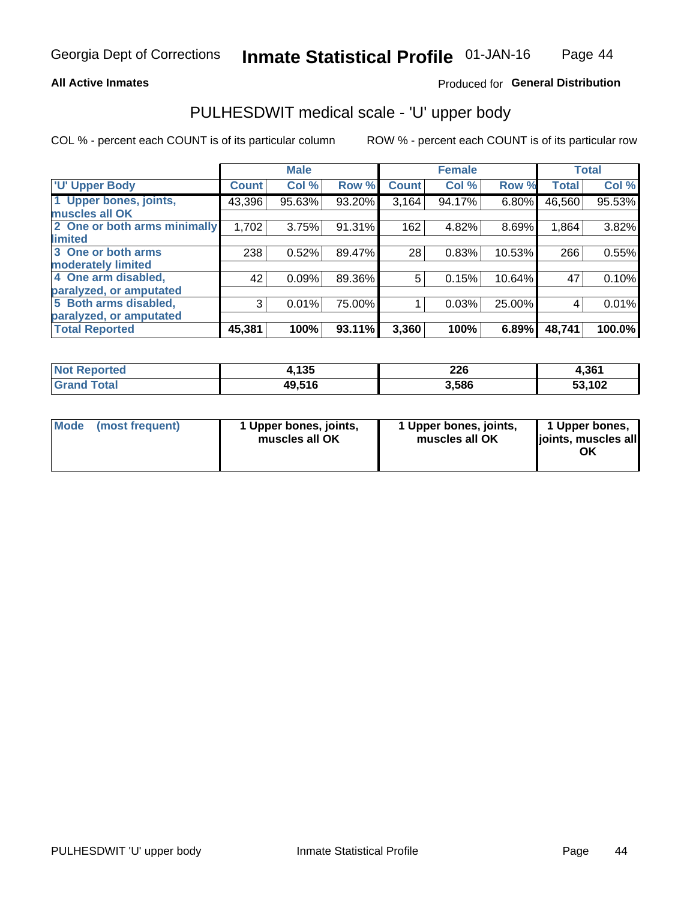## All Active Inmates

Produced for **General Distribution**

# PULHESDWIT medical scale - 'U' upper body

COL % - percent each COUNT is of its particular column

ROW % - percent each COUNT is of its particular row

| | Male | | | Female | | | Total | |
|---|---|---|---|---|---|---|---|---|
| 'U' Upper Body | Count | Col % | Row % | Count | Col % | Row % | Total | Col % |
| 1 Upper bones, joints, muscles all OK | 43,396 | 95.63% | 93.20% | 3,164 | 94.17% | 6.80% | 46,560 | 95.53% |
| 2 One or both arms minimally limited | 1,702 | 3.75% | 91.31% | 162 | 4.82% | 8.69% | 1,864 | 3.82% |
| 3 One or both arms moderately limited | 238 | 0.52% | 89.47% | 28 | 0.83% | 10.53% | 266 | 0.55% |
| 4 One arm disabled, paralyzed, or amputated | 42 | 0.09% | 89.36% | 5 | 0.15% | 10.64% | 47 | 0.10% |
| 5 Both arms disabled, paralyzed, or amputated | 3 | 0.01% | 75.00% | 1 | 0.03% | 25.00% | 4 | 0.01% |
| Total Reported | 45,381 | 100% | 93.11% | 3,360 | 100% | 6.89% | 48,741 | 100.0% |

| | Male | Female | Total |
|---|---|---|---|
| Not Reported | 4,135 | 226 | 4,361 |
| Grand Total | 49,516 | 3,586 | 53,102 |

| | Male | Female | Total |
|---|---|---|---|
| Mode (most frequent) | 1 Upper bones, joints, muscles all OK | 1 Upper bones, joints, muscles all OK | 1 Upper bones, joints, muscles all OK |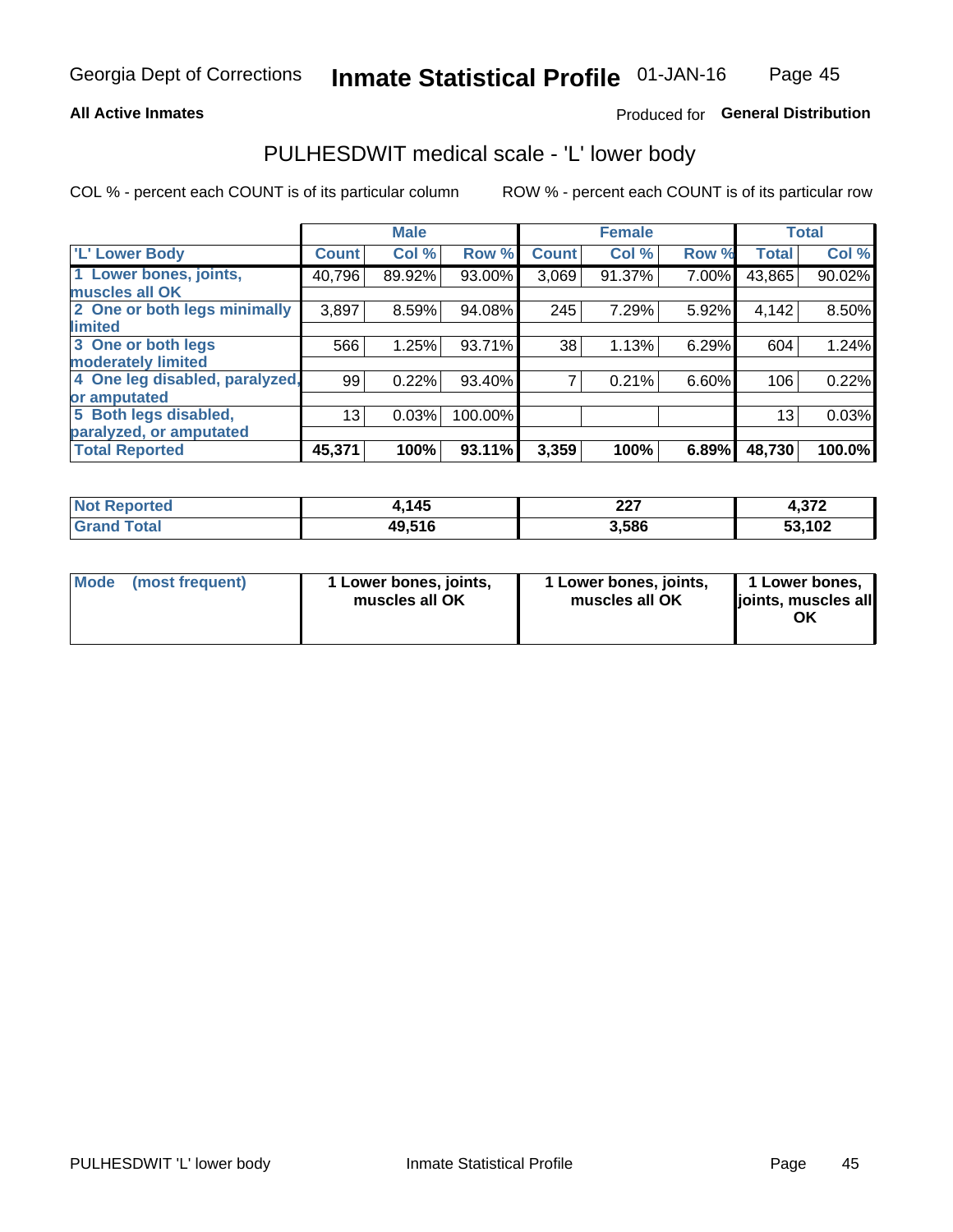Georgia Dept of Corrections **Inmate Statistical Profile** 01-JAN-16

**All Active Inmates**

Produced for **General Distribution**

## PULHESDWIT medical scale - 'L' lower body

COL % - percent each COUNT is of its particular column

ROW % - percent each COUNT is of its particular row

| | Male | | | Female | | | Total | |
|---|---|---|---|---|---|---|---|---|
| 'L' Lower Body | Count | Col % | Row % | Count | Col % | Row % | Total | Col % |
| 1 Lower bones, joints, muscles all OK | 40,796 | 89.92% | 93.00% | 3,069 | 91.37% | 7.00% | 43,865 | 90.02% |
| 2 One or both legs minimally limited | 3,897 | 8.59% | 94.08% | 245 | 7.29% | 5.92% | 4,142 | 8.50% |
| 3 One or both legs moderately limited | 566 | 1.25% | 93.71% | 38 | 1.13% | 6.29% | 604 | 1.24% |
| 4 One leg disabled, paralyzed, or amputated | 99 | 0.22% | 93.40% | 7 | 0.21% | 6.60% | 106 | 0.22% |
| 5 Both legs disabled, paralyzed, or amputated | 13 | 0.03% | 100.00% | | | | 13 | 0.03% |
| **Total Reported** | **45,371** | **100%** | **93.11%** | **3,359** | **100%** | **6.89%** | **48,730** | **100.0%** |

| | Male | Female | Total |
|---|---|---|---|
| Not Reported | 4,145 | 227 | 4,372 |
| Grand Total | 49,516 | 3,586 | 53,102 |

| | Male | Female | Total |
|---|---|---|---|
| Mode (most frequent) | 1 Lower bones, joints, muscles all OK | 1 Lower bones, joints, muscles all OK | 1 Lower bones, joints, muscles all OK |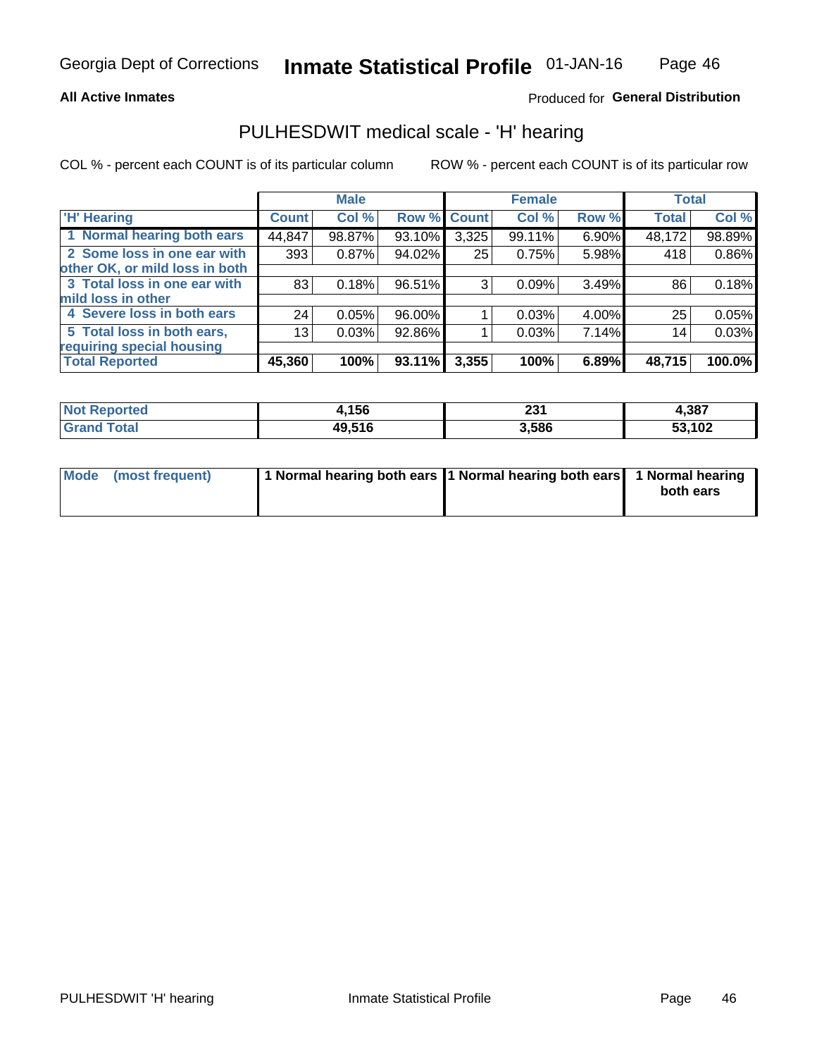Georgia Dept of Corrections **Inmate Statistical Profile** 01-JAN-16

**All Active Inmates**

Produced for **General Distribution**

## PULHESDWIT medical scale - 'H' hearing

COL % - percent each COUNT is of its particular column    ROW % - percent each COUNT is of its particular row

| | Male | | | Female | | | Total | |
|---|---|---|---|---|---|---|---|---|
| **'H' Hearing** | **Count** | **Col %** | **Row %** | **Count** | **Col %** | **Row %** | **Total** | **Col %** |
| **1 Normal hearing both ears** | 44,847 | 98.87% | 93.10% | 3,325 | 99.11% | 6.90% | 48,172 | 98.89% |
| **2 Some loss in one ear with other OK, or mild loss in both** | 393 | 0.87% | 94.02% | 25 | 0.75% | 5.98% | 418 | 0.86% |
| **3 Total loss in one ear with mild loss in other** | 83 | 0.18% | 96.51% | 3 | 0.09% | 3.49% | 86 | 0.18% |
| **4 Severe loss in both ears** | 24 | 0.05% | 96.00% | 1 | 0.03% | 4.00% | 25 | 0.05% |
| **5 Total loss in both ears, requiring special housing** | 13 | 0.03% | 92.86% | 1 | 0.03% | 7.14% | 14 | 0.03% |
| **Total Reported** | **45,360** | **100%** | **93.11%** | **3,355** | **100%** | **6.89%** | **48,715** | **100.0%** |

| | Male | Female | Total |
|---|---|---|---|
| **Not Reported** | **4,156** | **231** | **4,387** |
| **Grand Total** | **49,516** | **3,586** | **53,102** |

| | Male | Female | Total |
|---|---|---|---|
| **Mode (most frequent)** | **1 Normal hearing both ears** | **1 Normal hearing both ears** | **1 Normal hearing both ears** |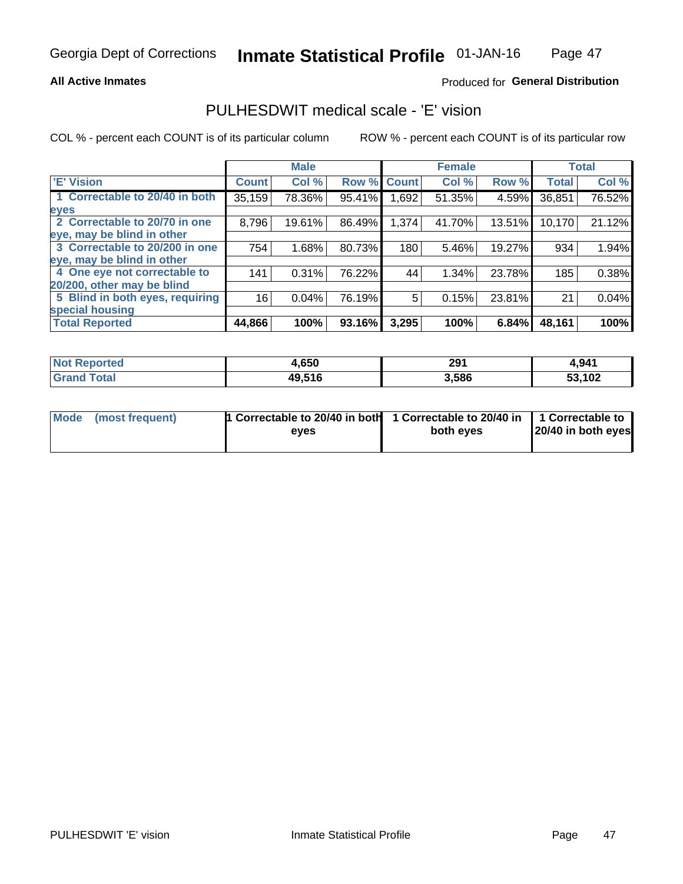Georgia Dept of Corrections **Inmate Statistical Profile** 01-JAN-16

**All Active Inmates**

Produced for **General Distribution**

## PULHESDWIT medical scale - 'E' vision

COL % - percent each COUNT is of its particular column

ROW % - percent each COUNT is of its particular row

| | Male | | | Female | | | Total | |
|---|---|---|---|---|---|---|---|---|
| 'E' Vision | Count | Col % | Row % | Count | Col % | Row % | Total | Col % |
| 1 Correctable to 20/40 in both eyes | 35,159 | 78.36% | 95.41% | 1,692 | 51.35% | 4.59% | 36,851 | 76.52% |
| 2 Correctable to 20/70 in one eye, may be blind in other | 8,796 | 19.61% | 86.49% | 1,374 | 41.70% | 13.51% | 10,170 | 21.12% |
| 3 Correctable to 20/200 in one eye, may be blind in other | 754 | 1.68% | 80.73% | 180 | 5.46% | 19.27% | 934 | 1.94% |
| 4 One eye not correctable to 20/200, other may be blind | 141 | 0.31% | 76.22% | 44 | 1.34% | 23.78% | 185 | 0.38% |
| 5 Blind in both eyes, requiring special housing | 16 | 0.04% | 76.19% | 5 | 0.15% | 23.81% | 21 | 0.04% |
| **Total Reported** | **44,866** | **100%** | **93.16%** | **3,295** | **100%** | **6.84%** | **48,161** | **100%** |

| | Male | Female | Total |
|---|---|---|---|
| Not Reported | 4,650 | 291 | 4,941 |
| Grand Total | 49,516 | 3,586 | 53,102 |

| | Male | Female | Total |
|---|---|---|---|
| Mode (most frequent) | 1 Correctable to 20/40 in both eyes | 1 Correctable to 20/40 in both eyes | 1 Correctable to 20/40 in both eyes |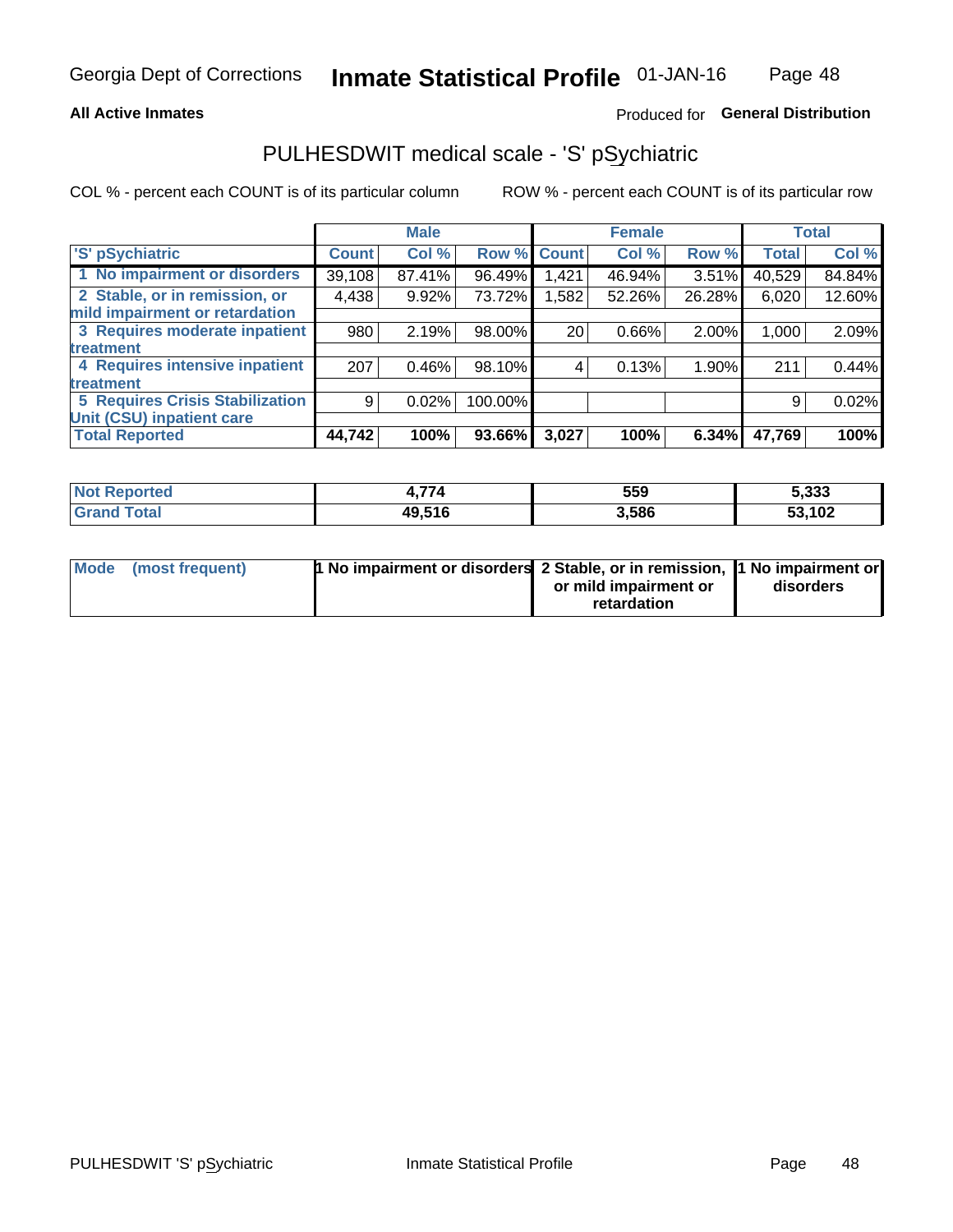Georgia Dept of Corrections **Inmate Statistical Profile** 01-JAN-16

**All Active Inmates**

Produced for **General Distribution**

## PULHESDWIT medical scale - 'S' pSychiatric

COL % - percent each COUNT is of its particular column

ROW % - percent each COUNT is of its particular row

| | Male | | | Female | | | Total | |
|---|---|---|---|---|---|---|---|---|
| 'S' pSychiatric | Count | Col % | Row % | Count | Col % | Row % | Total | Col % |
| 1 No impairment or disorders | 39,108 | 87.41% | 96.49% | 1,421 | 46.94% | 3.51% | 40,529 | 84.84% |
| 2 Stable, or in remission, or mild impairment or retardation | 4,438 | 9.92% | 73.72% | 1,582 | 52.26% | 26.28% | 6,020 | 12.60% |
| 3 Requires moderate inpatient treatment | 980 | 2.19% | 98.00% | 20 | 0.66% | 2.00% | 1,000 | 2.09% |
| 4 Requires intensive inpatient treatment | 207 | 0.46% | 98.10% | 4 | 0.13% | 1.90% | 211 | 0.44% |
| 5 Requires Crisis Stabilization Unit (CSU) inpatient care | 9 | 0.02% | 100.00% | | | | 9 | 0.02% |
| **Total Reported** | **44,742** | **100%** | **93.66%** | **3,027** | **100%** | **6.34%** | **47,769** | **100%** |

| | Male | Female | Total |
|---|---|---|---|
| Not Reported | 4,774 | 559 | 5,333 |
| Grand Total | 49,516 | 3,586 | 53,102 |

| | Male | Female | Total |
|---|---|---|---|
| Mode (most frequent) | 1 No impairment or disorders | 2 Stable, or in remission, or mild impairment or retardation | 1 No impairment or disorders |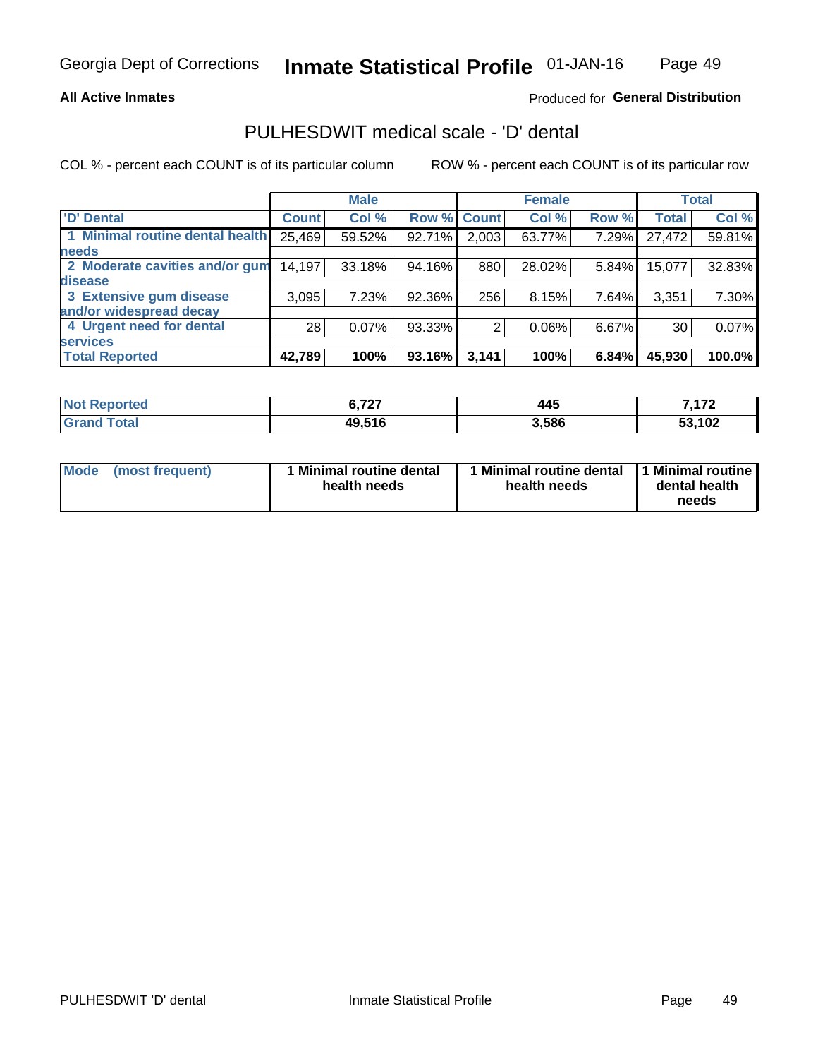Georgia Dept of Corrections **Inmate Statistical Profile** 01-JAN-16

**All Active Inmates**

Produced for **General Distribution**

## PULHESDWIT medical scale - 'D' dental

COL % - percent each COUNT is of its particular column

ROW % - percent each COUNT is of its particular row

| | Male | | | Female | | | Total | |
|---|---|---|---|---|---|---|---|---|
| 'D' Dental | Count | Col % | Row % | Count | Col % | Row % | Total | Col % |
| 1 Minimal routine dental health needs | 25,469 | 59.52% | 92.71% | 2,003 | 63.77% | 7.29% | 27,472 | 59.81% |
| 2 Moderate cavities and/or gum disease | 14,197 | 33.18% | 94.16% | 880 | 28.02% | 5.84% | 15,077 | 32.83% |
| 3 Extensive gum disease and/or widespread decay | 3,095 | 7.23% | 92.36% | 256 | 8.15% | 7.64% | 3,351 | 7.30% |
| 4 Urgent need for dental services | 28 | 0.07% | 93.33% | 2 | 0.06% | 6.67% | 30 | 0.07% |
| **Total Reported** | **42,789** | **100%** | **93.16%** | **3,141** | **100%** | **6.84%** | **45,930** | **100.0%** |

| | Male | Female | Total |
|---|---|---|---|
| Not Reported | 6,727 | 445 | 7,172 |
| Grand Total | 49,516 | 3,586 | 53,102 |

| | Male | Female | Total |
|---|---|---|---|
| Mode (most frequent) | 1 Minimal routine dental health needs | 1 Minimal routine dental health needs | 1 Minimal routine dental health needs |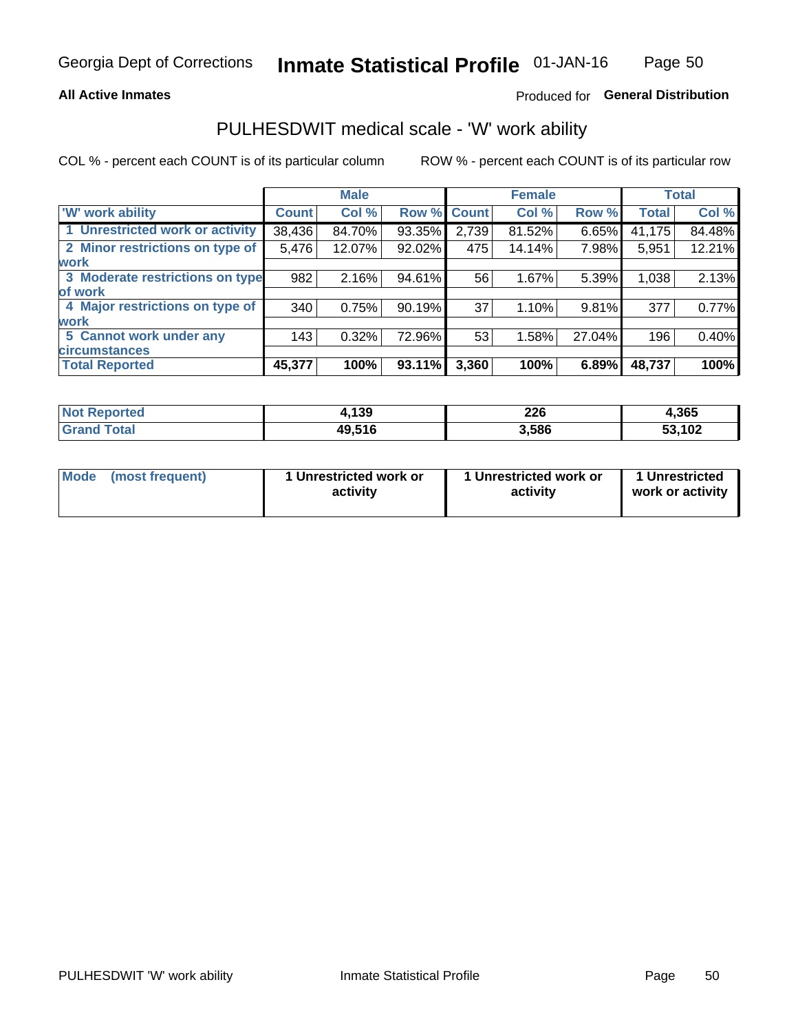Georgia Dept of Corrections **Inmate Statistical Profile** 01-JAN-16

**All Active Inmates**

Produced for **General Distribution**

## PULHESDWIT medical scale - 'W' work ability

COL % - percent each COUNT is of its particular column

ROW % - percent each COUNT is of its particular row

| | Male | | | Female | | | Total | |
|---|---|---|---|---|---|---|---|---|
| 'W' work ability | Count | Col % | Row % | Count | Col % | Row % | Total | Col % |
| 1 Unrestricted work or activity | 38,436 | 84.70% | 93.35% | 2,739 | 81.52% | 6.65% | 41,175 | 84.48% |
| 2 Minor restrictions on type of work | 5,476 | 12.07% | 92.02% | 475 | 14.14% | 7.98% | 5,951 | 12.21% |
| 3 Moderate restrictions on type of work | 982 | 2.16% | 94.61% | 56 | 1.67% | 5.39% | 1,038 | 2.13% |
| 4 Major restrictions on type of work | 340 | 0.75% | 90.19% | 37 | 1.10% | 9.81% | 377 | 0.77% |
| 5 Cannot work under any circumstances | 143 | 0.32% | 72.96% | 53 | 1.58% | 27.04% | 196 | 0.40% |
| **Total Reported** | **45,377** | **100%** | **93.11%** | **3,360** | **100%** | **6.89%** | **48,737** | **100%** |

| | Male | Female | Total |
|---|---|---|---|
| Not Reported | 4,139 | 226 | 4,365 |
| Grand Total | 49,516 | 3,586 | 53,102 |

| | Male | Female | Total |
|---|---|---|---|
| Mode (most frequent) | 1 Unrestricted work or activity | 1 Unrestricted work or activity | 1 Unrestricted work or activity |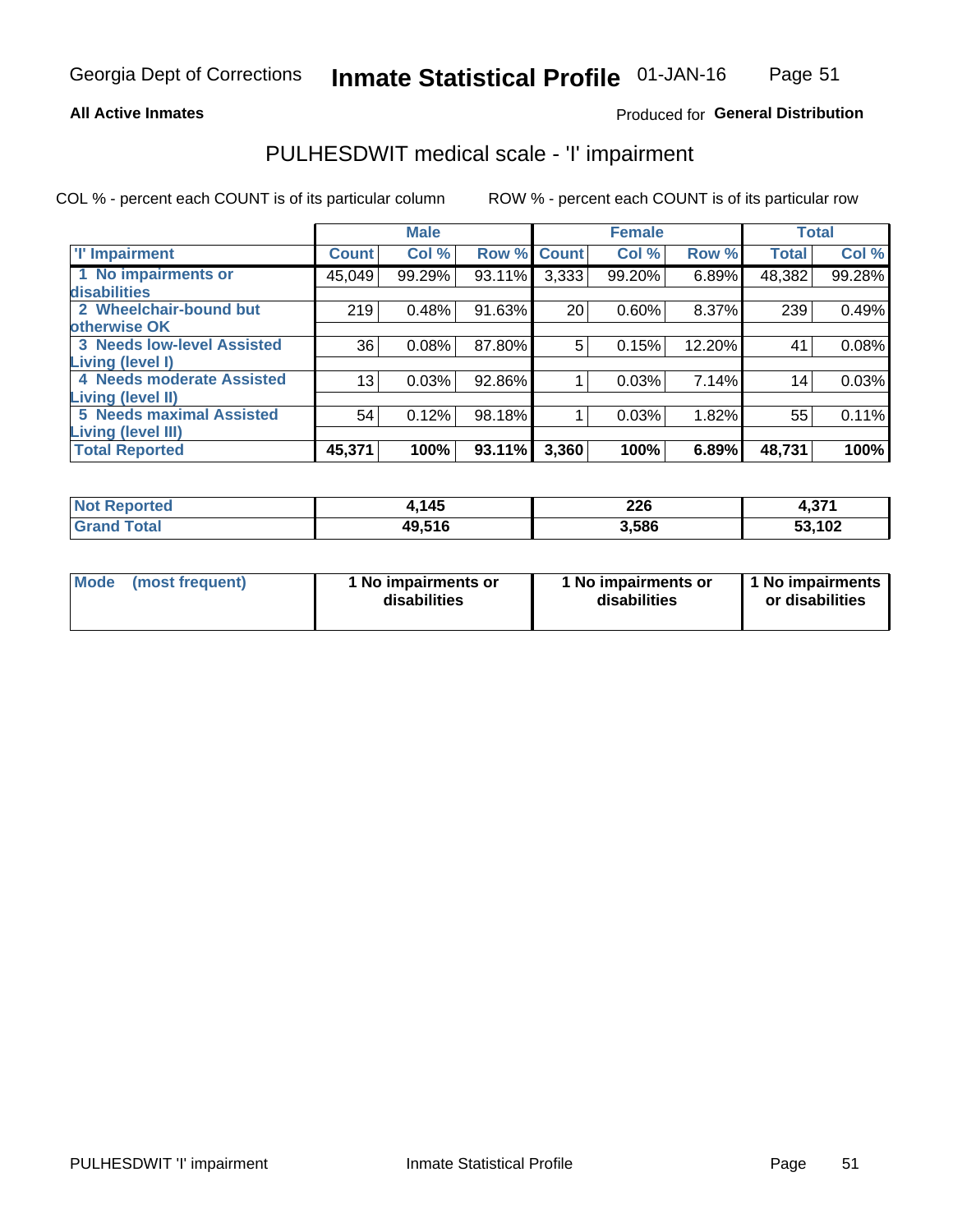Georgia Dept of Corrections **Inmate Statistical Profile** 01-JAN-16

**All Active Inmates**

Produced for **General Distribution**

# PULHESDWIT medical scale - 'I' impairment

COL % - percent each COUNT is of its particular column ROW % - percent each COUNT is of its particular row

| | Male | | | Female | | | Total | |
|---|---|---|---|---|---|---|---|---|
| 'I' Impairment | Count | Col % | Row % | Count | Col % | Row % | Total | Col % |
| 1 No impairments or disabilities | 45,049 | 99.29% | 93.11% | 3,333 | 99.20% | 6.89% | 48,382 | 99.28% |
| 2 Wheelchair-bound but otherwise OK | 219 | 0.48% | 91.63% | 20 | 0.60% | 8.37% | 239 | 0.49% |
| 3 Needs low-level Assisted Living (level I) | 36 | 0.08% | 87.80% | 5 | 0.15% | 12.20% | 41 | 0.08% |
| 4 Needs moderate Assisted Living (level II) | 13 | 0.03% | 92.86% | 1 | 0.03% | 7.14% | 14 | 0.03% |
| 5 Needs maximal Assisted Living (level III) | 54 | 0.12% | 98.18% | 1 | 0.03% | 1.82% | 55 | 0.11% |
| **Total Reported** | **45,371** | **100%** | **93.11%** | **3,360** | **100%** | **6.89%** | **48,731** | **100%** |

| | Male | Female | Total |
|---|---|---|---|
| Not Reported | 4,145 | 226 | 4,371 |
| Grand Total | 49,516 | 3,586 | 53,102 |

| | Male | Female | Total |
|---|---|---|---|
| Mode (most frequent) | 1 No impairments or disabilities | 1 No impairments or disabilities | 1 No impairments or disabilities |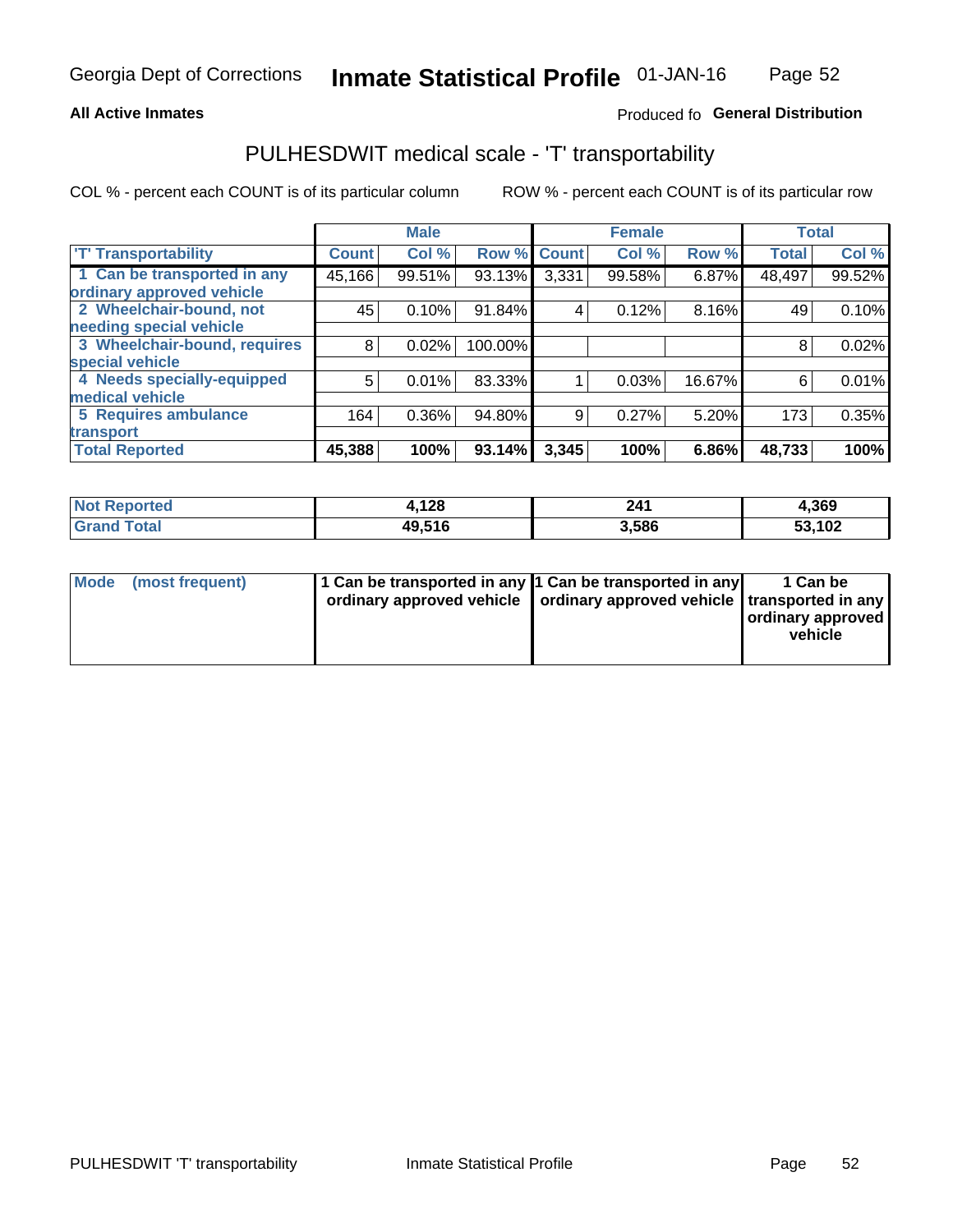Georgia Dept of Corrections **Inmate Statistical Profile** 01-JAN-16

**All Active Inmates** Produced fo **General Distribution**

## PULHESDWIT medical scale - 'T' transportability

COL % - percent each COUNT is of its particular column ROW % - percent each COUNT is of its particular row

| | Male | | | Female | | | Total | |
|---|---|---|---|---|---|---|---|---|
| 'T' Transportability | Count | Col % | Row % | Count | Col % | Row % | Total | Col % |
| 1 Can be transported in any ordinary approved vehicle | 45,166 | 99.51% | 93.13% | 3,331 | 99.58% | 6.87% | 48,497 | 99.52% |
| 2 Wheelchair-bound, not needing special vehicle | 45 | 0.10% | 91.84% | 4 | 0.12% | 8.16% | 49 | 0.10% |
| 3 Wheelchair-bound, requires special vehicle | 8 | 0.02% | 100.00% | | | | 8 | 0.02% |
| 4 Needs specially-equipped medical vehicle | 5 | 0.01% | 83.33% | 1 | 0.03% | 16.67% | 6 | 0.01% |
| 5 Requires ambulance transport | 164 | 0.36% | 94.80% | 9 | 0.27% | 5.20% | 173 | 0.35% |
| **Total Reported** | **45,388** | **100%** | **93.14%** | **3,345** | **100%** | **6.86%** | **48,733** | **100%** |

| | Male | Female | Total |
|---|---|---|---|
| **Not Reported** | **4,128** | **241** | **4,369** |
| **Grand Total** | **49,516** | **3,586** | **53,102** |

| | Male | Female | Total |
|---|---|---|---|
| **Mode (most frequent)** | **1 Can be transported in any ordinary approved vehicle** | **1 Can be transported in any ordinary approved vehicle** | **1 Can be transported in any ordinary approved vehicle** |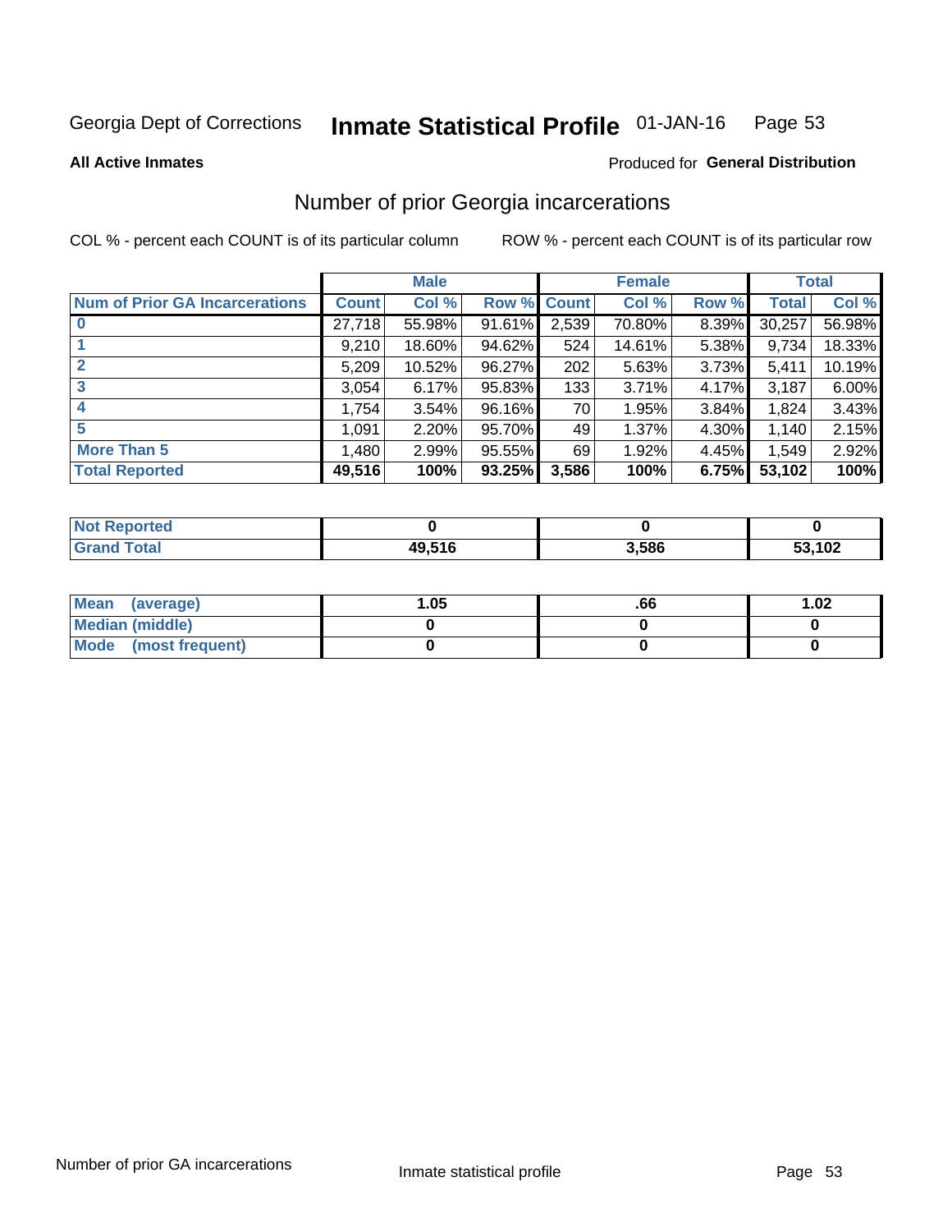Georgia Dept of Corrections **Inmate Statistical Profile** 01-JAN-16

**All Active Inmates**

Produced for **General Distribution**

## Number of prior Georgia incarcerations

COL % - percent each COUNT is of its particular column

ROW % - percent each COUNT is of its particular row

| | Male | | | Female | | | Total | |
|---|---|---|---|---|---|---|---|---|
| **Num of Prior GA Incarcerations** | **Count** | **Col %** | **Row %** | **Count** | **Col %** | **Row %** | **Total** | **Col %** |
| **0** | 27,718 | 55.98% | 91.61% | 2,539 | 70.80% | 8.39% | 30,257 | 56.98% |
| **1** | 9,210 | 18.60% | 94.62% | 524 | 14.61% | 5.38% | 9,734 | 18.33% |
| **2** | 5,209 | 10.52% | 96.27% | 202 | 5.63% | 3.73% | 5,411 | 10.19% |
| **3** | 3,054 | 6.17% | 95.83% | 133 | 3.71% | 4.17% | 3,187 | 6.00% |
| **4** | 1,754 | 3.54% | 96.16% | 70 | 1.95% | 3.84% | 1,824 | 3.43% |
| **5** | 1,091 | 2.20% | 95.70% | 49 | 1.37% | 4.30% | 1,140 | 2.15% |
| **More Than 5** | 1,480 | 2.99% | 95.55% | 69 | 1.92% | 4.45% | 1,549 | 2.92% |
| **Total Reported** | **49,516** | **100%** | **93.25%** | **3,586** | **100%** | **6.75%** | **53,102** | **100%** |

| | Male | Female | Total |
|---|---|---|---|
| **Not Reported** | **0** | **0** | **0** |
| **Grand Total** | **49,516** | **3,586** | **53,102** |

| | Male | Female | Total |
|---|---|---|---|
| **Mean (average)** | **1.05** | **.66** | **1.02** |
| **Median (middle)** | **0** | **0** | **0** |
| **Mode (most frequent)** | **0** | **0** | **0** |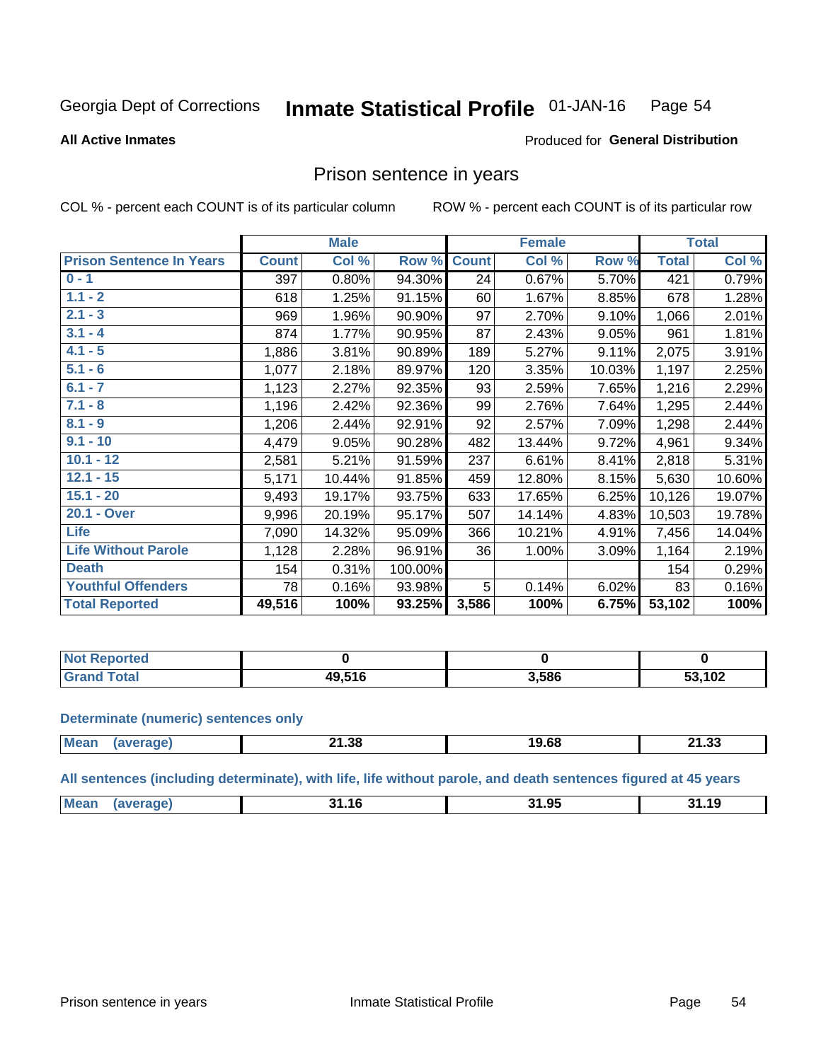Georgia Dept of Corrections **Inmate Statistical Profile** 01-JAN-16

**All Active Inmates**

Produced for **General Distribution**

## Prison sentence in years

COL % - percent each COUNT is of its particular column

ROW % - percent each COUNT is of its particular row

| | Male | | | Female | | | Total | |
|---|---|---|---|---|---|---|---|---|
| **Prison Sentence In Years** | **Count** | **Col %** | **Row %** | **Count** | **Col %** | **Row %** | **Total** | **Col %** |
| 0 - 1 | 397 | 0.80% | 94.30% | 24 | 0.67% | 5.70% | 421 | 0.79% |
| 1.1 - 2 | 618 | 1.25% | 91.15% | 60 | 1.67% | 8.85% | 678 | 1.28% |
| 2.1 - 3 | 969 | 1.96% | 90.90% | 97 | 2.70% | 9.10% | 1,066 | 2.01% |
| 3.1 - 4 | 874 | 1.77% | 90.95% | 87 | 2.43% | 9.05% | 961 | 1.81% |
| 4.1 - 5 | 1,886 | 3.81% | 90.89% | 189 | 5.27% | 9.11% | 2,075 | 3.91% |
| 5.1 - 6 | 1,077 | 2.18% | 89.97% | 120 | 3.35% | 10.03% | 1,197 | 2.25% |
| 6.1 - 7 | 1,123 | 2.27% | 92.35% | 93 | 2.59% | 7.65% | 1,216 | 2.29% |
| 7.1 - 8 | 1,196 | 2.42% | 92.36% | 99 | 2.76% | 7.64% | 1,295 | 2.44% |
| 8.1 - 9 | 1,206 | 2.44% | 92.91% | 92 | 2.57% | 7.09% | 1,298 | 2.44% |
| 9.1 - 10 | 4,479 | 9.05% | 90.28% | 482 | 13.44% | 9.72% | 4,961 | 9.34% |
| 10.1 - 12 | 2,581 | 5.21% | 91.59% | 237 | 6.61% | 8.41% | 2,818 | 5.31% |
| 12.1 - 15 | 5,171 | 10.44% | 91.85% | 459 | 12.80% | 8.15% | 5,630 | 10.60% |
| 15.1 - 20 | 9,493 | 19.17% | 93.75% | 633 | 17.65% | 6.25% | 10,126 | 19.07% |
| 20.1 - Over | 9,996 | 20.19% | 95.17% | 507 | 14.14% | 4.83% | 10,503 | 19.78% |
| Life | 7,090 | 14.32% | 95.09% | 366 | 10.21% | 4.91% | 7,456 | 14.04% |
| Life Without Parole | 1,128 | 2.28% | 96.91% | 36 | 1.00% | 3.09% | 1,164 | 2.19% |
| Death | 154 | 0.31% | 100.00% | | | | 154 | 0.29% |
| Youthful Offenders | 78 | 0.16% | 93.98% | 5 | 0.14% | 6.02% | 83 | 0.16% |
| **Total Reported** | **49,516** | **100%** | **93.25%** | **3,586** | **100%** | **6.75%** | **53,102** | **100%** |

| | Male | Female | Total |
|---|---|---|---|
| Not Reported | 0 | 0 | 0 |
| Grand Total | 49,516 | 3,586 | 53,102 |

### Determinate (numeric) sentences only

| | Male | Female | Total |
|---|---|---|---|
| Mean (average) | 21.38 | 19.68 | 21.33 |

### All sentences (including determinate), with life, life without parole, and death sentences figured at 45 years

| | Male | Female | Total |
|---|---|---|---|
| Mean (average) | 31.16 | 31.95 | 31.19 |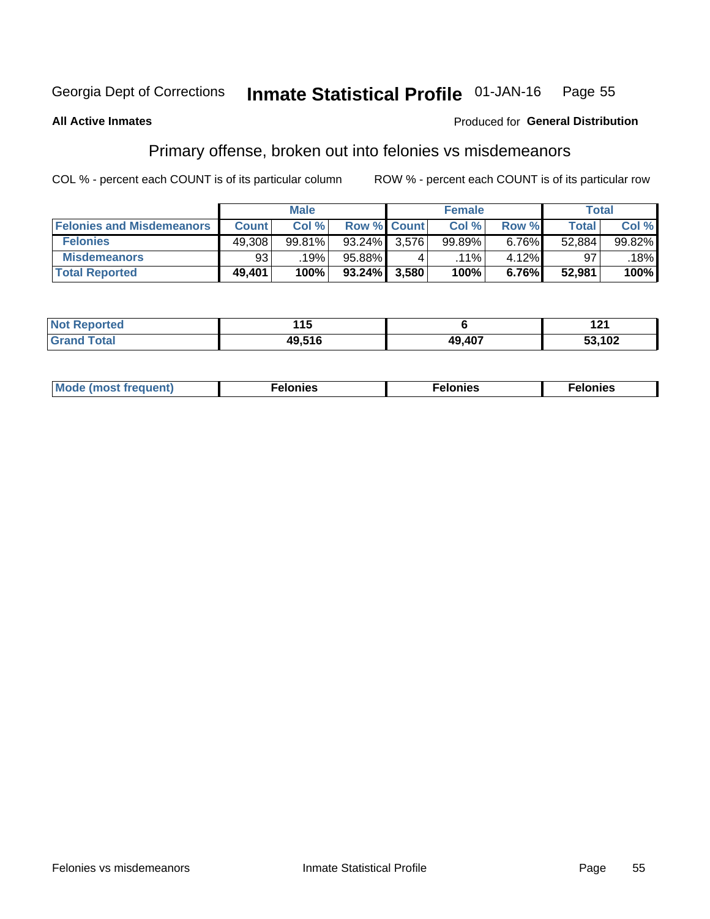Georgia Dept of Corrections **Inmate Statistical Profile** 01-JAN-16

**All Active Inmates**

Produced for **General Distribution**

## Primary offense, broken out into felonies vs misdemeanors

COL % - percent each COUNT is of its particular column

ROW % - percent each COUNT is of its particular row

| | Male | | | Female | | | Total | |
|---|---|---|---|---|---|---|---|---|
| **Felonies and Misdemeanors** | **Count** | **Col %** | **Row %** | **Count** | **Col %** | **Row %** | **Total** | **Col %** |
| **Felonies** | 49,308 | 99.81% | 93.24% | 3,576 | 99.89% | 6.76% | 52,884 | 99.82% |
| **Misdemeanors** | 93 | .19% | 95.88% | 4 | .11% | 4.12% | 97 | .18% |
| **Total Reported** | **49,401** | **100%** | **93.24%** | **3,580** | **100%** | **6.76%** | **52,981** | **100%** |

| | Male | Female | Total |
|---|---|---|---|
| **Not Reported** | **115** | **6** | **121** |
| **Grand Total** | **49,516** | **49,407** | **53,102** |

| | Male | Female | Total |
|---|---|---|---|
| **Mode (most frequent)** | **Felonies** | **Felonies** | **Felonies** |

Felonies vs misdemeanors Inmate Statistical Profile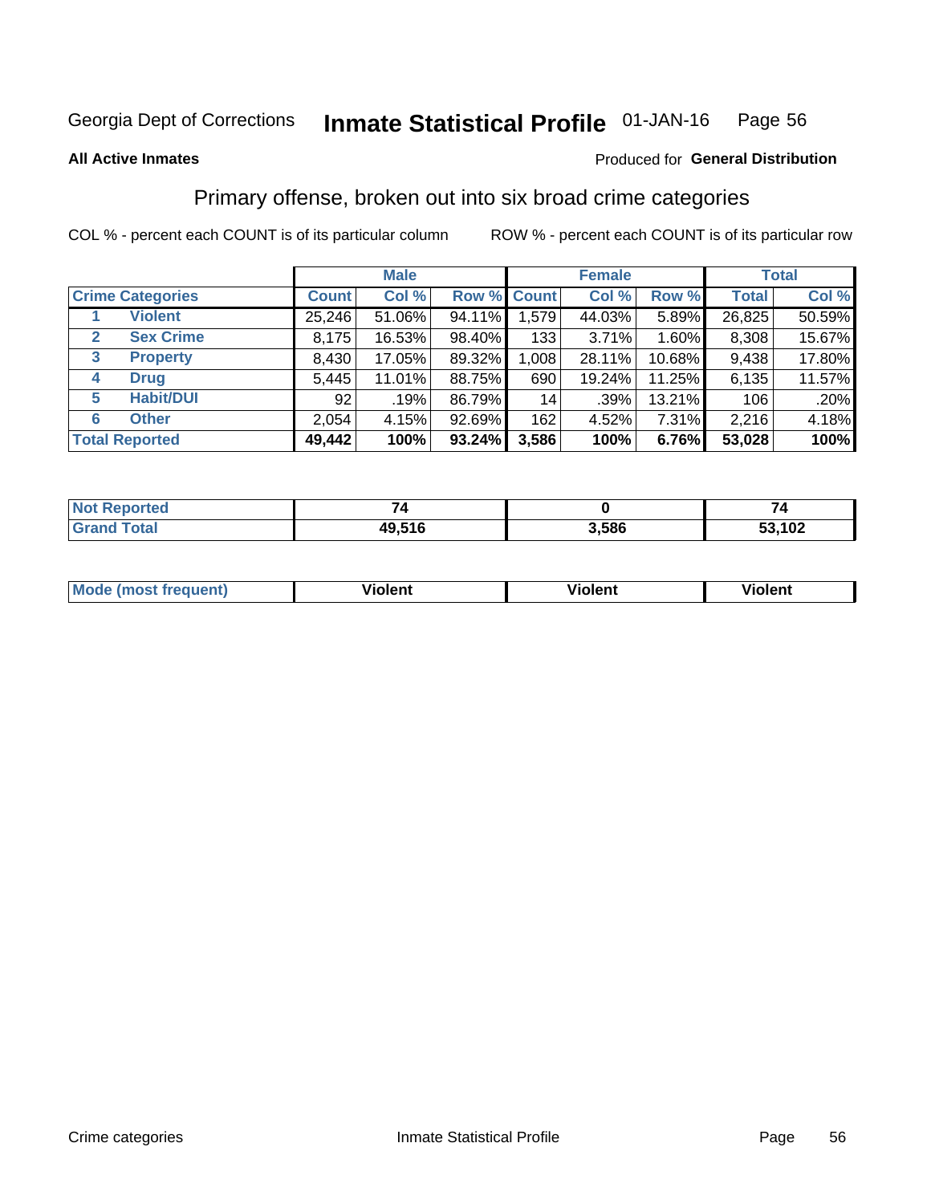Georgia Dept of Corrections **Inmate Statistical Profile** 01-JAN-16

**All Active Inmates**

Produced for **General Distribution**

## Primary offense, broken out into six broad crime categories

COL % - percent each COUNT is of its particular column

ROW % - percent each COUNT is of its particular row

| | | Male | | | Female | | | Total | |
|---|---|---|---|---|---|---|---|---|---|
| **Crime Categories** | | **Count** | **Col %** | **Row %** | **Count** | **Col %** | **Row %** | **Total** | **Col %** |
| 1 | Violent | 25,246 | 51.06% | 94.11% | 1,579 | 44.03% | 5.89% | 26,825 | 50.59% |
| 2 | Sex Crime | 8,175 | 16.53% | 98.40% | 133 | 3.71% | 1.60% | 8,308 | 15.67% |
| 3 | Property | 8,430 | 17.05% | 89.32% | 1,008 | 28.11% | 10.68% | 9,438 | 17.80% |
| 4 | Drug | 5,445 | 11.01% | 88.75% | 690 | 19.24% | 11.25% | 6,135 | 11.57% |
| 5 | Habit/DUI | 92 | .19% | 86.79% | 14 | .39% | 13.21% | 106 | .20% |
| 6 | Other | 2,054 | 4.15% | 92.69% | 162 | 4.52% | 7.31% | 2,216 | 4.18% |
| **Total Reported** | | **49,442** | **100%** | **93.24%** | **3,586** | **100%** | **6.76%** | **53,028** | **100%** |

| | Male | Female | Total |
|---|---|---|---|
| **Not Reported** | **74** | **0** | **74** |
| **Grand Total** | **49,516** | **3,586** | **53,102** |

| | Male | Female | Total |
|---|---|---|---|
| **Mode (most frequent)** | **Violent** | **Violent** | **Violent** |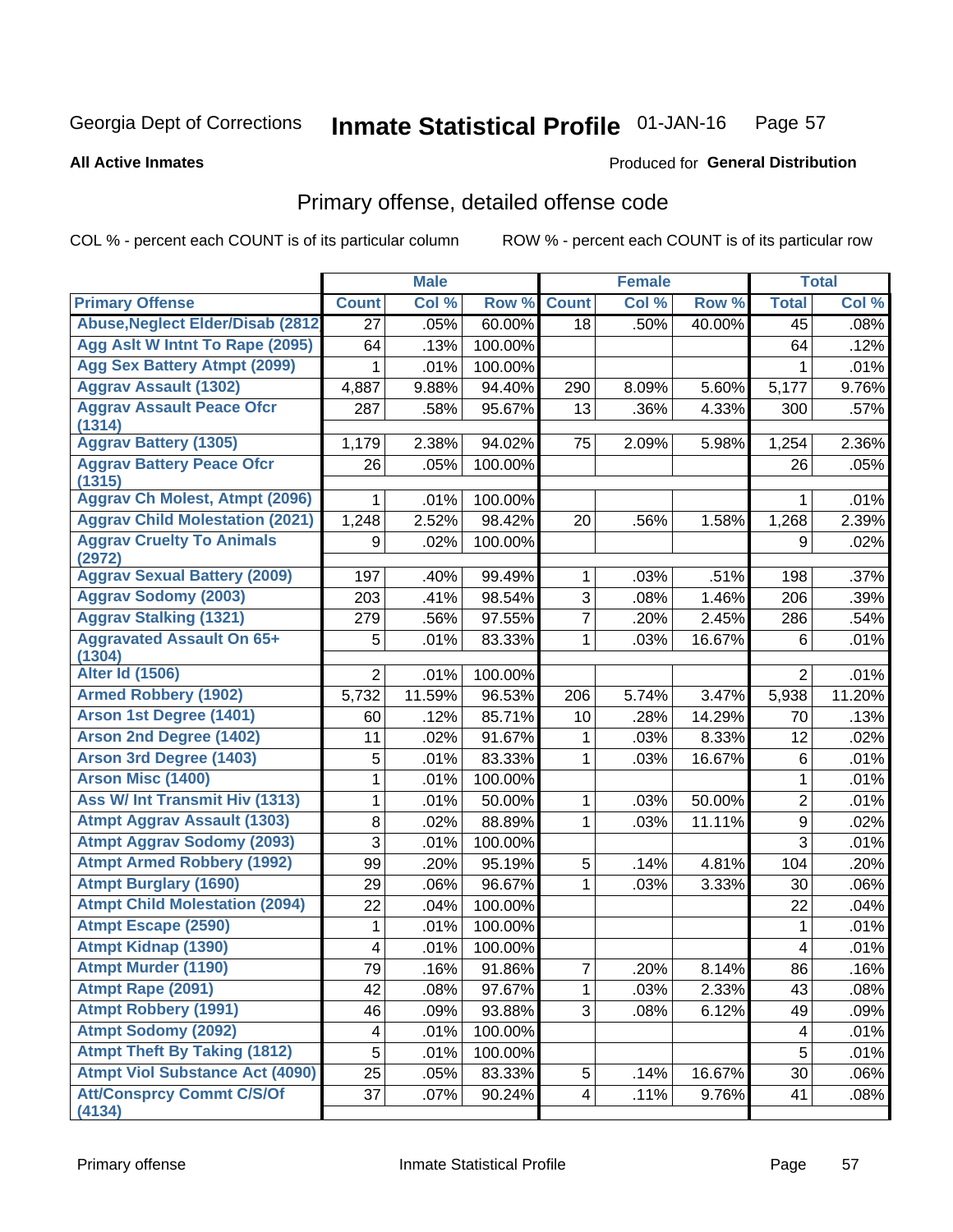Georgia Dept of Corrections **Inmate Statistical Profile** 01-JAN-16

**All Active Inmates**

Produced for **General Distribution**

## Primary offense, detailed offense code

COL % - percent each COUNT is of its particular column     ROW % - percent each COUNT is of its particular row

| | Male | | | Female | | | Total | |
|---|---|---|---|---|---|---|---|---|
| **Primary Offense** | **Count** | **Col %** | **Row %** | **Count** | **Col %** | **Row %** | **Total** | **Col %** |
| Abuse,Neglect Elder/Disab (2812 | 27 | .05% | 60.00% | 18 | .50% | 40.00% | 45 | .08% |
| Agg Aslt W Intnt To Rape (2095) | 64 | .13% | 100.00% | | | | 64 | .12% |
| Agg Sex Battery Atmpt (2099) | 1 | .01% | 100.00% | | | | 1 | .01% |
| Aggrav Assault (1302) | 4,887 | 9.88% | 94.40% | 290 | 8.09% | 5.60% | 5,177 | 9.76% |
| Aggrav Assault Peace Ofcr (1314) | 287 | .58% | 95.67% | 13 | .36% | 4.33% | 300 | .57% |
| Aggrav Battery (1305) | 1,179 | 2.38% | 94.02% | 75 | 2.09% | 5.98% | 1,254 | 2.36% |
| Aggrav Battery Peace Ofcr (1315) | 26 | .05% | 100.00% | | | | 26 | .05% |
| Aggrav Ch Molest, Atmpt (2096) | 1 | .01% | 100.00% | | | | 1 | .01% |
| Aggrav Child Molestation (2021) | 1,248 | 2.52% | 98.42% | 20 | .56% | 1.58% | 1,268 | 2.39% |
| Aggrav Cruelty To Animals (2972) | 9 | .02% | 100.00% | | | | 9 | .02% |
| Aggrav Sexual Battery (2009) | 197 | .40% | 99.49% | 1 | .03% | .51% | 198 | .37% |
| Aggrav Sodomy (2003) | 203 | .41% | 98.54% | 3 | .08% | 1.46% | 206 | .39% |
| Aggrav Stalking (1321) | 279 | .56% | 97.55% | 7 | .20% | 2.45% | 286 | .54% |
| Aggravated Assault On 65+ (1304) | 5 | .01% | 83.33% | 1 | .03% | 16.67% | 6 | .01% |
| Alter Id (1506) | 2 | .01% | 100.00% | | | | 2 | .01% |
| Armed Robbery (1902) | 5,732 | 11.59% | 96.53% | 206 | 5.74% | 3.47% | 5,938 | 11.20% |
| Arson 1st Degree (1401) | 60 | .12% | 85.71% | 10 | .28% | 14.29% | 70 | .13% |
| Arson 2nd Degree (1402) | 11 | .02% | 91.67% | 1 | .03% | 8.33% | 12 | .02% |
| Arson 3rd Degree (1403) | 5 | .01% | 83.33% | 1 | .03% | 16.67% | 6 | .01% |
| Arson Misc (1400) | 1 | .01% | 100.00% | | | | 1 | .01% |
| Ass W/ Int Transmit Hiv (1313) | 1 | .01% | 50.00% | 1 | .03% | 50.00% | 2 | .01% |
| Atmpt Aggrav Assault (1303) | 8 | .02% | 88.89% | 1 | .03% | 11.11% | 9 | .02% |
| Atmpt Aggrav Sodomy (2093) | 3 | .01% | 100.00% | | | | 3 | .01% |
| Atmpt Armed Robbery (1992) | 99 | .20% | 95.19% | 5 | .14% | 4.81% | 104 | .20% |
| Atmpt Burglary (1690) | 29 | .06% | 96.67% | 1 | .03% | 3.33% | 30 | .06% |
| Atmpt Child Molestation (2094) | 22 | .04% | 100.00% | | | | 22 | .04% |
| Atmpt Escape (2590) | 1 | .01% | 100.00% | | | | 1 | .01% |
| Atmpt Kidnap (1390) | 4 | .01% | 100.00% | | | | 4 | .01% |
| Atmpt Murder (1190) | 79 | .16% | 91.86% | 7 | .20% | 8.14% | 86 | .16% |
| Atmpt Rape (2091) | 42 | .08% | 97.67% | 1 | .03% | 2.33% | 43 | .08% |
| Atmpt Robbery (1991) | 46 | .09% | 93.88% | 3 | .08% | 6.12% | 49 | .09% |
| Atmpt Sodomy (2092) | 4 | .01% | 100.00% | | | | 4 | .01% |
| Atmpt Theft By Taking (1812) | 5 | .01% | 100.00% | | | | 5 | .01% |
| Atmpt Viol Substance Act (4090) | 25 | .05% | 83.33% | 5 | .14% | 16.67% | 30 | .06% |
| Att/Consprcy Commt C/S/Of (4134) | 37 | .07% | 90.24% | 4 | .11% | 9.76% | 41 | .08% |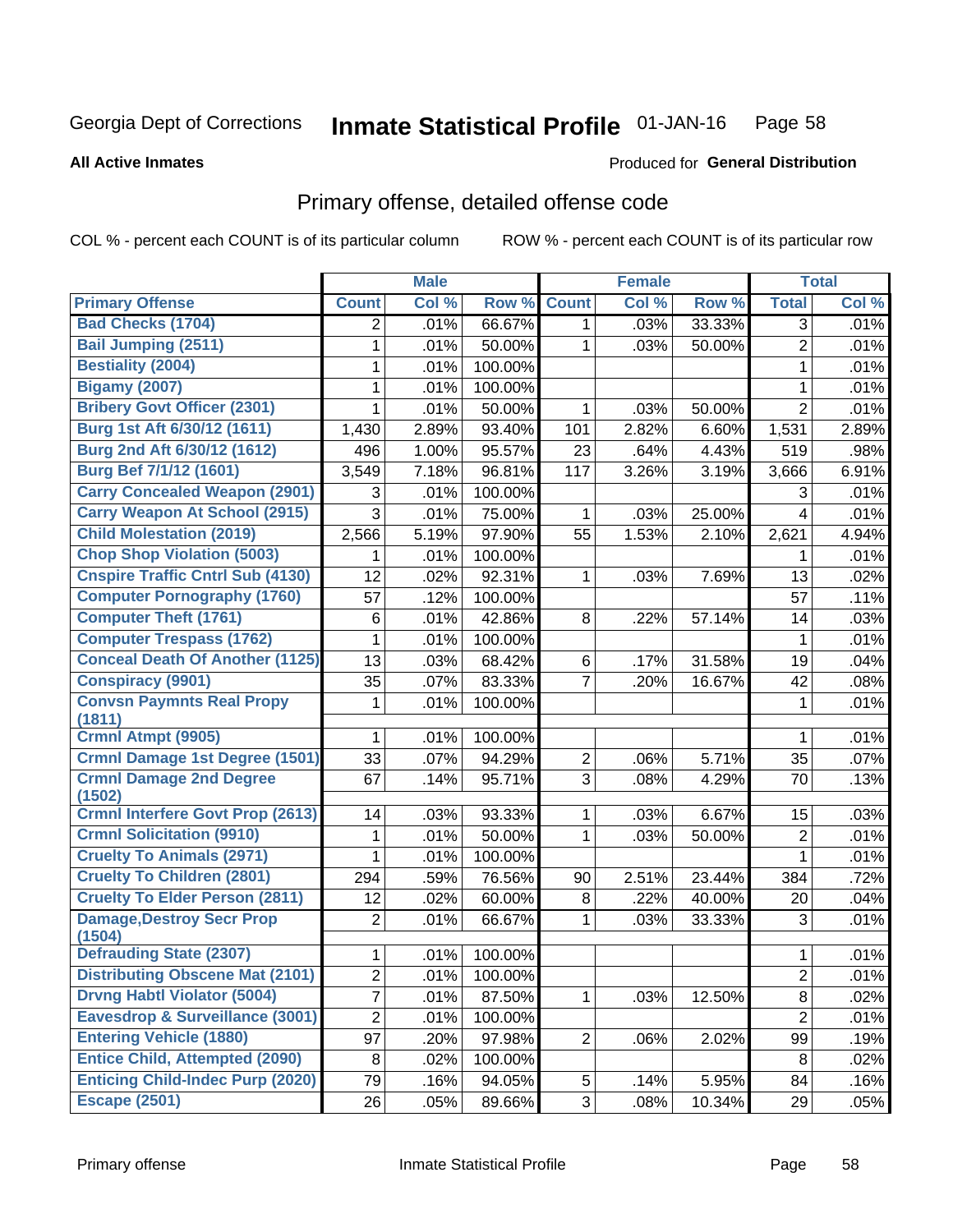Georgia Dept of Corrections **Inmate Statistical Profile** 01-JAN-16

**All Active Inmates**

Produced for **General Distribution**

## Primary offense, detailed offense code

COL % - percent each COUNT is of its particular column ROW % - percent each COUNT is of its particular row

| Primary Offense | Male | | | Female | | | Total | |
|---|---|---|---|---|---|---|---|---|
| | Count | Col % | Row % | Count | Col % | Row % | Total | Col % |
| Bad Checks (1704) | 2 | .01% | 66.67% | 1 | .03% | 33.33% | 3 | .01% |
| Bail Jumping (2511) | 1 | .01% | 50.00% | 1 | .03% | 50.00% | 2 | .01% |
| Bestiality (2004) | 1 | .01% | 100.00% | | | | 1 | .01% |
| Bigamy (2007) | 1 | .01% | 100.00% | | | | 1 | .01% |
| Bribery Govt Officer (2301) | 1 | .01% | 50.00% | 1 | .03% | 50.00% | 2 | .01% |
| Burg 1st Aft 6/30/12 (1611) | 1,430 | 2.89% | 93.40% | 101 | 2.82% | 6.60% | 1,531 | 2.89% |
| Burg 2nd Aft 6/30/12 (1612) | 496 | 1.00% | 95.57% | 23 | .64% | 4.43% | 519 | .98% |
| Burg Bef 7/1/12 (1601) | 3,549 | 7.18% | 96.81% | 117 | 3.26% | 3.19% | 3,666 | 6.91% |
| Carry Concealed Weapon (2901) | 3 | .01% | 100.00% | | | | 3 | .01% |
| Carry Weapon At School (2915) | 3 | .01% | 75.00% | 1 | .03% | 25.00% | 4 | .01% |
| Child Molestation (2019) | 2,566 | 5.19% | 97.90% | 55 | 1.53% | 2.10% | 2,621 | 4.94% |
| Chop Shop Violation (5003) | 1 | .01% | 100.00% | | | | 1 | .01% |
| Cnspire Traffic Cntrl Sub (4130) | 12 | .02% | 92.31% | 1 | .03% | 7.69% | 13 | .02% |
| Computer Pornography (1760) | 57 | .12% | 100.00% | | | | 57 | .11% |
| Computer Theft (1761) | 6 | .01% | 42.86% | 8 | .22% | 57.14% | 14 | .03% |
| Computer Trespass (1762) | 1 | .01% | 100.00% | | | | 1 | .01% |
| Conceal Death Of Another (1125) | 13 | .03% | 68.42% | 6 | .17% | 31.58% | 19 | .04% |
| Conspiracy (9901) | 35 | .07% | 83.33% | 7 | .20% | 16.67% | 42 | .08% |
| Convsn Paymnts Real Propy (1811) | 1 | .01% | 100.00% | | | | 1 | .01% |
| Crmnl Atmpt (9905) | 1 | .01% | 100.00% | | | | 1 | .01% |
| Crmnl Damage 1st Degree (1501) | 33 | .07% | 94.29% | 2 | .06% | 5.71% | 35 | .07% |
| Crmnl Damage 2nd Degree (1502) | 67 | .14% | 95.71% | 3 | .08% | 4.29% | 70 | .13% |
| Crmnl Interfere Govt Prop (2613) | 14 | .03% | 93.33% | 1 | .03% | 6.67% | 15 | .03% |
| Crmnl Solicitation (9910) | 1 | .01% | 50.00% | 1 | .03% | 50.00% | 2 | .01% |
| Cruelty To Animals (2971) | 1 | .01% | 100.00% | | | | 1 | .01% |
| Cruelty To Children (2801) | 294 | .59% | 76.56% | 90 | 2.51% | 23.44% | 384 | .72% |
| Cruelty To Elder Person (2811) | 12 | .02% | 60.00% | 8 | .22% | 40.00% | 20 | .04% |
| Damage,Destroy Secr Prop (1504) | 2 | .01% | 66.67% | 1 | .03% | 33.33% | 3 | .01% |
| Defrauding State (2307) | 1 | .01% | 100.00% | | | | 1 | .01% |
| Distributing Obscene Mat (2101) | 2 | .01% | 100.00% | | | | 2 | .01% |
| Drvng Habtl Violator (5004) | 7 | .01% | 87.50% | 1 | .03% | 12.50% | 8 | .02% |
| Eavesdrop & Surveillance (3001) | 2 | .01% | 100.00% | | | | 2 | .01% |
| Entering Vehicle (1880) | 97 | .20% | 97.98% | 2 | .06% | 2.02% | 99 | .19% |
| Entice Child, Attempted (2090) | 8 | .02% | 100.00% | | | | 8 | .02% |
| Enticing Child-Indec Purp (2020) | 79 | .16% | 94.05% | 5 | .14% | 5.95% | 84 | .16% |
| Escape (2501) | 26 | .05% | 89.66% | 3 | .08% | 10.34% | 29 | .05% |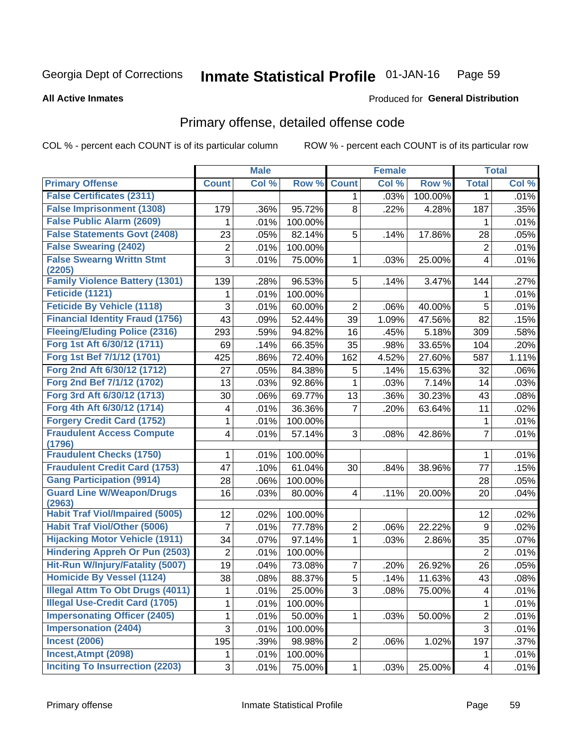Georgia Dept of Corrections **Inmate Statistical Profile** 01-JAN-16

**All Active Inmates**

Produced for **General Distribution**

## Primary offense, detailed offense code

COL % - percent each COUNT is of its particular column

ROW % - percent each COUNT is of its particular row

| | Male | | | Female | | | Total | |
|---|---|---|---|---|---|---|---|---|
| Primary Offense | Count | Col % | Row % | Count | Col % | Row % | Total | Col % |
| False Certificates (2311) | | | | 1 | .03% | 100.00% | 1 | .01% |
| False Imprisonment (1308) | 179 | .36% | 95.72% | 8 | .22% | 4.28% | 187 | .35% |
| False Public Alarm (2609) | 1 | .01% | 100.00% | | | | 1 | .01% |
| False Statements Govt (2408) | 23 | .05% | 82.14% | 5 | .14% | 17.86% | 28 | .05% |
| False Swearing (2402) | 2 | .01% | 100.00% | | | | 2 | .01% |
| False Swearng Writtn Stmt (2205) | 3 | .01% | 75.00% | 1 | .03% | 25.00% | 4 | .01% |
| Family Violence Battery (1301) | 139 | .28% | 96.53% | 5 | .14% | 3.47% | 144 | .27% |
| Feticide (1121) | 1 | .01% | 100.00% | | | | 1 | .01% |
| Feticide By Vehicle (1118) | 3 | .01% | 60.00% | 2 | .06% | 40.00% | 5 | .01% |
| Financial Identity Fraud (1756) | 43 | .09% | 52.44% | 39 | 1.09% | 47.56% | 82 | .15% |
| Fleeing/Eluding Police (2316) | 293 | .59% | 94.82% | 16 | .45% | 5.18% | 309 | .58% |
| Forg 1st Aft 6/30/12 (1711) | 69 | .14% | 66.35% | 35 | .98% | 33.65% | 104 | .20% |
| Forg 1st Bef 7/1/12 (1701) | 425 | .86% | 72.40% | 162 | 4.52% | 27.60% | 587 | 1.11% |
| Forg 2nd Aft 6/30/12 (1712) | 27 | .05% | 84.38% | 5 | .14% | 15.63% | 32 | .06% |
| Forg 2nd Bef 7/1/12 (1702) | 13 | .03% | 92.86% | 1 | .03% | 7.14% | 14 | .03% |
| Forg 3rd Aft 6/30/12 (1713) | 30 | .06% | 69.77% | 13 | .36% | 30.23% | 43 | .08% |
| Forg 4th Aft 6/30/12 (1714) | 4 | .01% | 36.36% | 7 | .20% | 63.64% | 11 | .02% |
| Forgery Credit Card (1752) | 1 | .01% | 100.00% | | | | 1 | .01% |
| Fraudulent Access Compute (1796) | 4 | .01% | 57.14% | 3 | .08% | 42.86% | 7 | .01% |
| Fraudulent Checks (1750) | 1 | .01% | 100.00% | | | | 1 | .01% |
| Fraudulent Credit Card (1753) | 47 | .10% | 61.04% | 30 | .84% | 38.96% | 77 | .15% |
| Gang Participation (9914) | 28 | .06% | 100.00% | | | | 28 | .05% |
| Guard Line W/Weapon/Drugs (2963) | 16 | .03% | 80.00% | 4 | .11% | 20.00% | 20 | .04% |
| Habit Traf Viol/Impaired (5005) | 12 | .02% | 100.00% | | | | 12 | .02% |
| Habit Traf Viol/Other (5006) | 7 | .01% | 77.78% | 2 | .06% | 22.22% | 9 | .02% |
| Hijacking Motor Vehicle (1911) | 34 | .07% | 97.14% | 1 | .03% | 2.86% | 35 | .07% |
| Hindering Appreh Or Pun (2503) | 2 | .01% | 100.00% | | | | 2 | .01% |
| Hit-Run W/Injury/Fatality (5007) | 19 | .04% | 73.08% | 7 | .20% | 26.92% | 26 | .05% |
| Homicide By Vessel (1124) | 38 | .08% | 88.37% | 5 | .14% | 11.63% | 43 | .08% |
| Illegal Attm To Obt Drugs (4011) | 1 | .01% | 25.00% | 3 | .08% | 75.00% | 4 | .01% |
| Illegal Use-Credit Card (1705) | 1 | .01% | 100.00% | | | | 1 | .01% |
| Impersonating Officer (2405) | 1 | .01% | 50.00% | 1 | .03% | 50.00% | 2 | .01% |
| Impersonation (2404) | 3 | .01% | 100.00% | | | | 3 | .01% |
| Incest (2006) | 195 | .39% | 98.98% | 2 | .06% | 1.02% | 197 | .37% |
| Incest,Atmpt (2098) | 1 | .01% | 100.00% | | | | 1 | .01% |
| Inciting To Insurrection (2203) | 3 | .01% | 75.00% | 1 | .03% | 25.00% | 4 | .01% |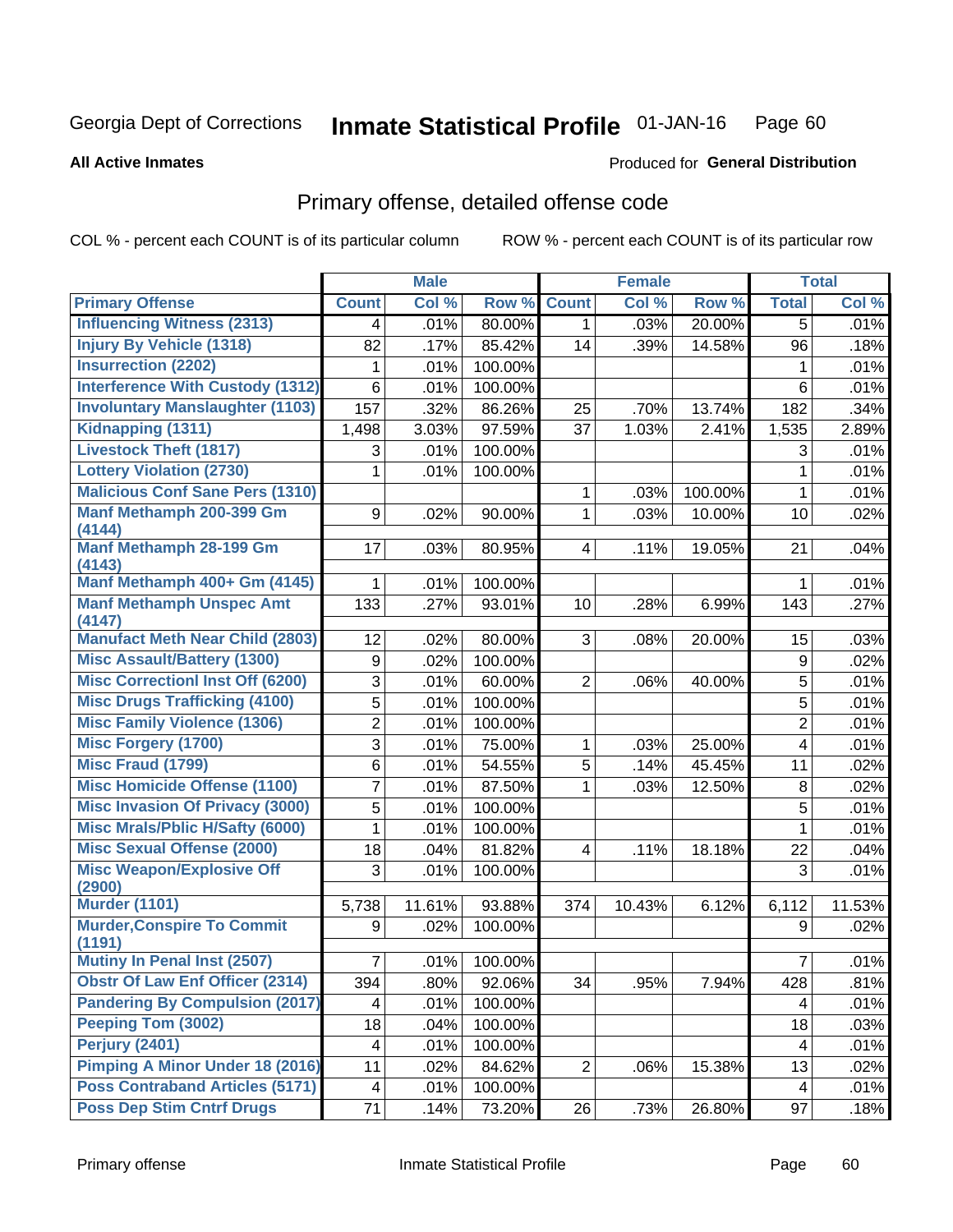Georgia Dept of Corrections **Inmate Statistical Profile** 01-JAN-16

**All Active Inmates**

Produced for **General Distribution**

## Primary offense, detailed offense code

COL % - percent each COUNT is of its particular column

ROW % - percent each COUNT is of its particular row

| | Male | | | Female | | | Total | |
|---|---|---|---|---|---|---|---|---|
| **Primary Offense** | **Count** | **Col %** | **Row %** | **Count** | **Col %** | **Row %** | **Total** | **Col %** |
| Influencing Witness (2313) | 4 | .01% | 80.00% | 1 | .03% | 20.00% | 5 | .01% |
| Injury By Vehicle (1318) | 82 | .17% | 85.42% | 14 | .39% | 14.58% | 96 | .18% |
| Insurrection (2202) | 1 | .01% | 100.00% | | | | 1 | .01% |
| Interference With Custody (1312) | 6 | .01% | 100.00% | | | | 6 | .01% |
| Involuntary Manslaughter (1103) | 157 | .32% | 86.26% | 25 | .70% | 13.74% | 182 | .34% |
| Kidnapping (1311) | 1,498 | 3.03% | 97.59% | 37 | 1.03% | 2.41% | 1,535 | 2.89% |
| Livestock Theft (1817) | 3 | .01% | 100.00% | | | | 3 | .01% |
| Lottery Violation (2730) | 1 | .01% | 100.00% | | | | 1 | .01% |
| Malicious Conf Sane Pers (1310) | | | | 1 | .03% | 100.00% | 1 | .01% |
| Manf Methamph 200-399 Gm (4144) | 9 | .02% | 90.00% | 1 | .03% | 10.00% | 10 | .02% |
| Manf Methamph 28-199 Gm (4143) | 17 | .03% | 80.95% | 4 | .11% | 19.05% | 21 | .04% |
| Manf Methamph 400+ Gm (4145) | 1 | .01% | 100.00% | | | | 1 | .01% |
| Manf Methamph Unspec Amt (4147) | 133 | .27% | 93.01% | 10 | .28% | 6.99% | 143 | .27% |
| Manufact Meth Near Child (2803) | 12 | .02% | 80.00% | 3 | .08% | 20.00% | 15 | .03% |
| Misc Assault/Battery (1300) | 9 | .02% | 100.00% | | | | 9 | .02% |
| Misc Correctionl Inst Off (6200) | 3 | .01% | 60.00% | 2 | .06% | 40.00% | 5 | .01% |
| Misc Drugs Trafficking (4100) | 5 | .01% | 100.00% | | | | 5 | .01% |
| Misc Family Violence (1306) | 2 | .01% | 100.00% | | | | 2 | .01% |
| Misc Forgery (1700) | 3 | .01% | 75.00% | 1 | .03% | 25.00% | 4 | .01% |
| Misc Fraud (1799) | 6 | .01% | 54.55% | 5 | .14% | 45.45% | 11 | .02% |
| Misc Homicide Offense (1100) | 7 | .01% | 87.50% | 1 | .03% | 12.50% | 8 | .02% |
| Misc Invasion Of Privacy (3000) | 5 | .01% | 100.00% | | | | 5 | .01% |
| Misc Mrals/Pblic H/Safty (6000) | 1 | .01% | 100.00% | | | | 1 | .01% |
| Misc Sexual Offense (2000) | 18 | .04% | 81.82% | 4 | .11% | 18.18% | 22 | .04% |
| Misc Weapon/Explosive Off (2900) | 3 | .01% | 100.00% | | | | 3 | .01% |
| Murder (1101) | 5,738 | 11.61% | 93.88% | 374 | 10.43% | 6.12% | 6,112 | 11.53% |
| Murder,Conspire To Commit (1191) | 9 | .02% | 100.00% | | | | 9 | .02% |
| Mutiny In Penal Inst (2507) | 7 | .01% | 100.00% | | | | 7 | .01% |
| Obstr Of Law Enf Officer (2314) | 394 | .80% | 92.06% | 34 | .95% | 7.94% | 428 | .81% |
| Pandering By Compulsion (2017) | 4 | .01% | 100.00% | | | | 4 | .01% |
| Peeping Tom (3002) | 18 | .04% | 100.00% | | | | 18 | .03% |
| Perjury (2401) | 4 | .01% | 100.00% | | | | 4 | .01% |
| Pimping A Minor Under 18 (2016) | 11 | .02% | 84.62% | 2 | .06% | 15.38% | 13 | .02% |
| Poss Contraband Articles (5171) | 4 | .01% | 100.00% | | | | 4 | .01% |
| Poss Dep Stim Cntrf Drugs | 71 | .14% | 73.20% | 26 | .73% | 26.80% | 97 | .18% |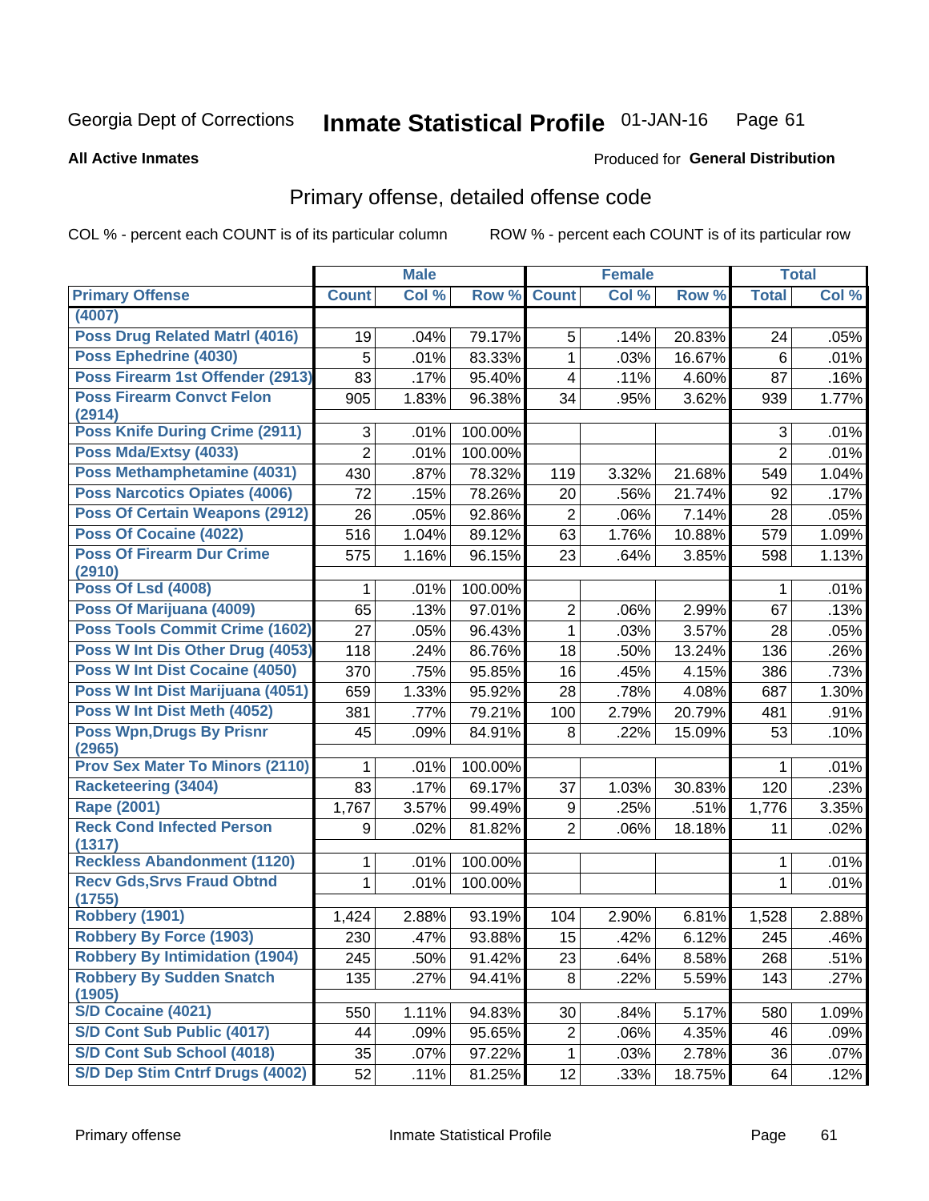Georgia Dept of Corrections **Inmate Statistical Profile** 01-JAN-16

**All Active Inmates**

Produced for **General Distribution**

## Primary offense, detailed offense code

COL % - percent each COUNT is of its particular column ROW % - percent each COUNT is of its particular row

| | Male | | | Female | | | Total | |
|---|---|---|---|---|---|---|---|---|
| **Primary Offense** | **Count** | **Col %** | **Row %** | **Count** | **Col %** | **Row %** | **Total** | **Col %** |
| **(4007)** | | | | | | | | |
| **Poss Drug Related Matrl (4016)** | 19 | .04% | 79.17% | 5 | .14% | 20.83% | 24 | .05% |
| **Poss Ephedrine (4030)** | 5 | .01% | 83.33% | 1 | .03% | 16.67% | 6 | .01% |
| **Poss Firearm 1st Offender (2913)** | 83 | .17% | 95.40% | 4 | .11% | 4.60% | 87 | .16% |
| **Poss Firearm Convct Felon (2914)** | 905 | 1.83% | 96.38% | 34 | .95% | 3.62% | 939 | 1.77% |
| **Poss Knife During Crime (2911)** | 3 | .01% | 100.00% | | | | 3 | .01% |
| **Poss Mda/Extsy (4033)** | 2 | .01% | 100.00% | | | | 2 | .01% |
| **Poss Methamphetamine (4031)** | 430 | .87% | 78.32% | 119 | 3.32% | 21.68% | 549 | 1.04% |
| **Poss Narcotics Opiates (4006)** | 72 | .15% | 78.26% | 20 | .56% | 21.74% | 92 | .17% |
| **Poss Of Certain Weapons (2912)** | 26 | .05% | 92.86% | 2 | .06% | 7.14% | 28 | .05% |
| **Poss Of Cocaine (4022)** | 516 | 1.04% | 89.12% | 63 | 1.76% | 10.88% | 579 | 1.09% |
| **Poss Of Firearm Dur Crime (2910)** | 575 | 1.16% | 96.15% | 23 | .64% | 3.85% | 598 | 1.13% |
| **Poss Of Lsd (4008)** | 1 | .01% | 100.00% | | | | 1 | .01% |
| **Poss Of Marijuana (4009)** | 65 | .13% | 97.01% | 2 | .06% | 2.99% | 67 | .13% |
| **Poss Tools Commit Crime (1602)** | 27 | .05% | 96.43% | 1 | .03% | 3.57% | 28 | .05% |
| **Poss W Int Dis Other Drug (4053)** | 118 | .24% | 86.76% | 18 | .50% | 13.24% | 136 | .26% |
| **Poss W Int Dist Cocaine (4050)** | 370 | .75% | 95.85% | 16 | .45% | 4.15% | 386 | .73% |
| **Poss W Int Dist Marijuana (4051)** | 659 | 1.33% | 95.92% | 28 | .78% | 4.08% | 687 | 1.30% |
| **Poss W Int Dist Meth (4052)** | 381 | .77% | 79.21% | 100 | 2.79% | 20.79% | 481 | .91% |
| **Poss Wpn,Drugs By Prisnr (2965)** | 45 | .09% | 84.91% | 8 | .22% | 15.09% | 53 | .10% |
| **Prov Sex Mater To Minors (2110)** | 1 | .01% | 100.00% | | | | 1 | .01% |
| **Racketeering (3404)** | 83 | .17% | 69.17% | 37 | 1.03% | 30.83% | 120 | .23% |
| **Rape (2001)** | 1,767 | 3.57% | 99.49% | 9 | .25% | .51% | 1,776 | 3.35% |
| **Reck Cond Infected Person (1317)** | 9 | .02% | 81.82% | 2 | .06% | 18.18% | 11 | .02% |
| **Reckless Abandonment (1120)** | 1 | .01% | 100.00% | | | | 1 | .01% |
| **Recv Gds,Srvs Fraud Obtnd (1755)** | 1 | .01% | 100.00% | | | | 1 | .01% |
| **Robbery (1901)** | 1,424 | 2.88% | 93.19% | 104 | 2.90% | 6.81% | 1,528 | 2.88% |
| **Robbery By Force (1903)** | 230 | .47% | 93.88% | 15 | .42% | 6.12% | 245 | .46% |
| **Robbery By Intimidation (1904)** | 245 | .50% | 91.42% | 23 | .64% | 8.58% | 268 | .51% |
| **Robbery By Sudden Snatch (1905)** | 135 | .27% | 94.41% | 8 | .22% | 5.59% | 143 | .27% |
| **S/D Cocaine (4021)** | 550 | 1.11% | 94.83% | 30 | .84% | 5.17% | 580 | 1.09% |
| **S/D Cont Sub Public (4017)** | 44 | .09% | 95.65% | 2 | .06% | 4.35% | 46 | .09% |
| **S/D Cont Sub School (4018)** | 35 | .07% | 97.22% | 1 | .03% | 2.78% | 36 | .07% |
| **S/D Dep Stim Cntrf Drugs (4002)** | 52 | .11% | 81.25% | 12 | .33% | 18.75% | 64 | .12% |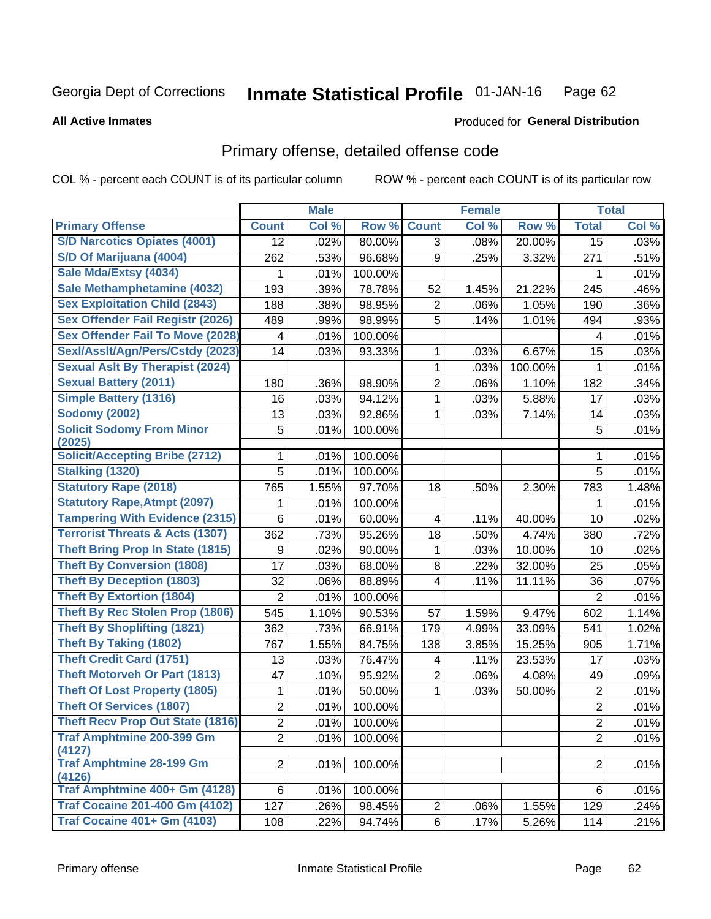Georgia Dept of Corrections **Inmate Statistical Profile** 01-JAN-16

**All Active Inmates**

Produced for **General Distribution**

## Primary offense, detailed offense code

COL % - percent each COUNT is of its particular column

ROW % - percent each COUNT is of its particular row

| | Male | | | Female | | | Total | |
|---|---|---|---|---|---|---|---|---|
| **Primary Offense** | **Count** | **Col %** | **Row %** | **Count** | **Col %** | **Row %** | **Total** | **Col %** |
| S/D Narcotics Opiates (4001) | 12 | .02% | 80.00% | 3 | .08% | 20.00% | 15 | .03% |
| S/D Of Marijuana (4004) | 262 | .53% | 96.68% | 9 | .25% | 3.32% | 271 | .51% |
| Sale Mda/Extsy (4034) | 1 | .01% | 100.00% | | | | 1 | .01% |
| Sale Methamphetamine (4032) | 193 | .39% | 78.78% | 52 | 1.45% | 21.22% | 245 | .46% |
| Sex Exploitation Child (2843) | 188 | .38% | 98.95% | 2 | .06% | 1.05% | 190 | .36% |
| Sex Offender Fail Registr (2026) | 489 | .99% | 98.99% | 5 | .14% | 1.01% | 494 | .93% |
| Sex Offender Fail To Move (2028) | 4 | .01% | 100.00% | | | | 4 | .01% |
| Sexl/Asslt/Agn/Pers/Cstdy (2023) | 14 | .03% | 93.33% | 1 | .03% | 6.67% | 15 | .03% |
| Sexual Aslt By Therapist (2024) | | | | 1 | .03% | 100.00% | 1 | .01% |
| Sexual Battery (2011) | 180 | .36% | 98.90% | 2 | .06% | 1.10% | 182 | .34% |
| Simple Battery (1316) | 16 | .03% | 94.12% | 1 | .03% | 5.88% | 17 | .03% |
| Sodomy (2002) | 13 | .03% | 92.86% | 1 | .03% | 7.14% | 14 | .03% |
| Solicit Sodomy From Minor (2025) | 5 | .01% | 100.00% | | | | 5 | .01% |
| Solicit/Accepting Bribe (2712) | 1 | .01% | 100.00% | | | | 1 | .01% |
| Stalking (1320) | 5 | .01% | 100.00% | | | | 5 | .01% |
| Statutory Rape (2018) | 765 | 1.55% | 97.70% | 18 | .50% | 2.30% | 783 | 1.48% |
| Statutory Rape,Atmpt (2097) | 1 | .01% | 100.00% | | | | 1 | .01% |
| Tampering With Evidence (2315) | 6 | .01% | 60.00% | 4 | .11% | 40.00% | 10 | .02% |
| Terrorist Threats & Acts (1307) | 362 | .73% | 95.26% | 18 | .50% | 4.74% | 380 | .72% |
| Theft Bring Prop In State (1815) | 9 | .02% | 90.00% | 1 | .03% | 10.00% | 10 | .02% |
| Theft By Conversion (1808) | 17 | .03% | 68.00% | 8 | .22% | 32.00% | 25 | .05% |
| Theft By Deception (1803) | 32 | .06% | 88.89% | 4 | .11% | 11.11% | 36 | .07% |
| Theft By Extortion (1804) | 2 | .01% | 100.00% | | | | 2 | .01% |
| Theft By Rec Stolen Prop (1806) | 545 | 1.10% | 90.53% | 57 | 1.59% | 9.47% | 602 | 1.14% |
| Theft By Shoplifting (1821) | 362 | .73% | 66.91% | 179 | 4.99% | 33.09% | 541 | 1.02% |
| Theft By Taking (1802) | 767 | 1.55% | 84.75% | 138 | 3.85% | 15.25% | 905 | 1.71% |
| Theft Credit Card (1751) | 13 | .03% | 76.47% | 4 | .11% | 23.53% | 17 | .03% |
| Theft Motorveh Or Part (1813) | 47 | .10% | 95.92% | 2 | .06% | 4.08% | 49 | .09% |
| Theft Of Lost Property (1805) | 1 | .01% | 50.00% | 1 | .03% | 50.00% | 2 | .01% |
| Theft Of Services (1807) | 2 | .01% | 100.00% | | | | 2 | .01% |
| Theft Recv Prop Out State (1816) | 2 | .01% | 100.00% | | | | 2 | .01% |
| Traf Amphtmine 200-399 Gm (4127) | 2 | .01% | 100.00% | | | | 2 | .01% |
| Traf Amphtmine 28-199 Gm (4126) | 2 | .01% | 100.00% | | | | 2 | .01% |
| Traf Amphtmine 400+ Gm (4128) | 6 | .01% | 100.00% | | | | 6 | .01% |
| Traf Cocaine 201-400 Gm (4102) | 127 | .26% | 98.45% | 2 | .06% | 1.55% | 129 | .24% |
| Traf Cocaine 401+ Gm (4103) | 108 | .22% | 94.74% | 6 | .17% | 5.26% | 114 | .21% |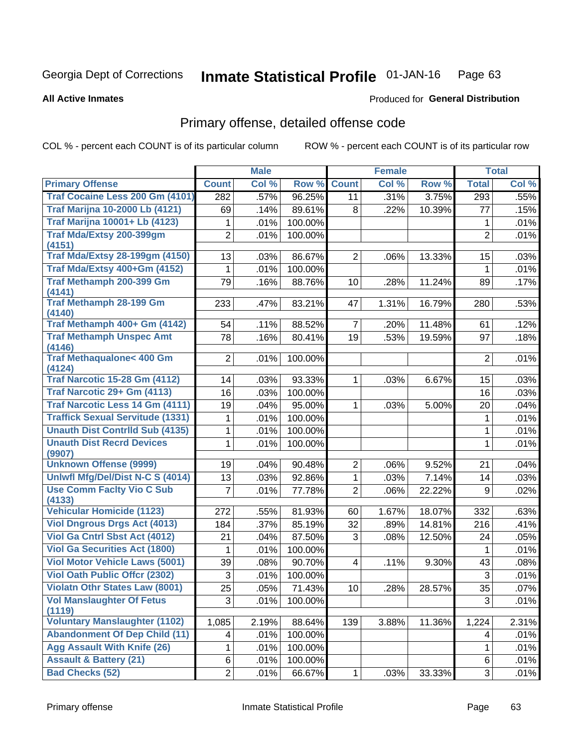Georgia Dept of Corrections **Inmate Statistical Profile** 01-JAN-16

**All Active Inmates**

Produced for **General Distribution**

## Primary offense, detailed offense code

COL % - percent each COUNT is of its particular column ROW % - percent each COUNT is of its particular row

| | Male | | | Female | | | Total | |
|---|---|---|---|---|---|---|---|---|
| **Primary Offense** | **Count** | **Col %** | **Row %** | **Count** | **Col %** | **Row %** | **Total** | **Col %** |
| Traf Cocaine Less 200 Gm (4101) | 282 | .57% | 96.25% | 11 | .31% | 3.75% | 293 | .55% |
| Traf Marijna 10-2000 Lb (4121) | 69 | .14% | 89.61% | 8 | .22% | 10.39% | 77 | .15% |
| Traf Marijna 10001+ Lb (4123) | 1 | .01% | 100.00% | | | | 1 | .01% |
| Traf Mda/Extsy 200-399gm (4151) | 2 | .01% | 100.00% | | | | 2 | .01% |
| Traf Mda/Extsy 28-199gm (4150) | 13 | .03% | 86.67% | 2 | .06% | 13.33% | 15 | .03% |
| Traf Mda/Extsy 400+Gm (4152) | 1 | .01% | 100.00% | | | | 1 | .01% |
| Traf Methamph 200-399 Gm (4141) | 79 | .16% | 88.76% | 10 | .28% | 11.24% | 89 | .17% |
| Traf Methamph 28-199 Gm (4140) | 233 | .47% | 83.21% | 47 | 1.31% | 16.79% | 280 | .53% |
| Traf Methamph 400+ Gm (4142) | 54 | .11% | 88.52% | 7 | .20% | 11.48% | 61 | .12% |
| Traf Methamph Unspec Amt (4146) | 78 | .16% | 80.41% | 19 | .53% | 19.59% | 97 | .18% |
| Traf Methaqualone< 400 Gm (4124) | 2 | .01% | 100.00% | | | | 2 | .01% |
| Traf Narcotic 15-28 Gm (4112) | 14 | .03% | 93.33% | 1 | .03% | 6.67% | 15 | .03% |
| Traf Narcotic 29+ Gm (4113) | 16 | .03% | 100.00% | | | | 16 | .03% |
| Traf Narcotic Less 14 Gm (4111) | 19 | .04% | 95.00% | 1 | .03% | 5.00% | 20 | .04% |
| Traffick Sexual Servitude (1331) | 1 | .01% | 100.00% | | | | 1 | .01% |
| Unauth Dist Contrlld Sub (4135) | 1 | .01% | 100.00% | | | | 1 | .01% |
| Unauth Dist Recrd Devices (9907) | 1 | .01% | 100.00% | | | | 1 | .01% |
| Unknown Offense (9999) | 19 | .04% | 90.48% | 2 | .06% | 9.52% | 21 | .04% |
| Unlwfl Mfg/Del/Dist N-C S (4014) | 13 | .03% | 92.86% | 1 | .03% | 7.14% | 14 | .03% |
| Use Comm Faclty Vio C Sub (4133) | 7 | .01% | 77.78% | 2 | .06% | 22.22% | 9 | .02% |
| Vehicular Homicide (1123) | 272 | .55% | 81.93% | 60 | 1.67% | 18.07% | 332 | .63% |
| Viol Dngrous Drgs Act (4013) | 184 | .37% | 85.19% | 32 | .89% | 14.81% | 216 | .41% |
| Viol Ga Cntrl Sbst Act (4012) | 21 | .04% | 87.50% | 3 | .08% | 12.50% | 24 | .05% |
| Viol Ga Securities Act (1800) | 1 | .01% | 100.00% | | | | 1 | .01% |
| Viol Motor Vehicle Laws (5001) | 39 | .08% | 90.70% | 4 | .11% | 9.30% | 43 | .08% |
| Viol Oath Public Offcr (2302) | 3 | .01% | 100.00% | | | | 3 | .01% |
| Violatn Othr States Law (8001) | 25 | .05% | 71.43% | 10 | .28% | 28.57% | 35 | .07% |
| Vol Manslaughter Of Fetus (1119) | 3 | .01% | 100.00% | | | | 3 | .01% |
| Voluntary Manslaughter (1102) | 1,085 | 2.19% | 88.64% | 139 | 3.88% | 11.36% | 1,224 | 2.31% |
| Abandonment Of Dep Child (11) | 4 | .01% | 100.00% | | | | 4 | .01% |
| Agg Assault With Knife (26) | 1 | .01% | 100.00% | | | | 1 | .01% |
| Assault & Battery (21) | 6 | .01% | 100.00% | | | | 6 | .01% |
| Bad Checks (52) | 2 | .01% | 66.67% | 1 | .03% | 33.33% | 3 | .01% |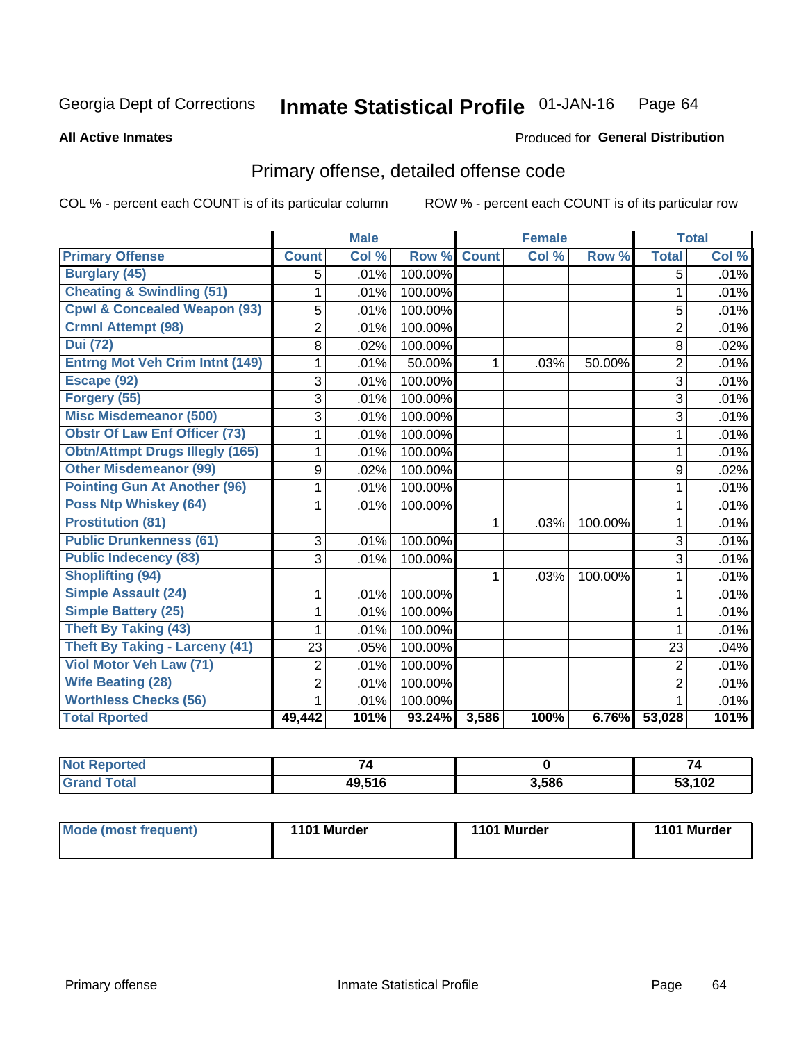Georgia Dept of Corrections **Inmate Statistical Profile** 01-JAN-16 Page 64

**All Active Inmates**

Produced for **General Distribution**

## Primary offense, detailed offense code

COL % - percent each COUNT is of its particular column

ROW % - percent each COUNT is of its particular row

| | Male | | | Female | | | Total | |
|---|---|---|---|---|---|---|---|---|
| **Primary Offense** | **Count** | **Col %** | **Row %** | **Count** | **Col %** | **Row %** | **Total** | **Col %** |
| Burglary (45) | 5 | .01% | 100.00% | | | | 5 | .01% |
| Cheating & Swindling (51) | 1 | .01% | 100.00% | | | | 1 | .01% |
| Cpwl & Concealed Weapon (93) | 5 | .01% | 100.00% | | | | 5 | .01% |
| Crmnl Attempt (98) | 2 | .01% | 100.00% | | | | 2 | .01% |
| Dui (72) | 8 | .02% | 100.00% | | | | 8 | .02% |
| Entrng Mot Veh Crim Intnt (149) | 1 | .01% | 50.00% | 1 | .03% | 50.00% | 2 | .01% |
| Escape (92) | 3 | .01% | 100.00% | | | | 3 | .01% |
| Forgery (55) | 3 | .01% | 100.00% | | | | 3 | .01% |
| Misc Misdemeanor (500) | 3 | .01% | 100.00% | | | | 3 | .01% |
| Obstr Of Law Enf Officer (73) | 1 | .01% | 100.00% | | | | 1 | .01% |
| Obtn/Attmpt Drugs Illegly (165) | 1 | .01% | 100.00% | | | | 1 | .01% |
| Other Misdemeanor (99) | 9 | .02% | 100.00% | | | | 9 | .02% |
| Pointing Gun At Another (96) | 1 | .01% | 100.00% | | | | 1 | .01% |
| Poss Ntp Whiskey (64) | 1 | .01% | 100.00% | | | | 1 | .01% |
| Prostitution (81) | | | | 1 | .03% | 100.00% | 1 | .01% |
| Public Drunkenness (61) | 3 | .01% | 100.00% | | | | 3 | .01% |
| Public Indecency (83) | 3 | .01% | 100.00% | | | | 3 | .01% |
| Shoplifting (94) | | | | 1 | .03% | 100.00% | 1 | .01% |
| Simple Assault (24) | 1 | .01% | 100.00% | | | | 1 | .01% |
| Simple Battery (25) | 1 | .01% | 100.00% | | | | 1 | .01% |
| Theft By Taking (43) | 1 | .01% | 100.00% | | | | 1 | .01% |
| Theft By Taking - Larceny (41) | 23 | .05% | 100.00% | | | | 23 | .04% |
| Viol Motor Veh Law (71) | 2 | .01% | 100.00% | | | | 2 | .01% |
| Wife Beating (28) | 2 | .01% | 100.00% | | | | 2 | .01% |
| Worthless Checks (56) | 1 | .01% | 100.00% | | | | 1 | .01% |
| **Total Rported** | **49,442** | **101%** | **93.24%** | **3,586** | **100%** | **6.76%** | **53,028** | **101%** |

| | Male | Female | Total |
|---|---|---|---|
| Not Reported | 74 | 0 | 74 |
| Grand Total | 49,516 | 3,586 | 53,102 |

| | Male | Female | Total |
|---|---|---|---|
| Mode (most frequent) | 1101 Murder | 1101 Murder | 1101 Murder |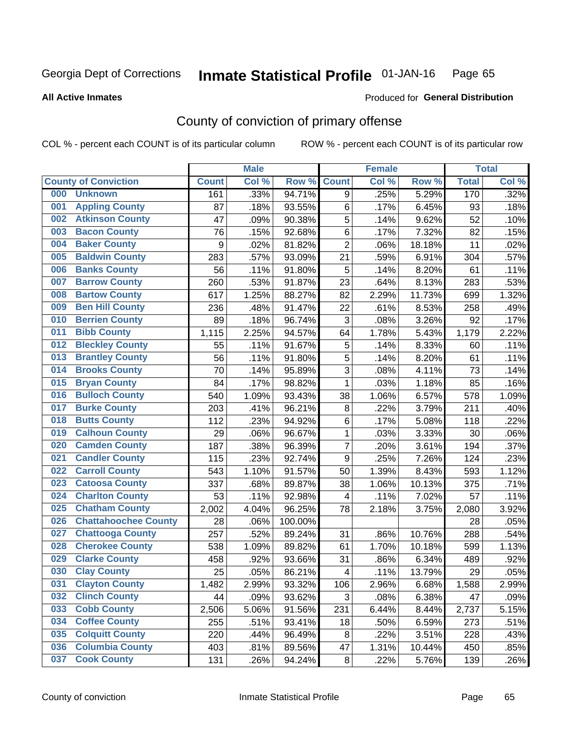Georgia Dept of Corrections

# Inmate Statistical Profile 01-JAN-16

**All Active Inmates**

Produced for **General Distribution**

## County of conviction of primary offense

COL % - percent each COUNT is of its particular column

ROW % - percent each COUNT is of its particular row

| County of Conviction | Male | | | Female | | | Total | |
|---|---|---|---|---|---|---|---|---|
| | Count | Col % | Row % | Count | Col % | Row % | Total | Col % |
| 000 Unknown | 161 | .33% | 94.71% | 9 | .25% | 5.29% | 170 | .32% |
| 001 Appling County | 87 | .18% | 93.55% | 6 | .17% | 6.45% | 93 | .18% |
| 002 Atkinson County | 47 | .09% | 90.38% | 5 | .14% | 9.62% | 52 | .10% |
| 003 Bacon County | 76 | .15% | 92.68% | 6 | .17% | 7.32% | 82 | .15% |
| 004 Baker County | 9 | .02% | 81.82% | 2 | .06% | 18.18% | 11 | .02% |
| 005 Baldwin County | 283 | .57% | 93.09% | 21 | .59% | 6.91% | 304 | .57% |
| 006 Banks County | 56 | .11% | 91.80% | 5 | .14% | 8.20% | 61 | .11% |
| 007 Barrow County | 260 | .53% | 91.87% | 23 | .64% | 8.13% | 283 | .53% |
| 008 Bartow County | 617 | 1.25% | 88.27% | 82 | 2.29% | 11.73% | 699 | 1.32% |
| 009 Ben Hill County | 236 | .48% | 91.47% | 22 | .61% | 8.53% | 258 | .49% |
| 010 Berrien County | 89 | .18% | 96.74% | 3 | .08% | 3.26% | 92 | .17% |
| 011 Bibb County | 1,115 | 2.25% | 94.57% | 64 | 1.78% | 5.43% | 1,179 | 2.22% |
| 012 Bleckley County | 55 | .11% | 91.67% | 5 | .14% | 8.33% | 60 | .11% |
| 013 Brantley County | 56 | .11% | 91.80% | 5 | .14% | 8.20% | 61 | .11% |
| 014 Brooks County | 70 | .14% | 95.89% | 3 | .08% | 4.11% | 73 | .14% |
| 015 Bryan County | 84 | .17% | 98.82% | 1 | .03% | 1.18% | 85 | .16% |
| 016 Bulloch County | 540 | 1.09% | 93.43% | 38 | 1.06% | 6.57% | 578 | 1.09% |
| 017 Burke County | 203 | .41% | 96.21% | 8 | .22% | 3.79% | 211 | .40% |
| 018 Butts County | 112 | .23% | 94.92% | 6 | .17% | 5.08% | 118 | .22% |
| 019 Calhoun County | 29 | .06% | 96.67% | 1 | .03% | 3.33% | 30 | .06% |
| 020 Camden County | 187 | .38% | 96.39% | 7 | .20% | 3.61% | 194 | .37% |
| 021 Candler County | 115 | .23% | 92.74% | 9 | .25% | 7.26% | 124 | .23% |
| 022 Carroll County | 543 | 1.10% | 91.57% | 50 | 1.39% | 8.43% | 593 | 1.12% |
| 023 Catoosa County | 337 | .68% | 89.87% | 38 | 1.06% | 10.13% | 375 | .71% |
| 024 Charlton County | 53 | .11% | 92.98% | 4 | .11% | 7.02% | 57 | .11% |
| 025 Chatham County | 2,002 | 4.04% | 96.25% | 78 | 2.18% | 3.75% | 2,080 | 3.92% |
| 026 Chattahoochee County | 28 | .06% | 100.00% | | | | 28 | .05% |
| 027 Chattooga County | 257 | .52% | 89.24% | 31 | .86% | 10.76% | 288 | .54% |
| 028 Cherokee County | 538 | 1.09% | 89.82% | 61 | 1.70% | 10.18% | 599 | 1.13% |
| 029 Clarke County | 458 | .92% | 93.66% | 31 | .86% | 6.34% | 489 | .92% |
| 030 Clay County | 25 | .05% | 86.21% | 4 | .11% | 13.79% | 29 | .05% |
| 031 Clayton County | 1,482 | 2.99% | 93.32% | 106 | 2.96% | 6.68% | 1,588 | 2.99% |
| 032 Clinch County | 44 | .09% | 93.62% | 3 | .08% | 6.38% | 47 | .09% |
| 033 Cobb County | 2,506 | 5.06% | 91.56% | 231 | 6.44% | 8.44% | 2,737 | 5.15% |
| 034 Coffee County | 255 | .51% | 93.41% | 18 | .50% | 6.59% | 273 | .51% |
| 035 Colquitt County | 220 | .44% | 96.49% | 8 | .22% | 3.51% | 228 | .43% |
| 036 Columbia County | 403 | .81% | 89.56% | 47 | 1.31% | 10.44% | 450 | .85% |
| 037 Cook County | 131 | .26% | 94.24% | 8 | .22% | 5.76% | 139 | .26% |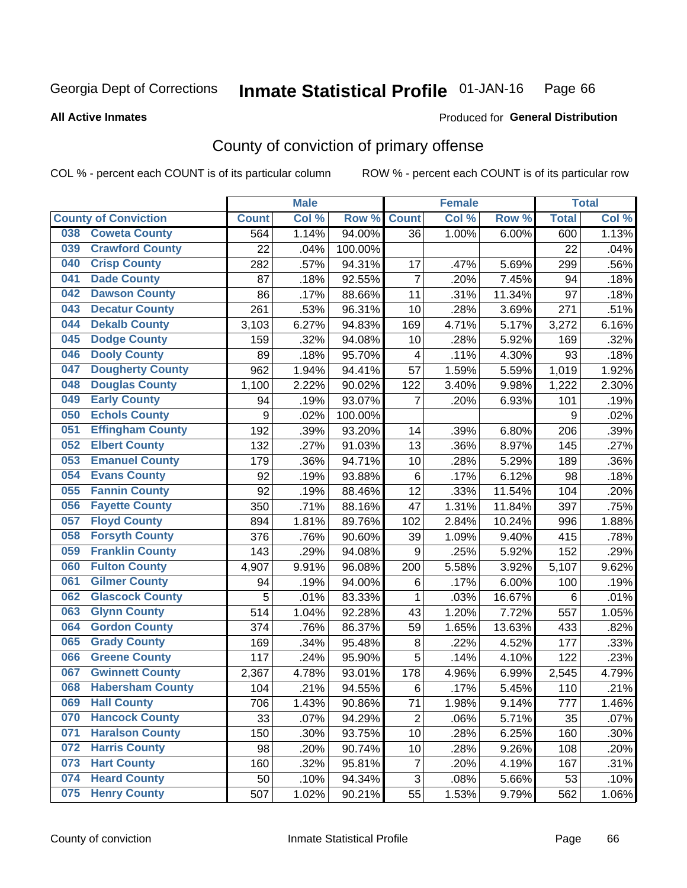Georgia Dept of Corrections **Inmate Statistical Profile** 01-JAN-16

**All Active Inmates**

Produced for **General Distribution**

## County of conviction of primary offense

COL % - percent each COUNT is of its particular column    ROW % - percent each COUNT is of its particular row

| County of Conviction | Male | | | Female | | | Total | |
|---|---|---|---|---|---|---|---|---|
| | Count | Col % | Row % | Count | Col % | Row % | Total | Col % |
| 038 Coweta County | 564 | 1.14% | 94.00% | 36 | 1.00% | 6.00% | 600 | 1.13% |
| 039 Crawford County | 22 | .04% | 100.00% | | | | 22 | .04% |
| 040 Crisp County | 282 | .57% | 94.31% | 17 | .47% | 5.69% | 299 | .56% |
| 041 Dade County | 87 | .18% | 92.55% | 7 | .20% | 7.45% | 94 | .18% |
| 042 Dawson County | 86 | .17% | 88.66% | 11 | .31% | 11.34% | 97 | .18% |
| 043 Decatur County | 261 | .53% | 96.31% | 10 | .28% | 3.69% | 271 | .51% |
| 044 Dekalb County | 3,103 | 6.27% | 94.83% | 169 | 4.71% | 5.17% | 3,272 | 6.16% |
| 045 Dodge County | 159 | .32% | 94.08% | 10 | .28% | 5.92% | 169 | .32% |
| 046 Dooly County | 89 | .18% | 95.70% | 4 | .11% | 4.30% | 93 | .18% |
| 047 Dougherty County | 962 | 1.94% | 94.41% | 57 | 1.59% | 5.59% | 1,019 | 1.92% |
| 048 Douglas County | 1,100 | 2.22% | 90.02% | 122 | 3.40% | 9.98% | 1,222 | 2.30% |
| 049 Early County | 94 | .19% | 93.07% | 7 | .20% | 6.93% | 101 | .19% |
| 050 Echols County | 9 | .02% | 100.00% | | | | 9 | .02% |
| 051 Effingham County | 192 | .39% | 93.20% | 14 | .39% | 6.80% | 206 | .39% |
| 052 Elbert County | 132 | .27% | 91.03% | 13 | .36% | 8.97% | 145 | .27% |
| 053 Emanuel County | 179 | .36% | 94.71% | 10 | .28% | 5.29% | 189 | .36% |
| 054 Evans County | 92 | .19% | 93.88% | 6 | .17% | 6.12% | 98 | .18% |
| 055 Fannin County | 92 | .19% | 88.46% | 12 | .33% | 11.54% | 104 | .20% |
| 056 Fayette County | 350 | .71% | 88.16% | 47 | 1.31% | 11.84% | 397 | .75% |
| 057 Floyd County | 894 | 1.81% | 89.76% | 102 | 2.84% | 10.24% | 996 | 1.88% |
| 058 Forsyth County | 376 | .76% | 90.60% | 39 | 1.09% | 9.40% | 415 | .78% |
| 059 Franklin County | 143 | .29% | 94.08% | 9 | .25% | 5.92% | 152 | .29% |
| 060 Fulton County | 4,907 | 9.91% | 96.08% | 200 | 5.58% | 3.92% | 5,107 | 9.62% |
| 061 Gilmer County | 94 | .19% | 94.00% | 6 | .17% | 6.00% | 100 | .19% |
| 062 Glascock County | 5 | .01% | 83.33% | 1 | .03% | 16.67% | 6 | .01% |
| 063 Glynn County | 514 | 1.04% | 92.28% | 43 | 1.20% | 7.72% | 557 | 1.05% |
| 064 Gordon County | 374 | .76% | 86.37% | 59 | 1.65% | 13.63% | 433 | .82% |
| 065 Grady County | 169 | .34% | 95.48% | 8 | .22% | 4.52% | 177 | .33% |
| 066 Greene County | 117 | .24% | 95.90% | 5 | .14% | 4.10% | 122 | .23% |
| 067 Gwinnett County | 2,367 | 4.78% | 93.01% | 178 | 4.96% | 6.99% | 2,545 | 4.79% |
| 068 Habersham County | 104 | .21% | 94.55% | 6 | .17% | 5.45% | 110 | .21% |
| 069 Hall County | 706 | 1.43% | 90.86% | 71 | 1.98% | 9.14% | 777 | 1.46% |
| 070 Hancock County | 33 | .07% | 94.29% | 2 | .06% | 5.71% | 35 | .07% |
| 071 Haralson County | 150 | .30% | 93.75% | 10 | .28% | 6.25% | 160 | .30% |
| 072 Harris County | 98 | .20% | 90.74% | 10 | .28% | 9.26% | 108 | .20% |
| 073 Hart County | 160 | .32% | 95.81% | 7 | .20% | 4.19% | 167 | .31% |
| 074 Heard County | 50 | .10% | 94.34% | 3 | .08% | 5.66% | 53 | .10% |
| 075 Henry County | 507 | 1.02% | 90.21% | 55 | 1.53% | 9.79% | 562 | 1.06% |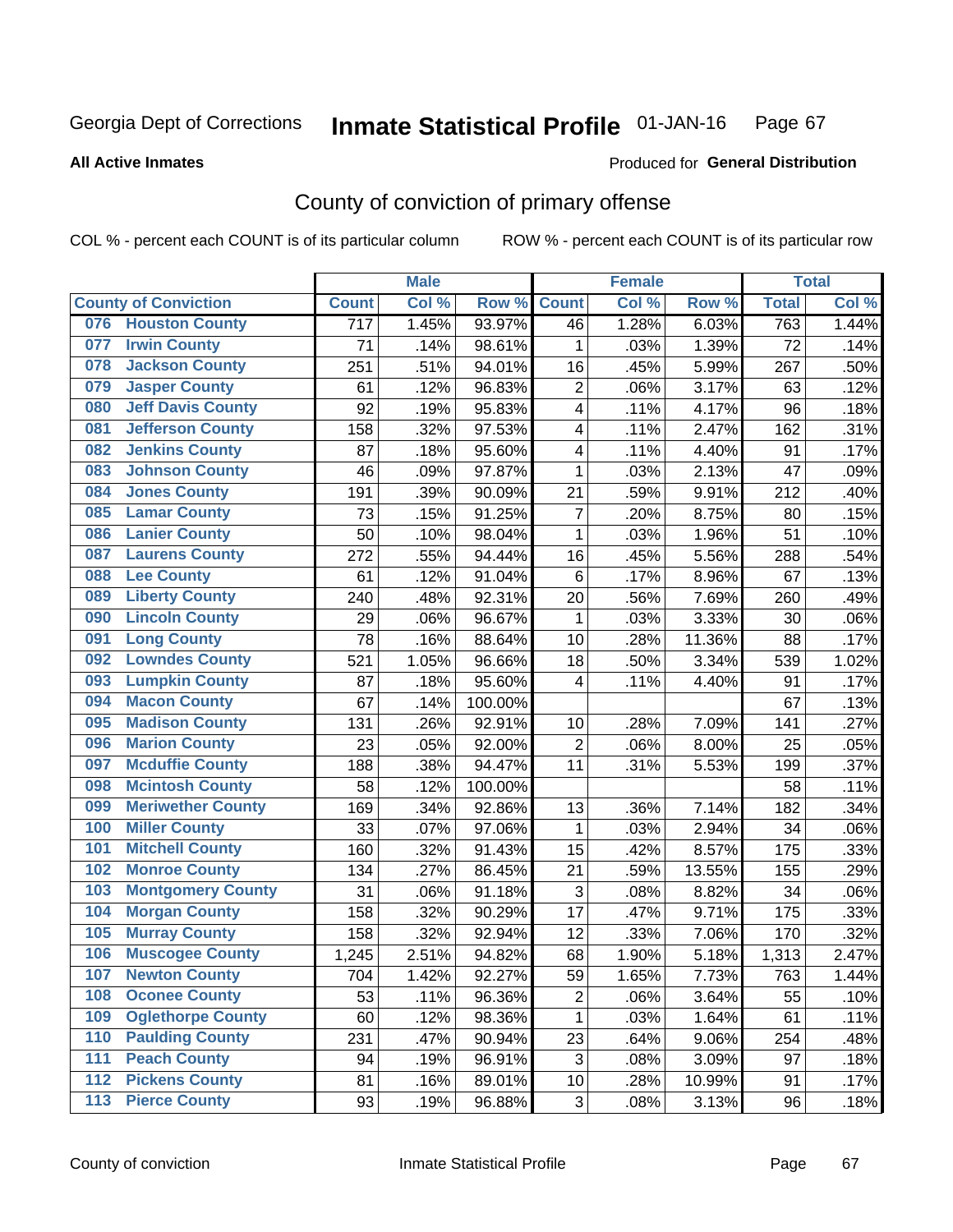Georgia Dept of Corrections **Inmate Statistical Profile** 01-JAN-16

**All Active Inmates**

Produced for **General Distribution**

## County of conviction of primary offense

COL % - percent each COUNT is of its particular column ROW % - percent each COUNT is of its particular row

| County of Conviction | Male | | | Female | | | Total | |
|---|---|---|---|---|---|---|---|---|
| | Count | Col % | Row % | Count | Col % | Row % | Total | Col % |
| 076 Houston County | 717 | 1.45% | 93.97% | 46 | 1.28% | 6.03% | 763 | 1.44% |
| 077 Irwin County | 71 | .14% | 98.61% | 1 | .03% | 1.39% | 72 | .14% |
| 078 Jackson County | 251 | .51% | 94.01% | 16 | .45% | 5.99% | 267 | .50% |
| 079 Jasper County | 61 | .12% | 96.83% | 2 | .06% | 3.17% | 63 | .12% |
| 080 Jeff Davis County | 92 | .19% | 95.83% | 4 | .11% | 4.17% | 96 | .18% |
| 081 Jefferson County | 158 | .32% | 97.53% | 4 | .11% | 2.47% | 162 | .31% |
| 082 Jenkins County | 87 | .18% | 95.60% | 4 | .11% | 4.40% | 91 | .17% |
| 083 Johnson County | 46 | .09% | 97.87% | 1 | .03% | 2.13% | 47 | .09% |
| 084 Jones County | 191 | .39% | 90.09% | 21 | .59% | 9.91% | 212 | .40% |
| 085 Lamar County | 73 | .15% | 91.25% | 7 | .20% | 8.75% | 80 | .15% |
| 086 Lanier County | 50 | .10% | 98.04% | 1 | .03% | 1.96% | 51 | .10% |
| 087 Laurens County | 272 | .55% | 94.44% | 16 | .45% | 5.56% | 288 | .54% |
| 088 Lee County | 61 | .12% | 91.04% | 6 | .17% | 8.96% | 67 | .13% |
| 089 Liberty County | 240 | .48% | 92.31% | 20 | .56% | 7.69% | 260 | .49% |
| 090 Lincoln County | 29 | .06% | 96.67% | 1 | .03% | 3.33% | 30 | .06% |
| 091 Long County | 78 | .16% | 88.64% | 10 | .28% | 11.36% | 88 | .17% |
| 092 Lowndes County | 521 | 1.05% | 96.66% | 18 | .50% | 3.34% | 539 | 1.02% |
| 093 Lumpkin County | 87 | .18% | 95.60% | 4 | .11% | 4.40% | 91 | .17% |
| 094 Macon County | 67 | .14% | 100.00% | | | | 67 | .13% |
| 095 Madison County | 131 | .26% | 92.91% | 10 | .28% | 7.09% | 141 | .27% |
| 096 Marion County | 23 | .05% | 92.00% | 2 | .06% | 8.00% | 25 | .05% |
| 097 Mcduffie County | 188 | .38% | 94.47% | 11 | .31% | 5.53% | 199 | .37% |
| 098 Mcintosh County | 58 | .12% | 100.00% | | | | 58 | .11% |
| 099 Meriwether County | 169 | .34% | 92.86% | 13 | .36% | 7.14% | 182 | .34% |
| 100 Miller County | 33 | .07% | 97.06% | 1 | .03% | 2.94% | 34 | .06% |
| 101 Mitchell County | 160 | .32% | 91.43% | 15 | .42% | 8.57% | 175 | .33% |
| 102 Monroe County | 134 | .27% | 86.45% | 21 | .59% | 13.55% | 155 | .29% |
| 103 Montgomery County | 31 | .06% | 91.18% | 3 | .08% | 8.82% | 34 | .06% |
| 104 Morgan County | 158 | .32% | 90.29% | 17 | .47% | 9.71% | 175 | .33% |
| 105 Murray County | 158 | .32% | 92.94% | 12 | .33% | 7.06% | 170 | .32% |
| 106 Muscogee County | 1,245 | 2.51% | 94.82% | 68 | 1.90% | 5.18% | 1,313 | 2.47% |
| 107 Newton County | 704 | 1.42% | 92.27% | 59 | 1.65% | 7.73% | 763 | 1.44% |
| 108 Oconee County | 53 | .11% | 96.36% | 2 | .06% | 3.64% | 55 | .10% |
| 109 Oglethorpe County | 60 | .12% | 98.36% | 1 | .03% | 1.64% | 61 | .11% |
| 110 Paulding County | 231 | .47% | 90.94% | 23 | .64% | 9.06% | 254 | .48% |
| 111 Peach County | 94 | .19% | 96.91% | 3 | .08% | 3.09% | 97 | .18% |
| 112 Pickens County | 81 | .16% | 89.01% | 10 | .28% | 10.99% | 91 | .17% |
| 113 Pierce County | 93 | .19% | 96.88% | 3 | .08% | 3.13% | 96 | .18% |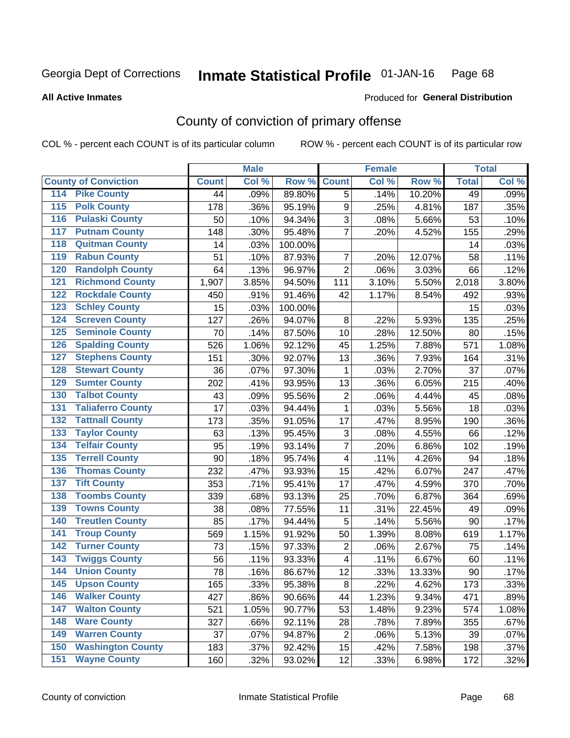Georgia Dept of Corrections **Inmate Statistical Profile** 01-JAN-16

**All Active Inmates**

Produced for **General Distribution**

## County of conviction of primary offense

COL % - percent each COUNT is of its particular column ROW % - percent each COUNT is of its particular row

| County of Conviction | Male | | | Female | | | Total | |
|---|---|---|---|---|---|---|---|---|
| | Count | Col % | Row % | Count | Col % | Row % | Total | Col % |
| 114 Pike County | 44 | .09% | 89.80% | 5 | .14% | 10.20% | 49 | .09% |
| 115 Polk County | 178 | .36% | 95.19% | 9 | .25% | 4.81% | 187 | .35% |
| 116 Pulaski County | 50 | .10% | 94.34% | 3 | .08% | 5.66% | 53 | .10% |
| 117 Putnam County | 148 | .30% | 95.48% | 7 | .20% | 4.52% | 155 | .29% |
| 118 Quitman County | 14 | .03% | 100.00% | | | | 14 | .03% |
| 119 Rabun County | 51 | .10% | 87.93% | 7 | .20% | 12.07% | 58 | .11% |
| 120 Randolph County | 64 | .13% | 96.97% | 2 | .06% | 3.03% | 66 | .12% |
| 121 Richmond County | 1,907 | 3.85% | 94.50% | 111 | 3.10% | 5.50% | 2,018 | 3.80% |
| 122 Rockdale County | 450 | .91% | 91.46% | 42 | 1.17% | 8.54% | 492 | .93% |
| 123 Schley County | 15 | .03% | 100.00% | | | | 15 | .03% |
| 124 Screven County | 127 | .26% | 94.07% | 8 | .22% | 5.93% | 135 | .25% |
| 125 Seminole County | 70 | .14% | 87.50% | 10 | .28% | 12.50% | 80 | .15% |
| 126 Spalding County | 526 | 1.06% | 92.12% | 45 | 1.25% | 7.88% | 571 | 1.08% |
| 127 Stephens County | 151 | .30% | 92.07% | 13 | .36% | 7.93% | 164 | .31% |
| 128 Stewart County | 36 | .07% | 97.30% | 1 | .03% | 2.70% | 37 | .07% |
| 129 Sumter County | 202 | .41% | 93.95% | 13 | .36% | 6.05% | 215 | .40% |
| 130 Talbot County | 43 | .09% | 95.56% | 2 | .06% | 4.44% | 45 | .08% |
| 131 Taliaferro County | 17 | .03% | 94.44% | 1 | .03% | 5.56% | 18 | .03% |
| 132 Tattnall County | 173 | .35% | 91.05% | 17 | .47% | 8.95% | 190 | .36% |
| 133 Taylor County | 63 | .13% | 95.45% | 3 | .08% | 4.55% | 66 | .12% |
| 134 Telfair County | 95 | .19% | 93.14% | 7 | .20% | 6.86% | 102 | .19% |
| 135 Terrell County | 90 | .18% | 95.74% | 4 | .11% | 4.26% | 94 | .18% |
| 136 Thomas County | 232 | .47% | 93.93% | 15 | .42% | 6.07% | 247 | .47% |
| 137 Tift County | 353 | .71% | 95.41% | 17 | .47% | 4.59% | 370 | .70% |
| 138 Toombs County | 339 | .68% | 93.13% | 25 | .70% | 6.87% | 364 | .69% |
| 139 Towns County | 38 | .08% | 77.55% | 11 | .31% | 22.45% | 49 | .09% |
| 140 Treutlen County | 85 | .17% | 94.44% | 5 | .14% | 5.56% | 90 | .17% |
| 141 Troup County | 569 | 1.15% | 91.92% | 50 | 1.39% | 8.08% | 619 | 1.17% |
| 142 Turner County | 73 | .15% | 97.33% | 2 | .06% | 2.67% | 75 | .14% |
| 143 Twiggs County | 56 | .11% | 93.33% | 4 | .11% | 6.67% | 60 | .11% |
| 144 Union County | 78 | .16% | 86.67% | 12 | .33% | 13.33% | 90 | .17% |
| 145 Upson County | 165 | .33% | 95.38% | 8 | .22% | 4.62% | 173 | .33% |
| 146 Walker County | 427 | .86% | 90.66% | 44 | 1.23% | 9.34% | 471 | .89% |
| 147 Walton County | 521 | 1.05% | 90.77% | 53 | 1.48% | 9.23% | 574 | 1.08% |
| 148 Ware County | 327 | .66% | 92.11% | 28 | .78% | 7.89% | 355 | .67% |
| 149 Warren County | 37 | .07% | 94.87% | 2 | .06% | 5.13% | 39 | .07% |
| 150 Washington County | 183 | .37% | 92.42% | 15 | .42% | 7.58% | 198 | .37% |
| 151 Wayne County | 160 | .32% | 93.02% | 12 | .33% | 6.98% | 172 | .32% |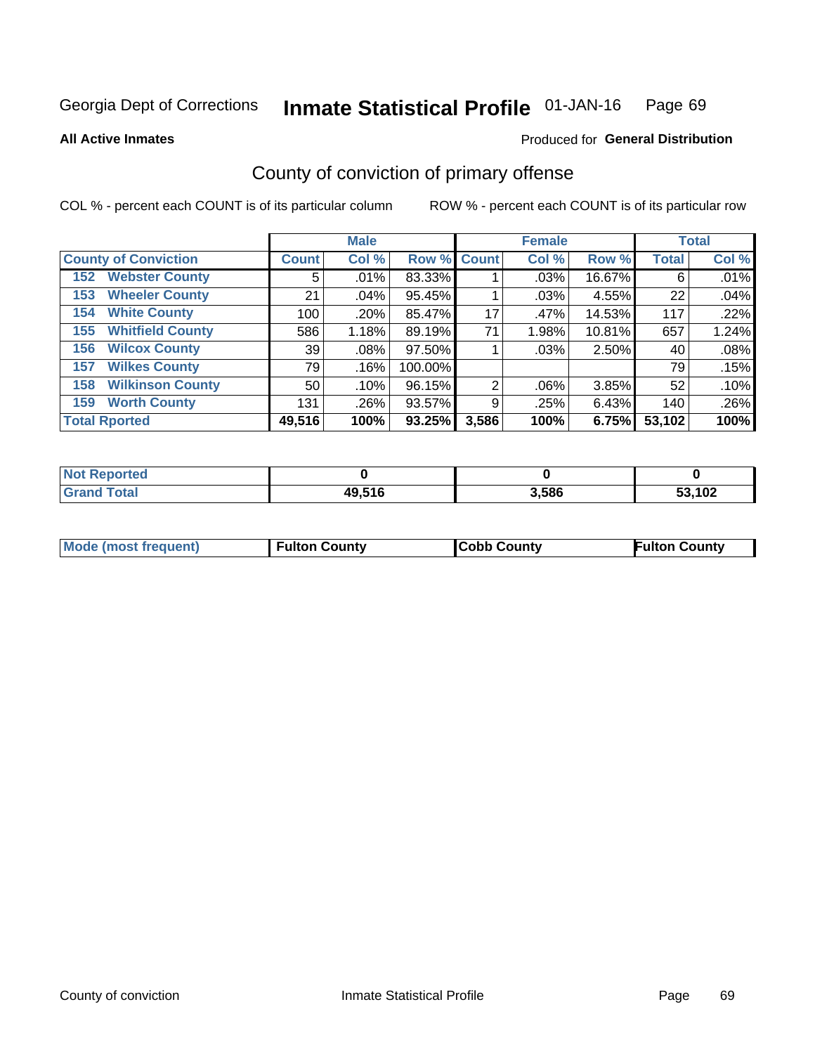Georgia Dept of Corrections **Inmate Statistical Profile** 01-JAN-16

**All Active Inmates**

Produced for **General Distribution**

## County of conviction of primary offense

COL % - percent each COUNT is of its particular column ROW % - percent each COUNT is of its particular row

| | Male | | | Female | | | Total | |
|---|---|---|---|---|---|---|---|---|
| County of Conviction | Count | Col % | Row % | Count | Col % | Row % | Total | Col % |
| 152 Webster County | 5 | .01% | 83.33% | 1 | .03% | 16.67% | 6 | .01% |
| 153 Wheeler County | 21 | .04% | 95.45% | 1 | .03% | 4.55% | 22 | .04% |
| 154 White County | 100 | .20% | 85.47% | 17 | .47% | 14.53% | 117 | .22% |
| 155 Whitfield County | 586 | 1.18% | 89.19% | 71 | 1.98% | 10.81% | 657 | 1.24% |
| 156 Wilcox County | 39 | .08% | 97.50% | 1 | .03% | 2.50% | 40 | .08% |
| 157 Wilkes County | 79 | .16% | 100.00% | | | | 79 | .15% |
| 158 Wilkinson County | 50 | .10% | 96.15% | 2 | .06% | 3.85% | 52 | .10% |
| 159 Worth County | 131 | .26% | 93.57% | 9 | .25% | 6.43% | 140 | .26% |
| Total Rported | 49,516 | 100% | 93.25% | 3,586 | 100% | 6.75% | 53,102 | 100% |

| | Male | Female | Total |
|---|---|---|---|
| Not Reported | 0 | 0 | 0 |
| Grand Total | 49,516 | 3,586 | 53,102 |

| | Male | Female | Total |
|---|---|---|---|
| Mode (most frequent) | Fulton County | Cobb County | Fulton County |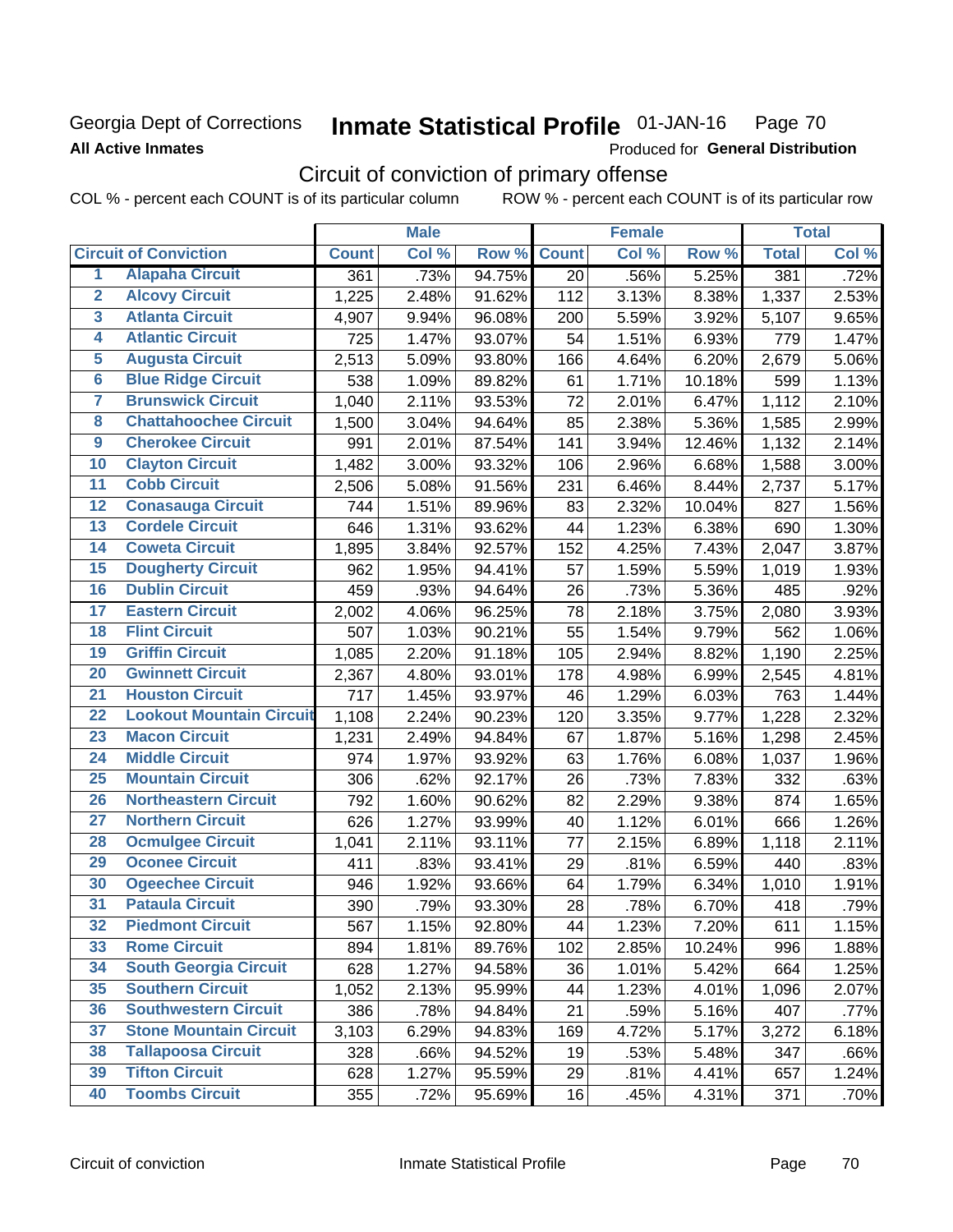Georgia Dept of Corrections **Inmate Statistical Profile** 01-JAN-16

**All Active Inmates**

Produced for **General Distribution**

## Circuit of conviction of primary offense

COL % - percent each COUNT is of its particular column ROW % - percent each COUNT is of its particular row

| | | Male | | | Female | | | Total | |
|---|---|---|---|---|---|---|---|---|---|
| **Circuit of Conviction** | | **Count** | **Col %** | **Row %** | **Count** | **Col %** | **Row %** | **Total** | **Col %** |
| 1 | Alapaha Circuit | 361 | .73% | 94.75% | 20 | .56% | 5.25% | 381 | .72% |
| 2 | Alcovy Circuit | 1,225 | 2.48% | 91.62% | 112 | 3.13% | 8.38% | 1,337 | 2.53% |
| 3 | Atlanta Circuit | 4,907 | 9.94% | 96.08% | 200 | 5.59% | 3.92% | 5,107 | 9.65% |
| 4 | Atlantic Circuit | 725 | 1.47% | 93.07% | 54 | 1.51% | 6.93% | 779 | 1.47% |
| 5 | Augusta Circuit | 2,513 | 5.09% | 93.80% | 166 | 4.64% | 6.20% | 2,679 | 5.06% |
| 6 | Blue Ridge Circuit | 538 | 1.09% | 89.82% | 61 | 1.71% | 10.18% | 599 | 1.13% |
| 7 | Brunswick Circuit | 1,040 | 2.11% | 93.53% | 72 | 2.01% | 6.47% | 1,112 | 2.10% |
| 8 | Chattahoochee Circuit | 1,500 | 3.04% | 94.64% | 85 | 2.38% | 5.36% | 1,585 | 2.99% |
| 9 | Cherokee Circuit | 991 | 2.01% | 87.54% | 141 | 3.94% | 12.46% | 1,132 | 2.14% |
| 10 | Clayton Circuit | 1,482 | 3.00% | 93.32% | 106 | 2.96% | 6.68% | 1,588 | 3.00% |
| 11 | Cobb Circuit | 2,506 | 5.08% | 91.56% | 231 | 6.46% | 8.44% | 2,737 | 5.17% |
| 12 | Conasauga Circuit | 744 | 1.51% | 89.96% | 83 | 2.32% | 10.04% | 827 | 1.56% |
| 13 | Cordele Circuit | 646 | 1.31% | 93.62% | 44 | 1.23% | 6.38% | 690 | 1.30% |
| 14 | Coweta Circuit | 1,895 | 3.84% | 92.57% | 152 | 4.25% | 7.43% | 2,047 | 3.87% |
| 15 | Dougherty Circuit | 962 | 1.95% | 94.41% | 57 | 1.59% | 5.59% | 1,019 | 1.93% |
| 16 | Dublin Circuit | 459 | .93% | 94.64% | 26 | .73% | 5.36% | 485 | .92% |
| 17 | Eastern Circuit | 2,002 | 4.06% | 96.25% | 78 | 2.18% | 3.75% | 2,080 | 3.93% |
| 18 | Flint Circuit | 507 | 1.03% | 90.21% | 55 | 1.54% | 9.79% | 562 | 1.06% |
| 19 | Griffin Circuit | 1,085 | 2.20% | 91.18% | 105 | 2.94% | 8.82% | 1,190 | 2.25% |
| 20 | Gwinnett Circuit | 2,367 | 4.80% | 93.01% | 178 | 4.98% | 6.99% | 2,545 | 4.81% |
| 21 | Houston Circuit | 717 | 1.45% | 93.97% | 46 | 1.29% | 6.03% | 763 | 1.44% |
| 22 | Lookout Mountain Circuit | 1,108 | 2.24% | 90.23% | 120 | 3.35% | 9.77% | 1,228 | 2.32% |
| 23 | Macon Circuit | 1,231 | 2.49% | 94.84% | 67 | 1.87% | 5.16% | 1,298 | 2.45% |
| 24 | Middle Circuit | 974 | 1.97% | 93.92% | 63 | 1.76% | 6.08% | 1,037 | 1.96% |
| 25 | Mountain Circuit | 306 | .62% | 92.17% | 26 | .73% | 7.83% | 332 | .63% |
| 26 | Northeastern Circuit | 792 | 1.60% | 90.62% | 82 | 2.29% | 9.38% | 874 | 1.65% |
| 27 | Northern Circuit | 626 | 1.27% | 93.99% | 40 | 1.12% | 6.01% | 666 | 1.26% |
| 28 | Ocmulgee Circuit | 1,041 | 2.11% | 93.11% | 77 | 2.15% | 6.89% | 1,118 | 2.11% |
| 29 | Oconee Circuit | 411 | .83% | 93.41% | 29 | .81% | 6.59% | 440 | .83% |
| 30 | Ogeechee Circuit | 946 | 1.92% | 93.66% | 64 | 1.79% | 6.34% | 1,010 | 1.91% |
| 31 | Pataula Circuit | 390 | .79% | 93.30% | 28 | .78% | 6.70% | 418 | .79% |
| 32 | Piedmont Circuit | 567 | 1.15% | 92.80% | 44 | 1.23% | 7.20% | 611 | 1.15% |
| 33 | Rome Circuit | 894 | 1.81% | 89.76% | 102 | 2.85% | 10.24% | 996 | 1.88% |
| 34 | South Georgia Circuit | 628 | 1.27% | 94.58% | 36 | 1.01% | 5.42% | 664 | 1.25% |
| 35 | Southern Circuit | 1,052 | 2.13% | 95.99% | 44 | 1.23% | 4.01% | 1,096 | 2.07% |
| 36 | Southwestern Circuit | 386 | .78% | 94.84% | 21 | .59% | 5.16% | 407 | .77% |
| 37 | Stone Mountain Circuit | 3,103 | 6.29% | 94.83% | 169 | 4.72% | 5.17% | 3,272 | 6.18% |
| 38 | Tallapoosa Circuit | 328 | .66% | 94.52% | 19 | .53% | 5.48% | 347 | .66% |
| 39 | Tifton Circuit | 628 | 1.27% | 95.59% | 29 | .81% | 4.41% | 657 | 1.24% |
| 40 | Toombs Circuit | 355 | .72% | 95.69% | 16 | .45% | 4.31% | 371 | .70% |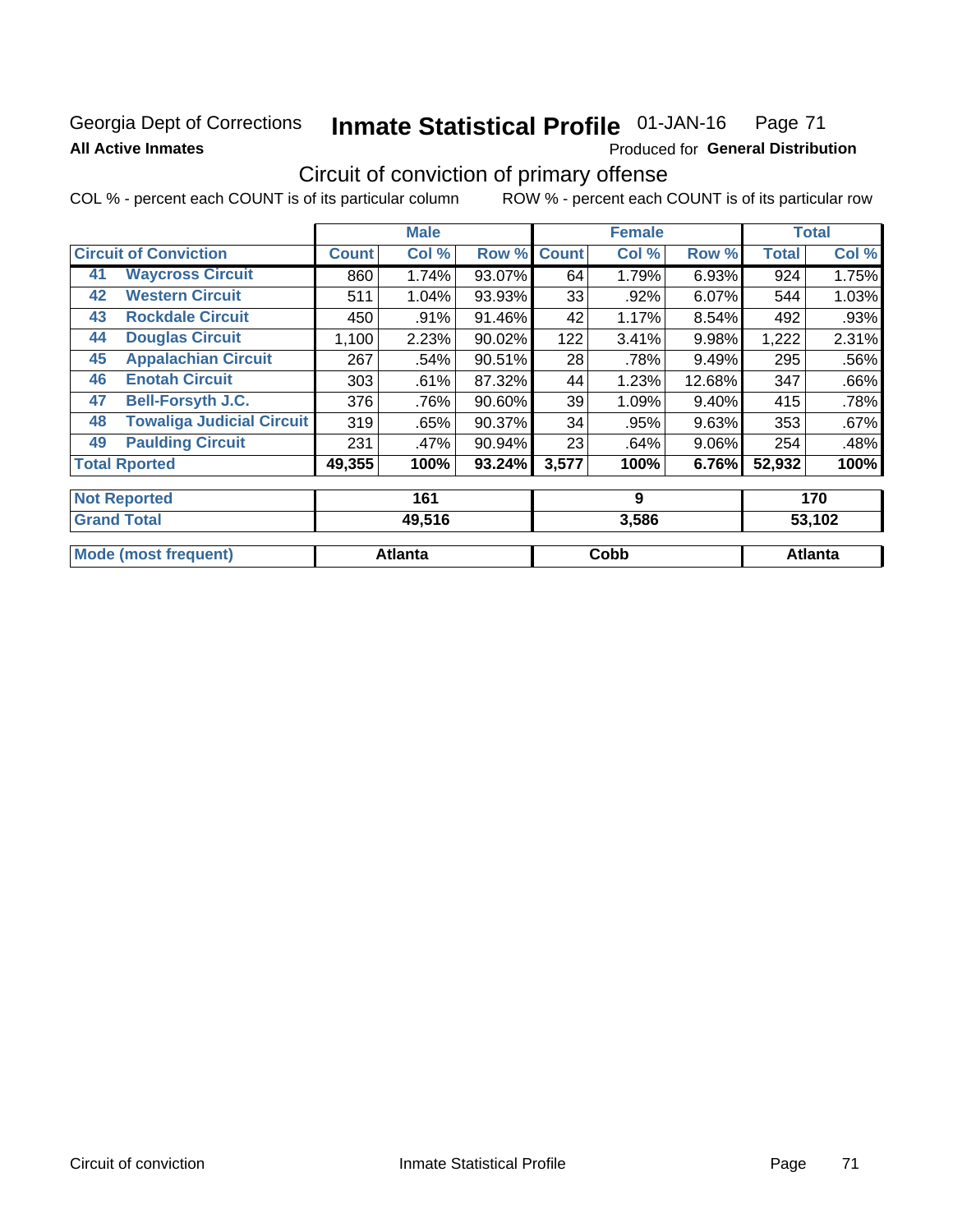Georgia Dept of Corrections **Inmate Statistical Profile** 01-JAN-16

**All Active Inmates**

Produced for **General Distribution**

## Circuit of conviction of primary offense

COL % - percent each COUNT is of its particular column      ROW % - percent each COUNT is of its particular row

| Circuit of Conviction | | Male | | | Female | | | Total | |
|---|---|---|---|---|---|---|---|---|---|
| | | Count | Col % | Row % | Count | Col % | Row % | Total | Col % |
| 41 | Waycross Circuit | 860 | 1.74% | 93.07% | 64 | 1.79% | 6.93% | 924 | 1.75% |
| 42 | Western Circuit | 511 | 1.04% | 93.93% | 33 | .92% | 6.07% | 544 | 1.03% |
| 43 | Rockdale Circuit | 450 | .91% | 91.46% | 42 | 1.17% | 8.54% | 492 | .93% |
| 44 | Douglas Circuit | 1,100 | 2.23% | 90.02% | 122 | 3.41% | 9.98% | 1,222 | 2.31% |
| 45 | Appalachian Circuit | 267 | .54% | 90.51% | 28 | .78% | 9.49% | 295 | .56% |
| 46 | Enotah Circuit | 303 | .61% | 87.32% | 44 | 1.23% | 12.68% | 347 | .66% |
| 47 | Bell-Forsyth J.C. | 376 | .76% | 90.60% | 39 | 1.09% | 9.40% | 415 | .78% |
| 48 | Towaliga Judicial Circuit | 319 | .65% | 90.37% | 34 | .95% | 9.63% | 353 | .67% |
| 49 | Paulding Circuit | 231 | .47% | 90.94% | 23 | .64% | 9.06% | 254 | .48% |
| Total Rported | | 49,355 | 100% | 93.24% | 3,577 | 100% | 6.76% | 52,932 | 100% |

| | Male | Female | Total |
|---|---|---|---|
| Not Reported | 161 | 9 | 170 |
| Grand Total | 49,516 | 3,586 | 53,102 |
| Mode (most frequent) | Atlanta | Cobb | Atlanta |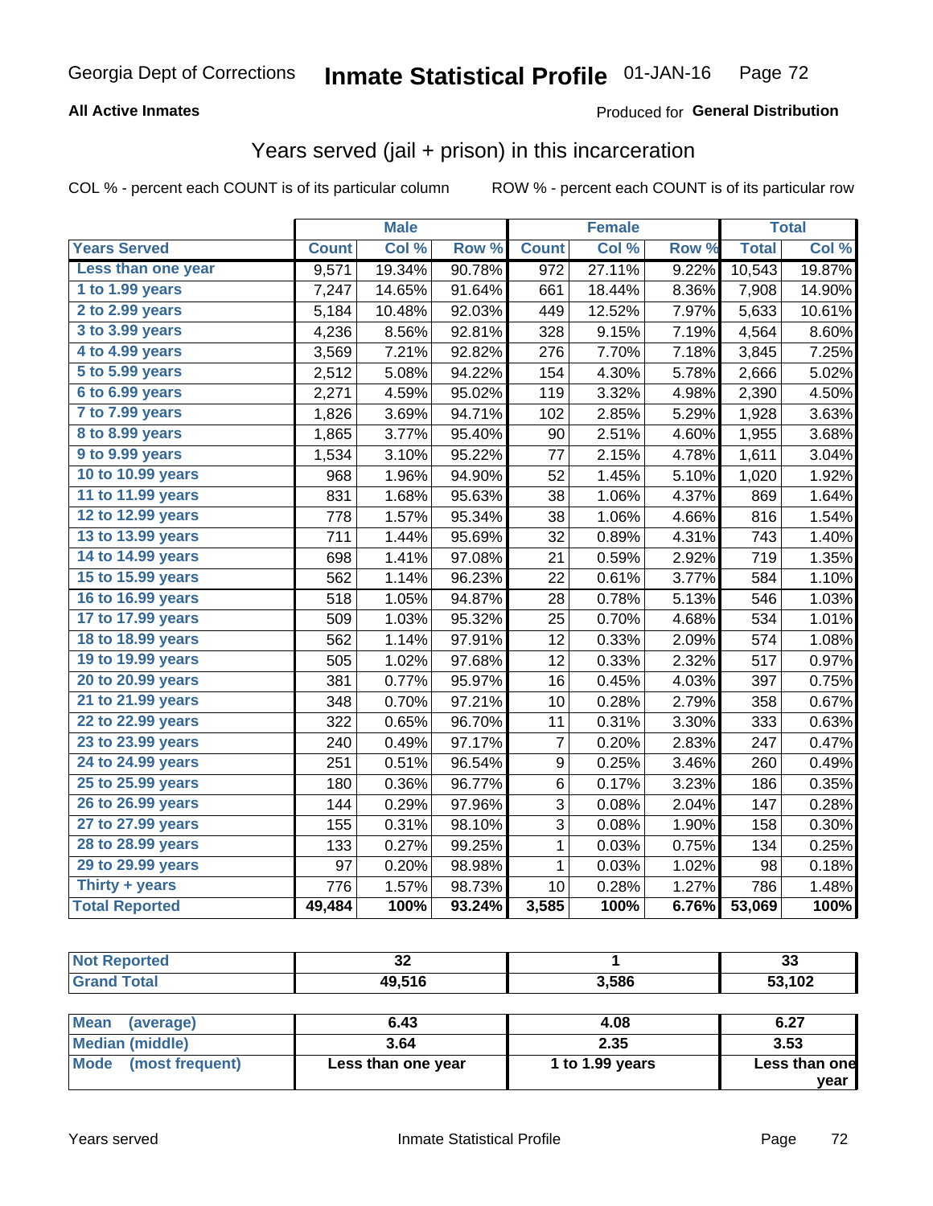Georgia Dept of Corrections **Inmate Statistical Profile** 01-JAN-16

**All Active Inmates**

Produced for **General Distribution**

## Years served (jail + prison) in this incarceration

COL % - percent each COUNT is of its particular column ROW % - percent each COUNT is of its particular row

| | Male | | | Female | | | Total | |
|---|---|---|---|---|---|---|---|---|
| **Years Served** | **Count** | **Col %** | **Row %** | **Count** | **Col %** | **Row %** | **Total** | **Col %** |
| Less than one year | 9,571 | 19.34% | 90.78% | 972 | 27.11% | 9.22% | 10,543 | 19.87% |
| 1 to 1.99 years | 7,247 | 14.65% | 91.64% | 661 | 18.44% | 8.36% | 7,908 | 14.90% |
| 2 to 2.99 years | 5,184 | 10.48% | 92.03% | 449 | 12.52% | 7.97% | 5,633 | 10.61% |
| 3 to 3.99 years | 4,236 | 8.56% | 92.81% | 328 | 9.15% | 7.19% | 4,564 | 8.60% |
| 4 to 4.99 years | 3,569 | 7.21% | 92.82% | 276 | 7.70% | 7.18% | 3,845 | 7.25% |
| 5 to 5.99 years | 2,512 | 5.08% | 94.22% | 154 | 4.30% | 5.78% | 2,666 | 5.02% |
| 6 to 6.99 years | 2,271 | 4.59% | 95.02% | 119 | 3.32% | 4.98% | 2,390 | 4.50% |
| 7 to 7.99 years | 1,826 | 3.69% | 94.71% | 102 | 2.85% | 5.29% | 1,928 | 3.63% |
| 8 to 8.99 years | 1,865 | 3.77% | 95.40% | 90 | 2.51% | 4.60% | 1,955 | 3.68% |
| 9 to 9.99 years | 1,534 | 3.10% | 95.22% | 77 | 2.15% | 4.78% | 1,611 | 3.04% |
| 10 to 10.99 years | 968 | 1.96% | 94.90% | 52 | 1.45% | 5.10% | 1,020 | 1.92% |
| 11 to 11.99 years | 831 | 1.68% | 95.63% | 38 | 1.06% | 4.37% | 869 | 1.64% |
| 12 to 12.99 years | 778 | 1.57% | 95.34% | 38 | 1.06% | 4.66% | 816 | 1.54% |
| 13 to 13.99 years | 711 | 1.44% | 95.69% | 32 | 0.89% | 4.31% | 743 | 1.40% |
| 14 to 14.99 years | 698 | 1.41% | 97.08% | 21 | 0.59% | 2.92% | 719 | 1.35% |
| 15 to 15.99 years | 562 | 1.14% | 96.23% | 22 | 0.61% | 3.77% | 584 | 1.10% |
| 16 to 16.99 years | 518 | 1.05% | 94.87% | 28 | 0.78% | 5.13% | 546 | 1.03% |
| 17 to 17.99 years | 509 | 1.03% | 95.32% | 25 | 0.70% | 4.68% | 534 | 1.01% |
| 18 to 18.99 years | 562 | 1.14% | 97.91% | 12 | 0.33% | 2.09% | 574 | 1.08% |
| 19 to 19.99 years | 505 | 1.02% | 97.68% | 12 | 0.33% | 2.32% | 517 | 0.97% |
| 20 to 20.99 years | 381 | 0.77% | 95.97% | 16 | 0.45% | 4.03% | 397 | 0.75% |
| 21 to 21.99 years | 348 | 0.70% | 97.21% | 10 | 0.28% | 2.79% | 358 | 0.67% |
| 22 to 22.99 years | 322 | 0.65% | 96.70% | 11 | 0.31% | 3.30% | 333 | 0.63% |
| 23 to 23.99 years | 240 | 0.49% | 97.17% | 7 | 0.20% | 2.83% | 247 | 0.47% |
| 24 to 24.99 years | 251 | 0.51% | 96.54% | 9 | 0.25% | 3.46% | 260 | 0.49% |
| 25 to 25.99 years | 180 | 0.36% | 96.77% | 6 | 0.17% | 3.23% | 186 | 0.35% |
| 26 to 26.99 years | 144 | 0.29% | 97.96% | 3 | 0.08% | 2.04% | 147 | 0.28% |
| 27 to 27.99 years | 155 | 0.31% | 98.10% | 3 | 0.08% | 1.90% | 158 | 0.30% |
| 28 to 28.99 years | 133 | 0.27% | 99.25% | 1 | 0.03% | 0.75% | 134 | 0.25% |
| 29 to 29.99 years | 97 | 0.20% | 98.98% | 1 | 0.03% | 1.02% | 98 | 0.18% |
| Thirty + years | 776 | 1.57% | 98.73% | 10 | 0.28% | 1.27% | 786 | 1.48% |
| **Total Reported** | **49,484** | **100%** | **93.24%** | **3,585** | **100%** | **6.76%** | **53,069** | **100%** |

| | Male | Female | Total |
|---|---|---|---|
| Not Reported | **32** | **1** | **33** |
| Grand Total | **49,516** | **3,586** | **53,102** |

| | Male | Female | Total |
|---|---|---|---|
| Mean (average) | **6.43** | **4.08** | **6.27** |
| Median (middle) | **3.64** | **2.35** | **3.53** |
| Mode (most frequent) | **Less than one year** | **1 to 1.99 years** | **Less than one year** |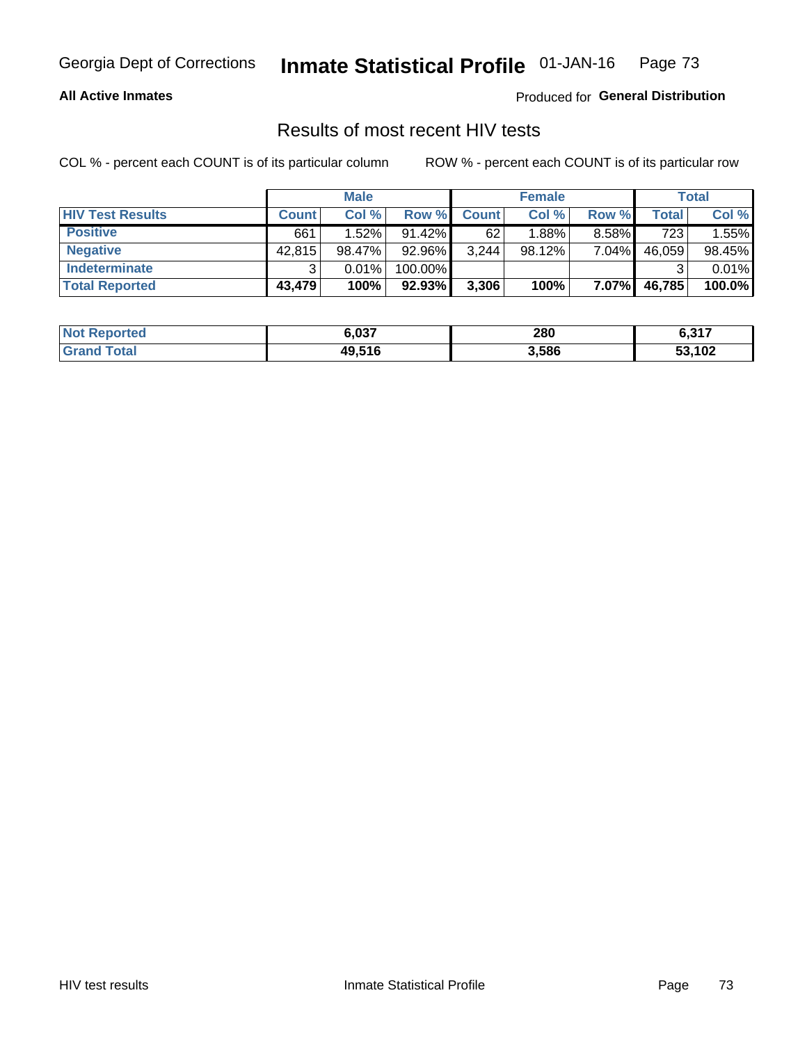Georgia Dept of Corrections **Inmate Statistical Profile** 01-JAN-16

**All Active Inmates**

Produced for **General Distribution**

## Results of most recent HIV tests

COL % - percent each COUNT is of its particular column

ROW % - percent each COUNT is of its particular row

| | Male | | | Female | | | Total | |
|---|---|---|---|---|---|---|---|---|
| **HIV Test Results** | **Count** | **Col %** | **Row %** | **Count** | **Col %** | **Row %** | **Total** | **Col %** |
| **Positive** | 661 | 1.52% | 91.42% | 62 | 1.88% | 8.58% | 723 | 1.55% |
| **Negative** | 42,815 | 98.47% | 92.96% | 3,244 | 98.12% | 7.04% | 46,059 | 98.45% |
| **Indeterminate** | 3 | 0.01% | 100.00% | | | | 3 | 0.01% |
| **Total Reported** | **43,479** | **100%** | **92.93%** | **3,306** | **100%** | **7.07%** | **46,785** | **100.0%** |

| | Male | Female | Total |
|---|---|---|---|
| **Not Reported** | **6,037** | **280** | **6,317** |
| **Grand Total** | **49,516** | **3,586** | **53,102** |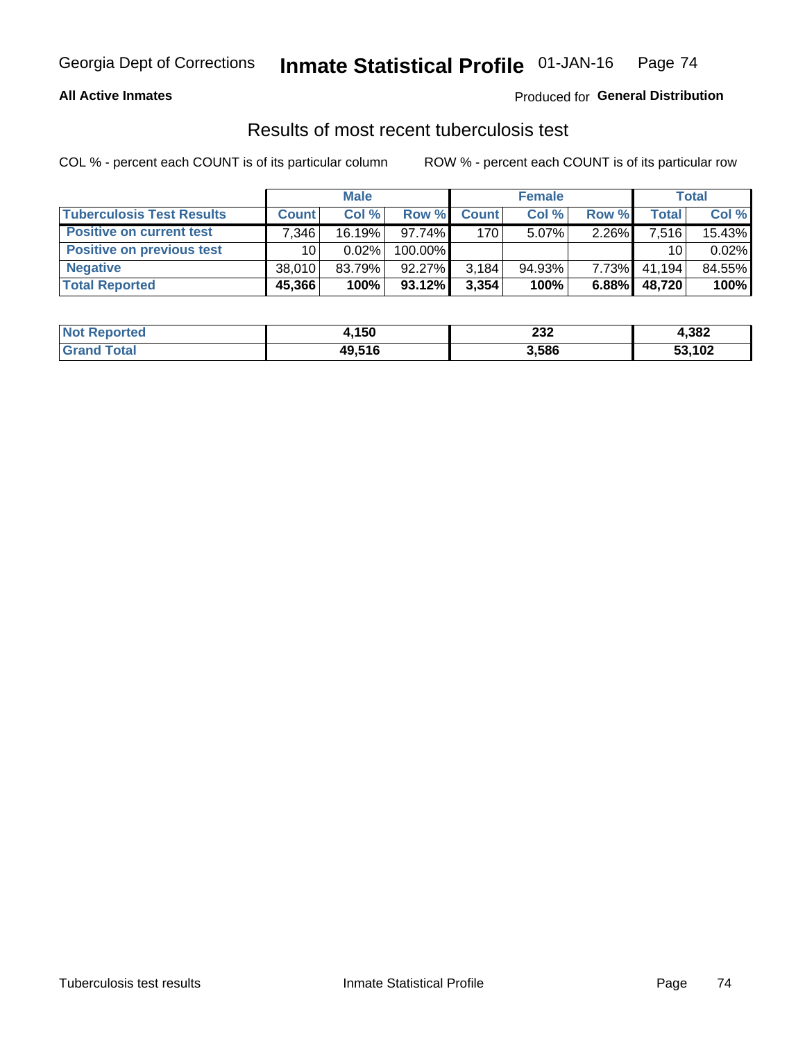**All Active Inmates**

Produced for **General Distribution**

## Results of most recent tuberculosis test

COL % - percent each COUNT is of its particular column

ROW % - percent each COUNT is of its particular row

| | Male | | | Female | | | Total | |
|---|---|---|---|---|---|---|---|---|
| **Tuberculosis Test Results** | **Count** | **Col %** | **Row %** | **Count** | **Col %** | **Row %** | **Total** | **Col %** |
| **Positive on current test** | 7,346 | 16.19% | 97.74% | 170 | 5.07% | 2.26% | 7,516 | 15.43% |
| **Positive on previous test** | 10 | 0.02% | 100.00% | | | | 10 | 0.02% |
| **Negative** | 38,010 | 83.79% | 92.27% | 3,184 | 94.93% | 7.73% | 41,194 | 84.55% |
| **Total Reported** | **45,366** | **100%** | **93.12%** | **3,354** | **100%** | **6.88%** | **48,720** | **100%** |

| | Male | Female | Total |
|---|---|---|---|
| **Not Reported** | **4,150** | **232** | **4,382** |
| **Grand Total** | **49,516** | **3,586** | **53,102** |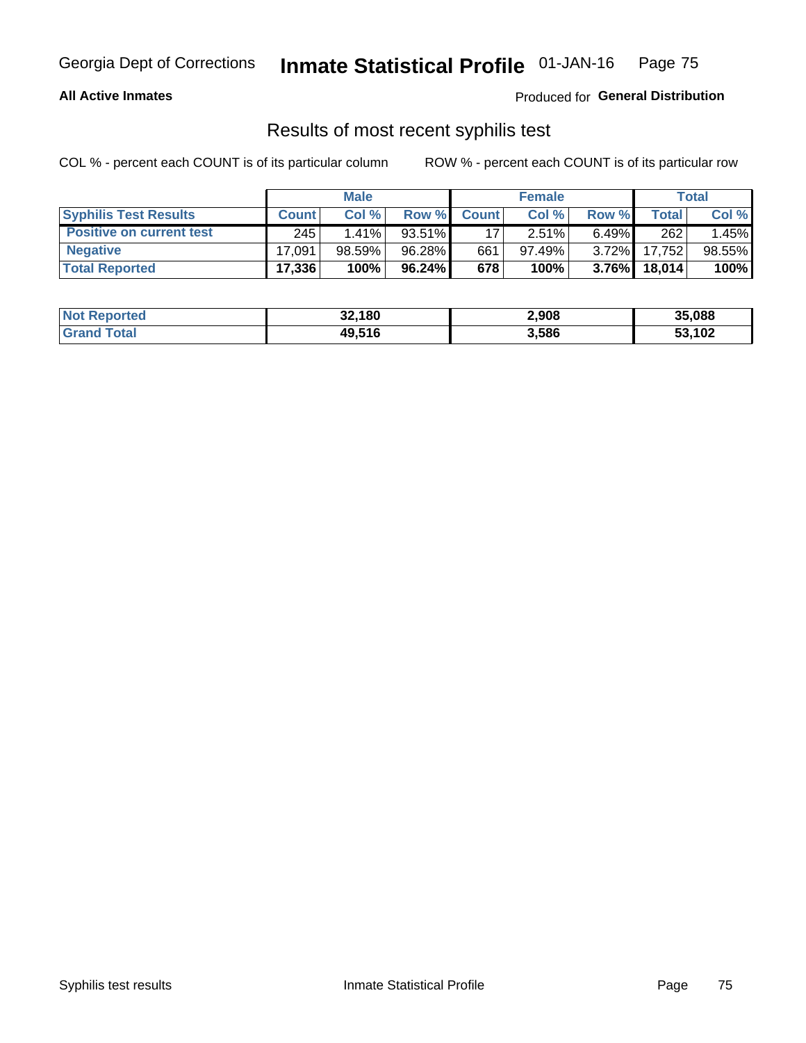Georgia Dept of Corrections **Inmate Statistical Profile** 01-JAN-16

**All Active Inmates**

Produced for **General Distribution**

## Results of most recent syphilis test

COL % - percent each COUNT is of its particular column

ROW % - percent each COUNT is of its particular row

| | Male | | | Female | | | Total | |
|---|---|---|---|---|---|---|---|---|
| **Syphilis Test Results** | **Count** | **Col %** | **Row %** | **Count** | **Col %** | **Row %** | **Total** | **Col %** |
| **Positive on current test** | 245 | 1.41% | 93.51% | 17 | 2.51% | 6.49% | 262 | 1.45% |
| **Negative** | 17,091 | 98.59% | 96.28% | 661 | 97.49% | 3.72% | 17,752 | 98.55% |
| **Total Reported** | **17,336** | **100%** | **96.24%** | **678** | **100%** | **3.76%** | **18,014** | **100%** |

| | Male | Female | Total |
|---|---|---|---|
| **Not Reported** | **32,180** | **2,908** | **35,088** |
| **Grand Total** | **49,516** | **3,586** | **53,102** |

Syphilis test results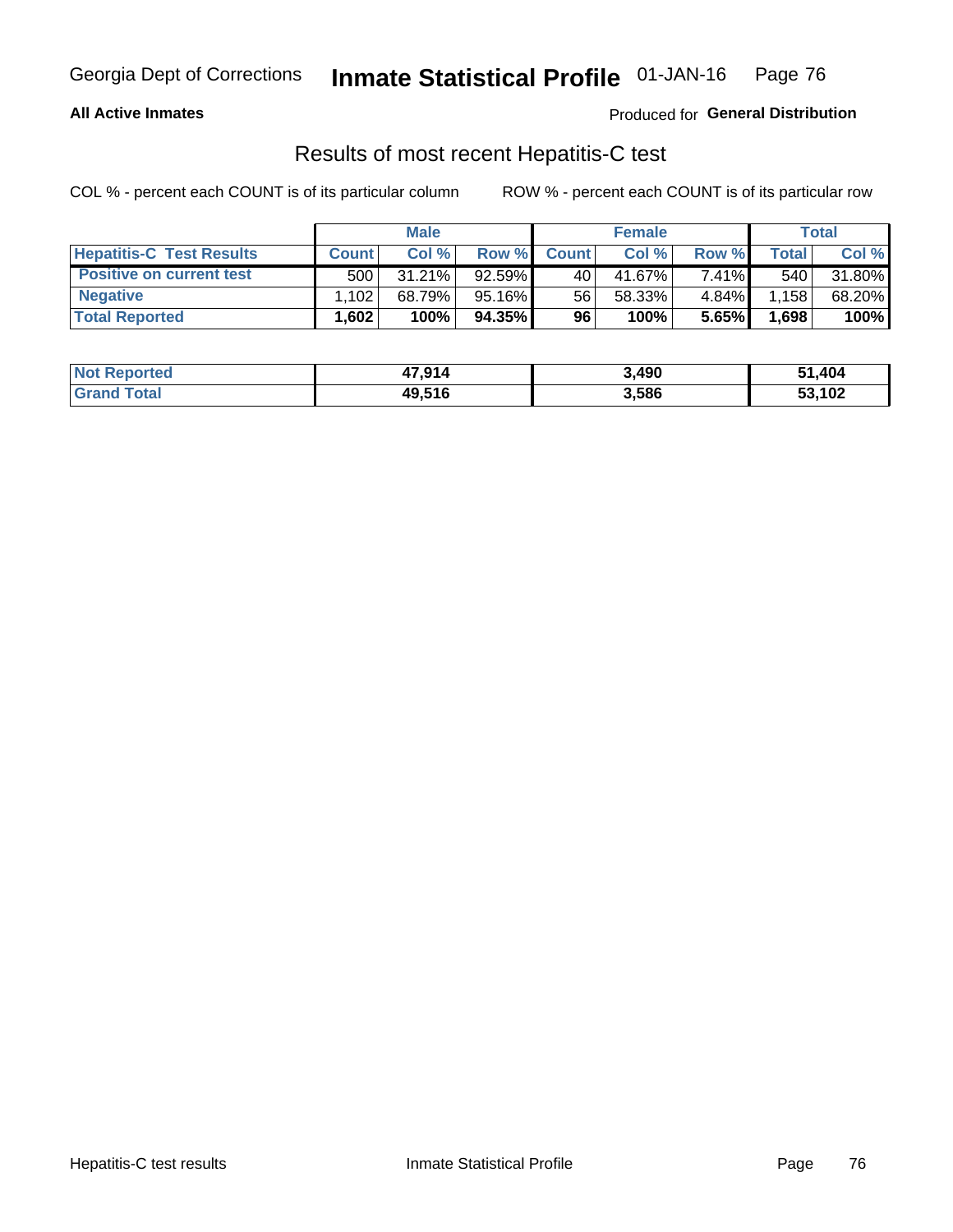Georgia Dept of Corrections **Inmate Statistical Profile** 01-JAN-16

**All Active Inmates**

Produced for **General Distribution**

## Results of most recent Hepatitis-C test

COL % - percent each COUNT is of its particular column

ROW % - percent each COUNT is of its particular row

| | Male | | | Female | | | Total | |
|---|---|---|---|---|---|---|---|---|
| **Hepatitis-C Test Results** | **Count** | **Col %** | **Row %** | **Count** | **Col %** | **Row %** | **Total** | **Col %** |
| **Positive on current test** | 500 | 31.21% | 92.59% | 40 | 41.67% | 7.41% | 540 | 31.80% |
| **Negative** | 1,102 | 68.79% | 95.16% | 56 | 58.33% | 4.84% | 1,158 | 68.20% |
| **Total Reported** | **1,602** | **100%** | **94.35%** | **96** | **100%** | **5.65%** | **1,698** | **100%** |

| | Male | Female | Total |
|---|---|---|---|
| **Not Reported** | **47,914** | **3,490** | **51,404** |
| **Grand Total** | **49,516** | **3,586** | **53,102** |